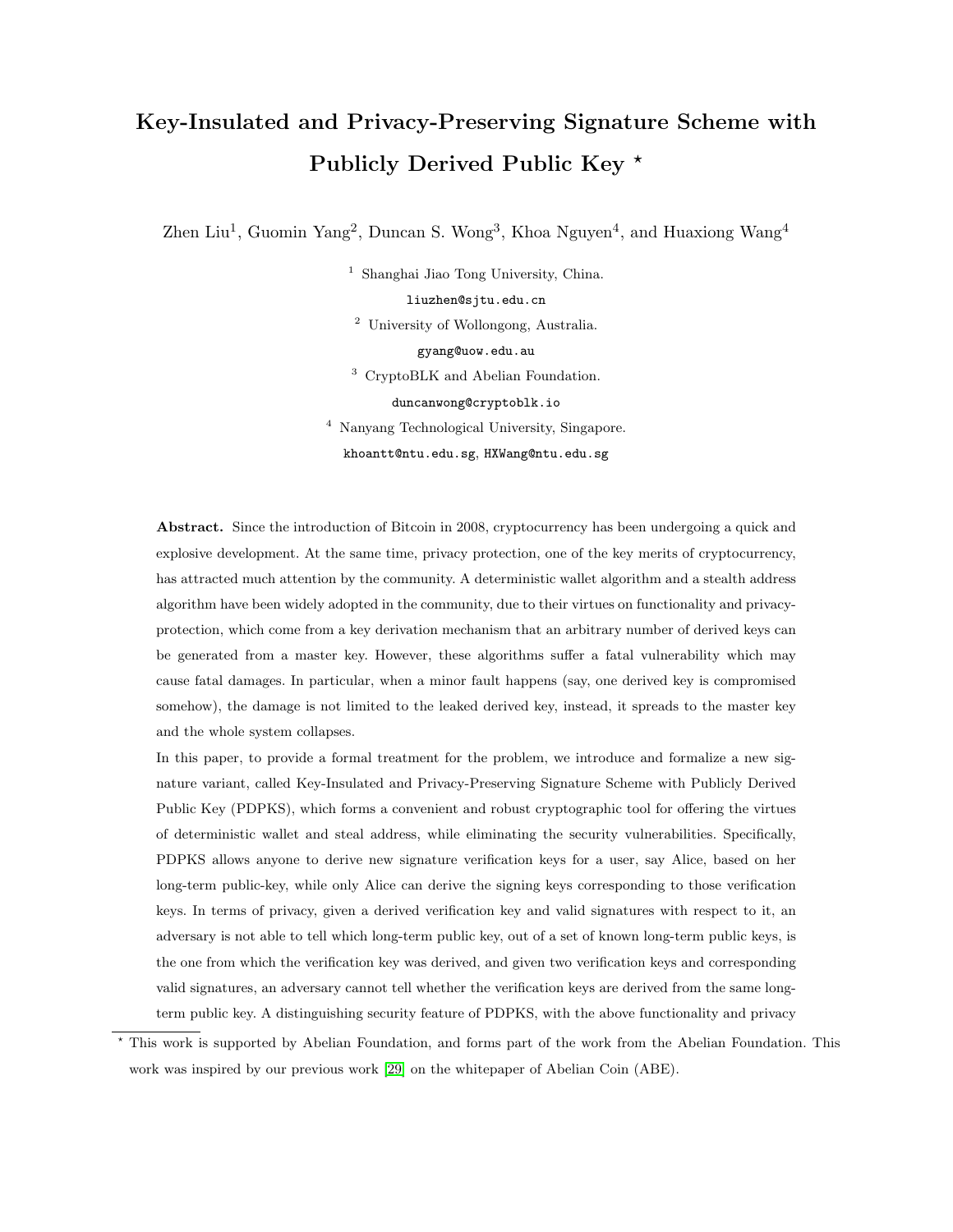# Key-Insulated and Privacy-Preserving Signature Scheme with Publicly Derived Public Key *

Zhen Liu[1], Guomin Yang[2], Duncan S. Wong[3], Khoa Nguyen[4], and Huaxiong Wang[4]

[1] Shanghai Jiao Tong University, China.
liuzhen@sjtu.edu.cn

[2] University of Wollongong, Australia.
gyang@uow.edu.au

[3] CryptoBLK and Abelian Foundation.
duncanwong@cryptoblk.io

[4] Nanyang Technological University, Singapore.
khoantt@ntu.edu.sg, HXWang@ntu.edu.sg

**Abstract.** Since the introduction of Bitcoin in 2008, cryptocurrency has been undergoing a quick and explosive development. At the same time, privacy protection, one of the key merits of cryptocurrency, has attracted much attention by the community. A deterministic wallet algorithm and a stealth address algorithm have been widely adopted in the community, due to their virtues on functionality and privacy-protection, which come from a key derivation mechanism that an arbitrary number of derived keys can be generated from a master key. However, these algorithms suffer a fatal vulnerability which may cause fatal damages. In particular, when a minor fault happens (say, one derived key is compromised somehow), the damage is not limited to the leaked derived key, instead, it spreads to the master key and the whole system collapses.

In this paper, to provide a formal treatment for the problem, we introduce and formalize a new signature variant, called Key-Insulated and Privacy-Preserving Signature Scheme with Publicly Derived Public Key (PDPKS), which forms a convenient and robust cryptographic tool for offering the virtues of deterministic wallet and steal address, while eliminating the security vulnerabilities. Specifically, PDPKS allows anyone to derive new signature verification keys for a user, say Alice, based on her long-term public-key, while only Alice can derive the signing keys corresponding to those verification keys. In terms of privacy, given a derived verification key and valid signatures with respect to it, an adversary is not able to tell which long-term public key, out of a set of known long-term public keys, is the one from which the verification key was derived, and given two verification keys and corresponding valid signatures, an adversary cannot tell whether the verification keys are derived from the same long-term public key. A distinguishing security feature of PDPKS, with the above functionality and privacy

* This work is supported by Abelian Foundation, and forms part of the work from the Abelian Foundation. This work was inspired by our previous work [29] on the whitepaper of Abelian Coin (ABE).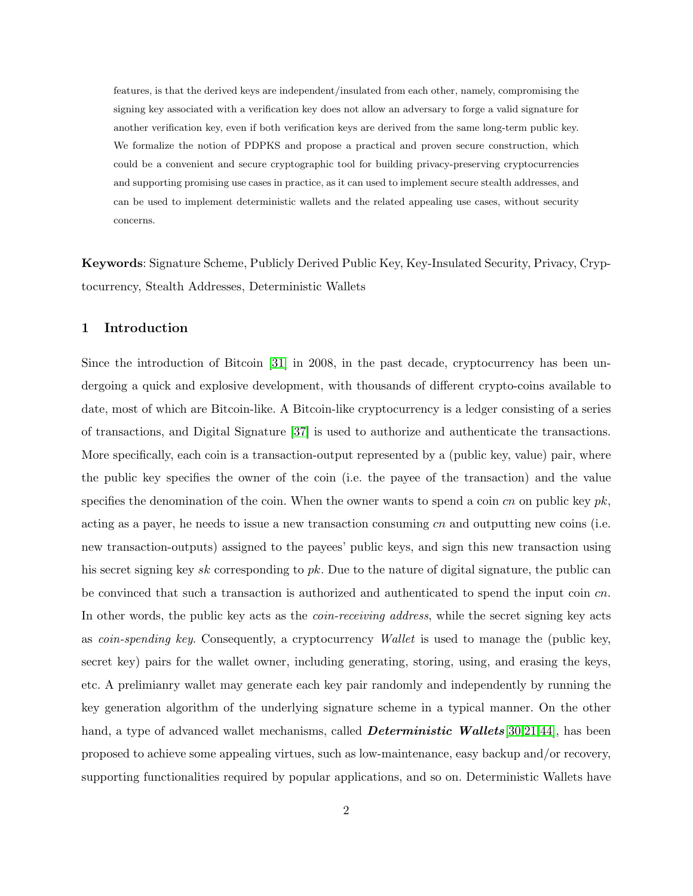features, is that the derived keys are independent/insulated from each other, namely, compromising the signing key associated with a verification key does not allow an adversary to forge a valid signature for another verification key, even if both verification keys are derived from the same long-term public key. We formalize the notion of PDPKS and propose a practical and proven secure construction, which could be a convenient and secure cryptographic tool for building privacy-preserving cryptocurrencies and supporting promising use cases in practice, as it can used to implement secure stealth addresses, and can be used to implement deterministic wallets and the related appealing use cases, without security concerns.

**Keywords**: Signature Scheme, Publicly Derived Public Key, Key-Insulated Security, Privacy, Cryptocurrency, Stealth Addresses, Deterministic Wallets

## 1 Introduction

Since the introduction of Bitcoin [31] in 2008, in the past decade, cryptocurrency has been undergoing a quick and explosive development, with thousands of different crypto-coins available to date, most of which are Bitcoin-like. A Bitcoin-like cryptocurrency is a ledger consisting of a series of transactions, and Digital Signature [37] is used to authorize and authenticate the transactions. More specifically, each coin is a transaction-output represented by a (public key, value) pair, where the public key specifies the owner of the coin (i.e. the payee of the transaction) and the value specifies the denomination of the coin. When the owner wants to spend a coin $cn$ on public key $pk$, acting as a payer, he needs to issue a new transaction consuming $cn$ and outputting new coins (i.e. new transaction-outputs) assigned to the payees' public keys, and sign this new transaction using his secret signing key $sk$ corresponding to $pk$. Due to the nature of digital signature, the public can be convinced that such a transaction is authorized and authenticated to spend the input coin $cn$. In other words, the public key acts as the *coin-receiving address*, while the secret signing key acts as *coin-spending key*. Consequently, a cryptocurrency *Wallet* is used to manage the (public key, secret key) pairs for the wallet owner, including generating, storing, using, and erasing the keys, etc. A prelimianry wallet may generate each key pair randomly and independently by running the key generation algorithm of the underlying signature scheme in a typical manner. On the other hand, a type of advanced wallet mechanisms, called ***Deterministic Wallets***[30,21,44], has been proposed to achieve some appealing virtues, such as low-maintenance, easy backup and/or recovery, supporting functionalities required by popular applications, and so on. Deterministic Wallets have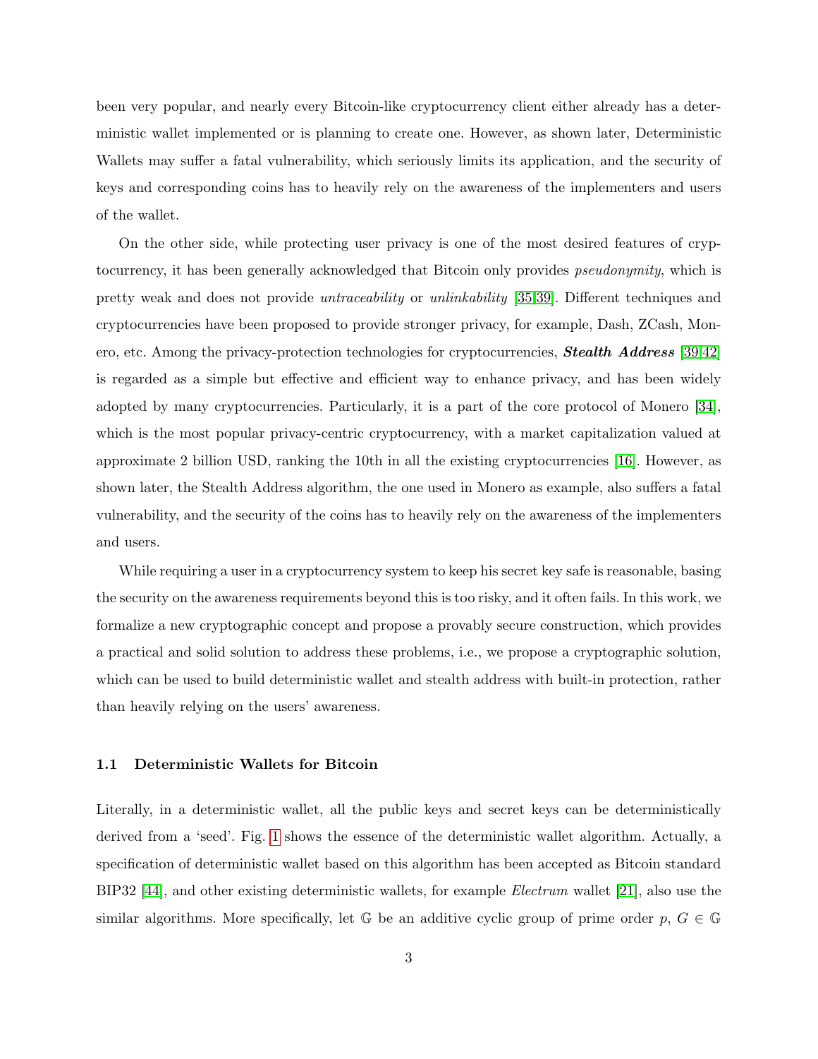been very popular, and nearly every Bitcoin-like cryptocurrency client either already has a deterministic wallet implemented or is planning to create one. However, as shown later, Deterministic Wallets may suffer a fatal vulnerability, which seriously limits its application, and the security of keys and corresponding coins has to heavily rely on the awareness of the implementers and users of the wallet.

On the other side, while protecting user privacy is one of the most desired features of cryptocurrency, it has been generally acknowledged that Bitcoin only provides *pseudonymity*, which is pretty weak and does not provide *untraceability* or *unlinkability* [35,39]. Different techniques and cryptocurrencies have been proposed to provide stronger privacy, for example, Dash, ZCash, Monero, etc. Among the privacy-protection technologies for cryptocurrencies, ***Stealth Address*** [39,42] is regarded as a simple but effective and efficient way to enhance privacy, and has been widely adopted by many cryptocurrencies. Particularly, it is a part of the core protocol of Monero [34], which is the most popular privacy-centric cryptocurrency, with a market capitalization valued at approximate 2 billion USD, ranking the 10th in all the existing cryptocurrencies [16]. However, as shown later, the Stealth Address algorithm, the one used in Monero as example, also suffers a fatal vulnerability, and the security of the coins has to heavily rely on the awareness of the implementers and users.

While requiring a user in a cryptocurrency system to keep his secret key safe is reasonable, basing the security on the awareness requirements beyond this is too risky, and it often fails. In this work, we formalize a new cryptographic concept and propose a provably secure construction, which provides a practical and solid solution to address these problems, i.e., we propose a cryptographic solution, which can be used to build deterministic wallet and stealth address with built-in protection, rather than heavily relying on the users' awareness.

### 1.1 Deterministic Wallets for Bitcoin

Literally, in a deterministic wallet, all the public keys and secret keys can be deterministically derived from a 'seed'. Fig. 1 shows the essence of the deterministic wallet algorithm. Actually, a specification of deterministic wallet based on this algorithm has been accepted as Bitcoin standard BIP32 [44], and other existing deterministic wallets, for example *Electrum* wallet [21], also use the similar algorithms. More specifically, let $\mathbb{G}$ be an additive cyclic group of prime order $p$, $G \in \mathbb{G}$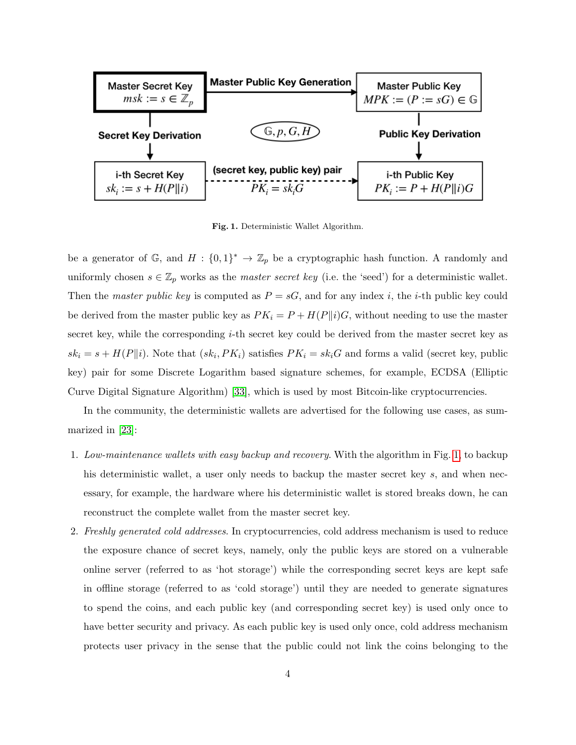**Fig. 1.** Deterministic Wallet Algorithm.

be a generator of $\mathbb{G}$, and $H : \{0,1\}^* \to \mathbb{Z}_p$ be a cryptographic hash function. A randomly and uniformly chosen $s \in \mathbb{Z}_p$ works as the *master secret key* (i.e. the 'seed') for a deterministic wallet. Then the *master public key* is computed as $P = sG$, and for any index $i$, the $i$-th public key could be derived from the master public key as $PK_i = P + H(P\|i)G$, without needing to use the master secret key, while the corresponding $i$-th secret key could be derived from the master secret key as $sk_i = s + H(P\|i)$. Note that $(sk_i, PK_i)$ satisfies $PK_i = sk_iG$ and forms a valid (secret key, public key) pair for some Discrete Logarithm based signature schemes, for example, ECDSA (Elliptic Curve Digital Signature Algorithm) [33], which is used by most Bitcoin-like cryptocurrencies.

In the community, the deterministic wallets are advertised for the following use cases, as summarized in [23]:

1. *Low-maintenance wallets with easy backup and recovery.* With the algorithm in Fig. 1, to backup his deterministic wallet, a user only needs to backup the master secret key $s$, and when necessary, for example, the hardware where his deterministic wallet is stored breaks down, he can reconstruct the complete wallet from the master secret key.
2. *Freshly generated cold addresses.* In cryptocurrencies, cold address mechanism is used to reduce the exposure chance of secret keys, namely, only the public keys are stored on a vulnerable online server (referred to as 'hot storage') while the corresponding secret keys are kept safe in offline storage (referred to as 'cold storage') until they are needed to generate signatures to spend the coins, and each public key (and corresponding secret key) is used only once to have better security and privacy. As each public key is used only once, cold address mechanism protects user privacy in the sense that the public could not link the coins belonging to the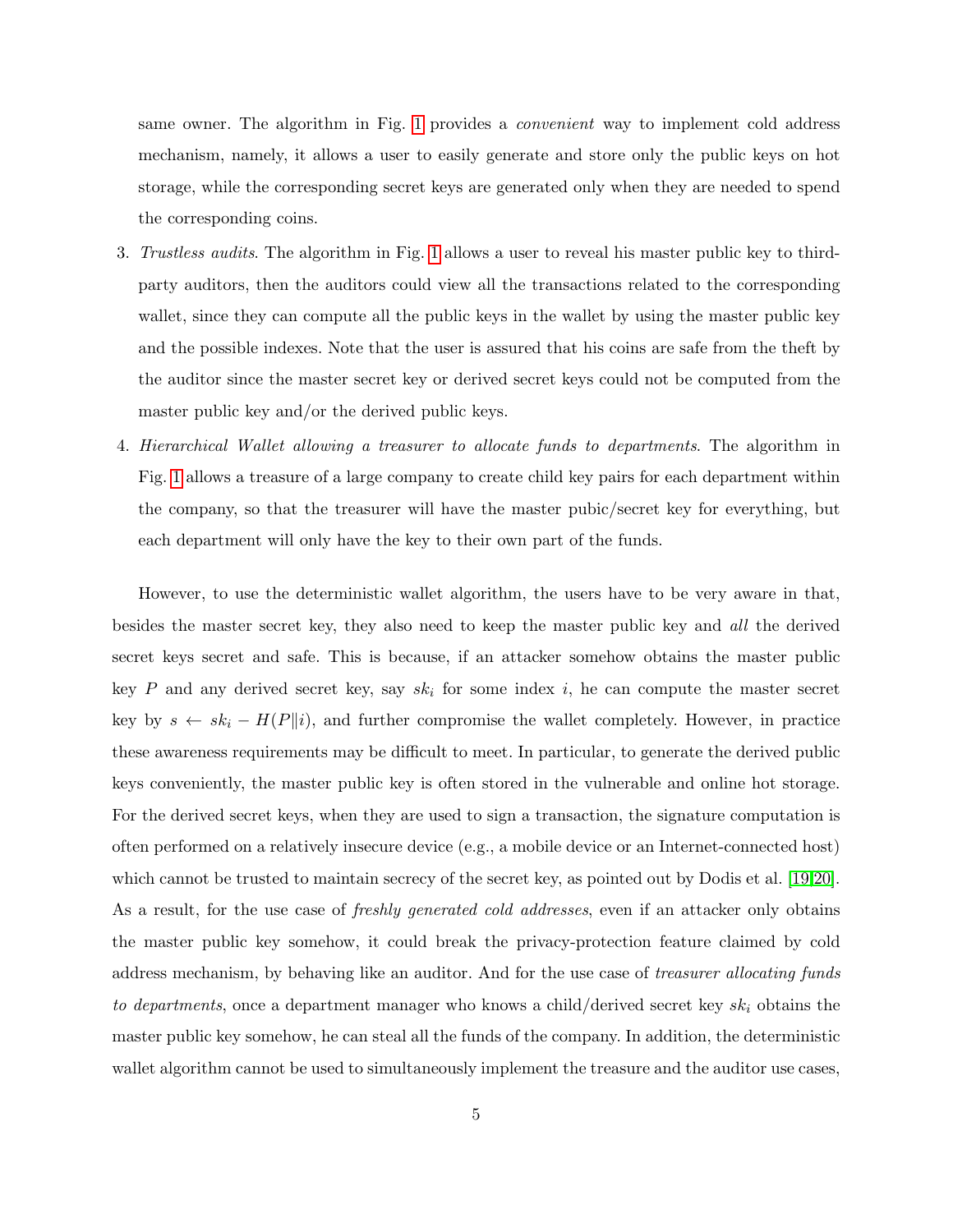same owner. The algorithm in Fig. 1 provides a *convenient* way to implement cold address mechanism, namely, it allows a user to easily generate and store only the public keys on hot storage, while the corresponding secret keys are generated only when they are needed to spend the corresponding coins.

3. *Trustless audits*. The algorithm in Fig. 1 allows a user to reveal his master public key to third-party auditors, then the auditors could view all the transactions related to the corresponding wallet, since they can compute all the public keys in the wallet by using the master public key and the possible indexes. Note that the user is assured that his coins are safe from the theft by the auditor since the master secret key or derived secret keys could not be computed from the master public key and/or the derived public keys.

4. *Hierarchical Wallet allowing a treasurer to allocate funds to departments*. The algorithm in Fig. 1 allows a treasure of a large company to create child key pairs for each department within the company, so that the treasurer will have the master pubic/secret key for everything, but each department will only have the key to their own part of the funds.

However, to use the deterministic wallet algorithm, the users have to be very aware in that, besides the master secret key, they also need to keep the master public key and *all* the derived secret keys secret and safe. This is because, if an attacker somehow obtains the master public key $P$ and any derived secret key, say $sk_i$ for some index $i$, he can compute the master secret key by $s \leftarrow sk_i - H(P\|i)$, and further compromise the wallet completely. However, in practice these awareness requirements may be difficult to meet. In particular, to generate the derived public keys conveniently, the master public key is often stored in the vulnerable and online hot storage. For the derived secret keys, when they are used to sign a transaction, the signature computation is often performed on a relatively insecure device (e.g., a mobile device or an Internet-connected host) which cannot be trusted to maintain secrecy of the secret key, as pointed out by Dodis et al. [19,20]. As a result, for the use case of *freshly generated cold addresses*, even if an attacker only obtains the master public key somehow, it could break the privacy-protection feature claimed by cold address mechanism, by behaving like an auditor. And for the use case of *treasurer allocating funds to departments*, once a department manager who knows a child/derived secret key $sk_i$ obtains the master public key somehow, he can steal all the funds of the company. In addition, the deterministic wallet algorithm cannot be used to simultaneously implement the treasure and the auditor use cases,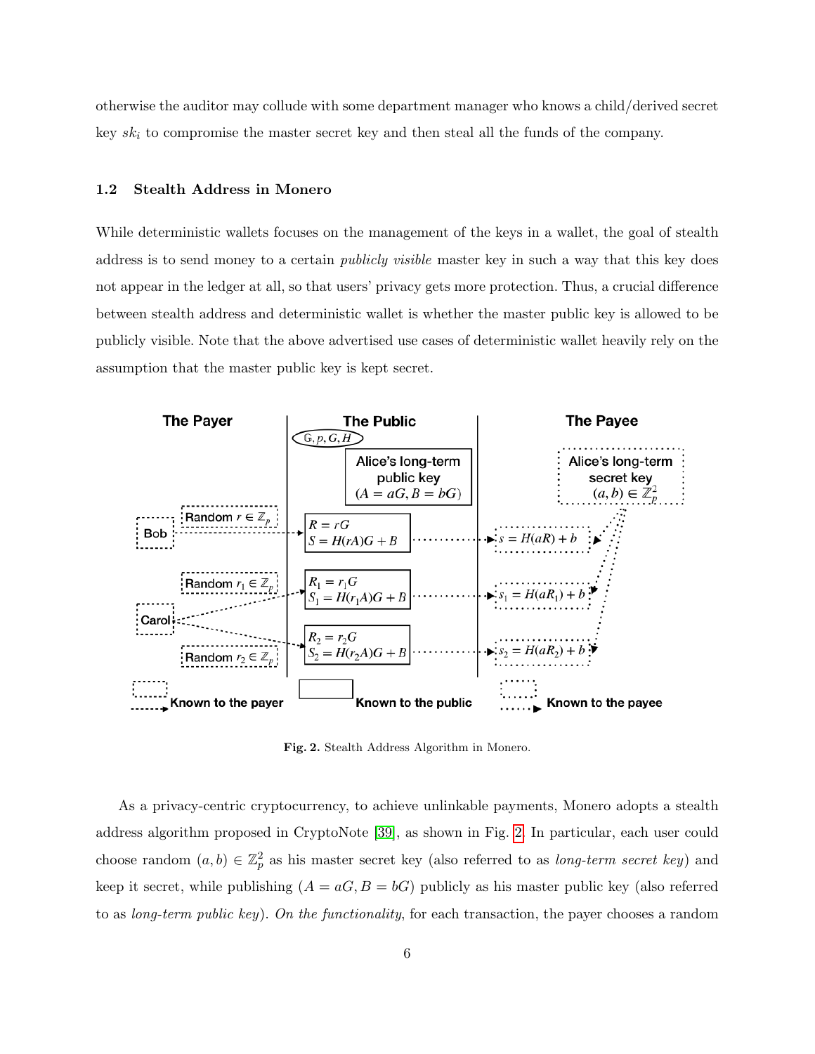otherwise the auditor may collude with some department manager who knows a child/derived secret key $sk_i$ to compromise the master secret key and then steal all the funds of the company.

### 1.2 Stealth Address in Monero

While deterministic wallets focuses on the management of the keys in a wallet, the goal of stealth address is to send money to a certain *publicly visible* master key in such a way that this key does not appear in the ledger at all, so that users' privacy gets more protection. Thus, a crucial difference between stealth address and deterministic wallet is whether the master public key is allowed to be publicly visible. Note that the above advertised use cases of deterministic wallet heavily rely on the assumption that the master public key is kept secret.

**Fig. 2.** Stealth Address Algorithm in Monero.

As a privacy-centric cryptocurrency, to achieve unlinkable payments, Monero adopts a stealth address algorithm proposed in CryptoNote [39], as shown in Fig. 2. In particular, each user could choose random $(a, b) \in \mathbb{Z}_p^2$ as his master secret key (also referred to as *long-term secret key*) and keep it secret, while publishing $(A = aG, B = bG)$ publicly as his master public key (also referred to as *long-term public key*). *On the functionality*, for each transaction, the payer chooses a random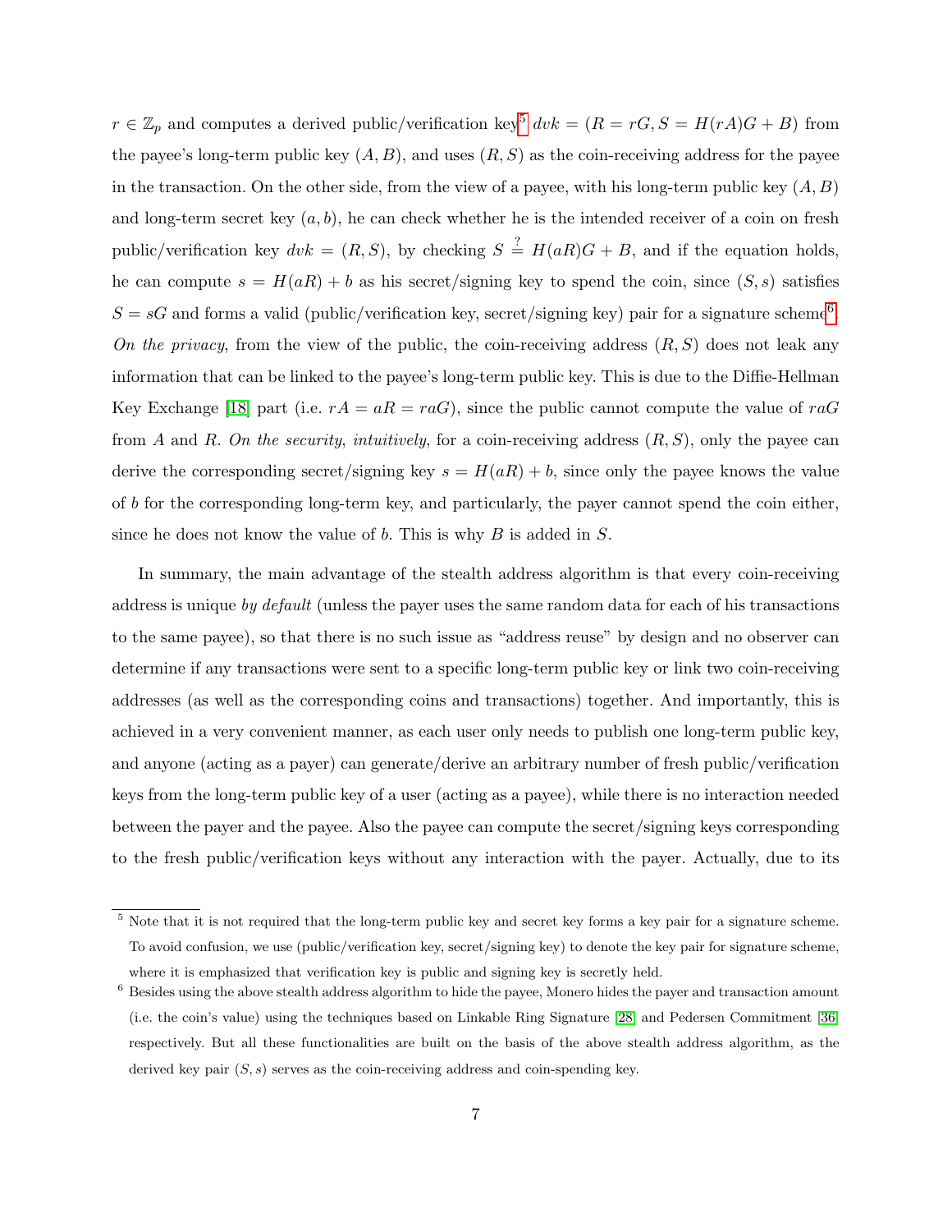$r \in \mathbb{Z}_p$ and computes a derived public/verification key[5] $dvk = (R = rG, S = H(rA)G + B)$ from the payee's long-term public key $(A, B)$, and uses $(R, S)$ as the coin-receiving address for the payee in the transaction. On the other side, from the view of a payee, with his long-term public key $(A, B)$ and long-term secret key $(a, b)$, he can check whether he is the intended receiver of a coin on fresh public/verification key $dvk = (R, S)$, by checking $S \stackrel{?}{=} H(aR)G + B$, and if the equation holds, he can compute $s = H(aR) + b$ as his secret/signing key to spend the coin, since $(S, s)$ satisfies $S = sG$ and forms a valid (public/verification key, secret/signing key) pair for a signature scheme[6]. *On the privacy*, from the view of the public, the coin-receiving address $(R, S)$ does not leak any information that can be linked to the payee's long-term public key. This is due to the Diffie-Hellman Key Exchange [18] part (i.e. $rA = aR = raG$), since the public cannot compute the value of $raG$ from $A$ and $R$. *On the security, intuitively*, for a coin-receiving address $(R, S)$, only the payee can derive the corresponding secret/signing key $s = H(aR) + b$, since only the payee knows the value of $b$ for the corresponding long-term key, and particularly, the payer cannot spend the coin either, since he does not know the value of $b$. This is why $B$ is added in $S$.

In summary, the main advantage of the stealth address algorithm is that every coin-receiving address is unique *by default* (unless the payer uses the same random data for each of his transactions to the same payee), so that there is no such issue as "address reuse" by design and no observer can determine if any transactions were sent to a specific long-term public key or link two coin-receiving addresses (as well as the corresponding coins and transactions) together. And importantly, this is achieved in a very convenient manner, as each user only needs to publish one long-term public key, and anyone (acting as a payer) can generate/derive an arbitrary number of fresh public/verification keys from the long-term public key of a user (acting as a payee), while there is no interaction needed between the payer and the payee. Also the payee can compute the secret/signing keys corresponding to the fresh public/verification keys without any interaction with the payer. Actually, due to its

[5] Note that it is not required that the long-term public key and secret key forms a key pair for a signature scheme. To avoid confusion, we use (public/verification key, secret/signing key) to denote the key pair for signature scheme, where it is emphasized that verification key is public and signing key is secretly held.

[6] Besides using the above stealth address algorithm to hide the payee, Monero hides the payer and transaction amount (i.e. the coin's value) using the techniques based on Linkable Ring Signature [28] and Pedersen Commitment [36] respectively. But all these functionalities are built on the basis of the above stealth address algorithm, as the derived key pair $(S, s)$ serves as the coin-receiving address and coin-spending key.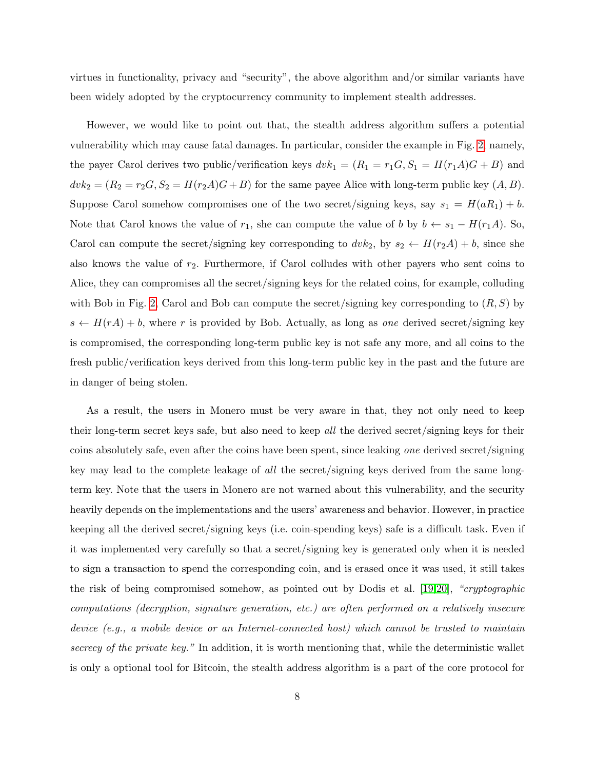virtues in functionality, privacy and "security", the above algorithm and/or similar variants have been widely adopted by the cryptocurrency community to implement stealth addresses.

However, we would like to point out that, the stealth address algorithm suffers a potential vulnerability which may cause fatal damages. In particular, consider the example in Fig. 2, namely, the payer Carol derives two public/verification keys $dvk_1 = (R_1 = r_1 G, S_1 = H(r_1 A)G + B)$ and $dvk_2 = (R_2 = r_2 G, S_2 = H(r_2 A)G + B)$ for the same payee Alice with long-term public key $(A, B)$. Suppose Carol somehow compromises one of the two secret/signing keys, say $s_1 = H(aR_1) + b$. Note that Carol knows the value of $r_1$, she can compute the value of $b$ by $b \leftarrow s_1 - H(r_1 A)$. So, Carol can compute the secret/signing key corresponding to $dvk_2$, by $s_2 \leftarrow H(r_2 A) + b$, since she also knows the value of $r_2$. Furthermore, if Carol colludes with other payers who sent coins to Alice, they can compromises all the secret/signing keys for the related coins, for example, colluding with Bob in Fig. 2, Carol and Bob can compute the secret/signing key corresponding to $(R, S)$ by $s \leftarrow H(rA) + b$, where $r$ is provided by Bob. Actually, as long as *one* derived secret/signing key is compromised, the corresponding long-term public key is not safe any more, and all coins to the fresh public/verification keys derived from this long-term public key in the past and the future are in danger of being stolen.

As a result, the users in Monero must be very aware in that, they not only need to keep their long-term secret keys safe, but also need to keep *all* the derived secret/signing keys for their coins absolutely safe, even after the coins have been spent, since leaking *one* derived secret/signing key may lead to the complete leakage of *all* the secret/signing keys derived from the same long-term key. Note that the users in Monero are not warned about this vulnerability, and the security heavily depends on the implementations and the users' awareness and behavior. However, in practice keeping all the derived secret/signing keys (i.e. coin-spending keys) safe is a difficult task. Even if it was implemented very carefully so that a secret/signing key is generated only when it is needed to sign a transaction to spend the corresponding coin, and is erased once it was used, it still takes the risk of being compromised somehow, as pointed out by Dodis et al. [19,20], *"cryptographic computations (decryption, signature generation, etc.) are often performed on a relatively insecure device (e.g., a mobile device or an Internet-connected host) which cannot be trusted to maintain secrecy of the private key."* In addition, it is worth mentioning that, while the deterministic wallet is only a optional tool for Bitcoin, the stealth address algorithm is a part of the core protocol for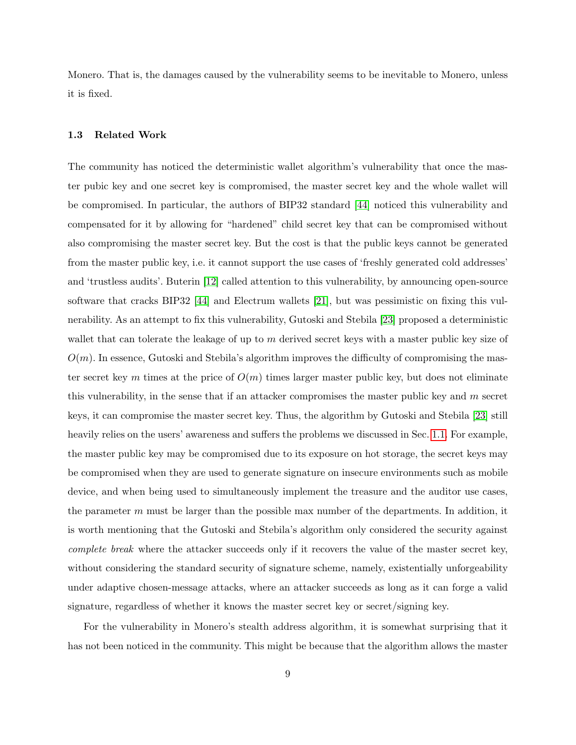Monero. That is, the damages caused by the vulnerability seems to be inevitable to Monero, unless it is fixed.

### 1.3 Related Work

The community has noticed the deterministic wallet algorithm's vulnerability that once the master pubic key and one secret key is compromised, the master secret key and the whole wallet will be compromised. In particular, the authors of BIP32 standard [44] noticed this vulnerability and compensated for it by allowing for "hardened" child secret key that can be compromised without also compromising the master secret key. But the cost is that the public keys cannot be generated from the master public key, i.e. it cannot support the use cases of 'freshly generated cold addresses' and 'trustless audits'. Buterin [12] called attention to this vulnerability, by announcing open-source software that cracks BIP32 [44] and Electrum wallets [21], but was pessimistic on fixing this vulnerability. As an attempt to fix this vulnerability, Gutoski and Stebila [23] proposed a deterministic wallet that can tolerate the leakage of up to $m$ derived secret keys with a master public key size of $O(m)$. In essence, Gutoski and Stebila's algorithm improves the difficulty of compromising the master secret key $m$ times at the price of $O(m)$ times larger master public key, but does not eliminate this vulnerability, in the sense that if an attacker compromises the master public key and $m$ secret keys, it can compromise the master secret key. Thus, the algorithm by Gutoski and Stebila [23] still heavily relies on the users' awareness and suffers the problems we discussed in Sec. 1.1. For example, the master public key may be compromised due to its exposure on hot storage, the secret keys may be compromised when they are used to generate signature on insecure environments such as mobile device, and when being used to simultaneously implement the treasure and the auditor use cases, the parameter $m$ must be larger than the possible max number of the departments. In addition, it is worth mentioning that the Gutoski and Stebila's algorithm only considered the security against *complete break* where the attacker succeeds only if it recovers the value of the master secret key, without considering the standard security of signature scheme, namely, existentially unforgeability under adaptive chosen-message attacks, where an attacker succeeds as long as it can forge a valid signature, regardless of whether it knows the master secret key or secret/signing key.

For the vulnerability in Monero's stealth address algorithm, it is somewhat surprising that it has not been noticed in the community. This might be because that the algorithm allows the master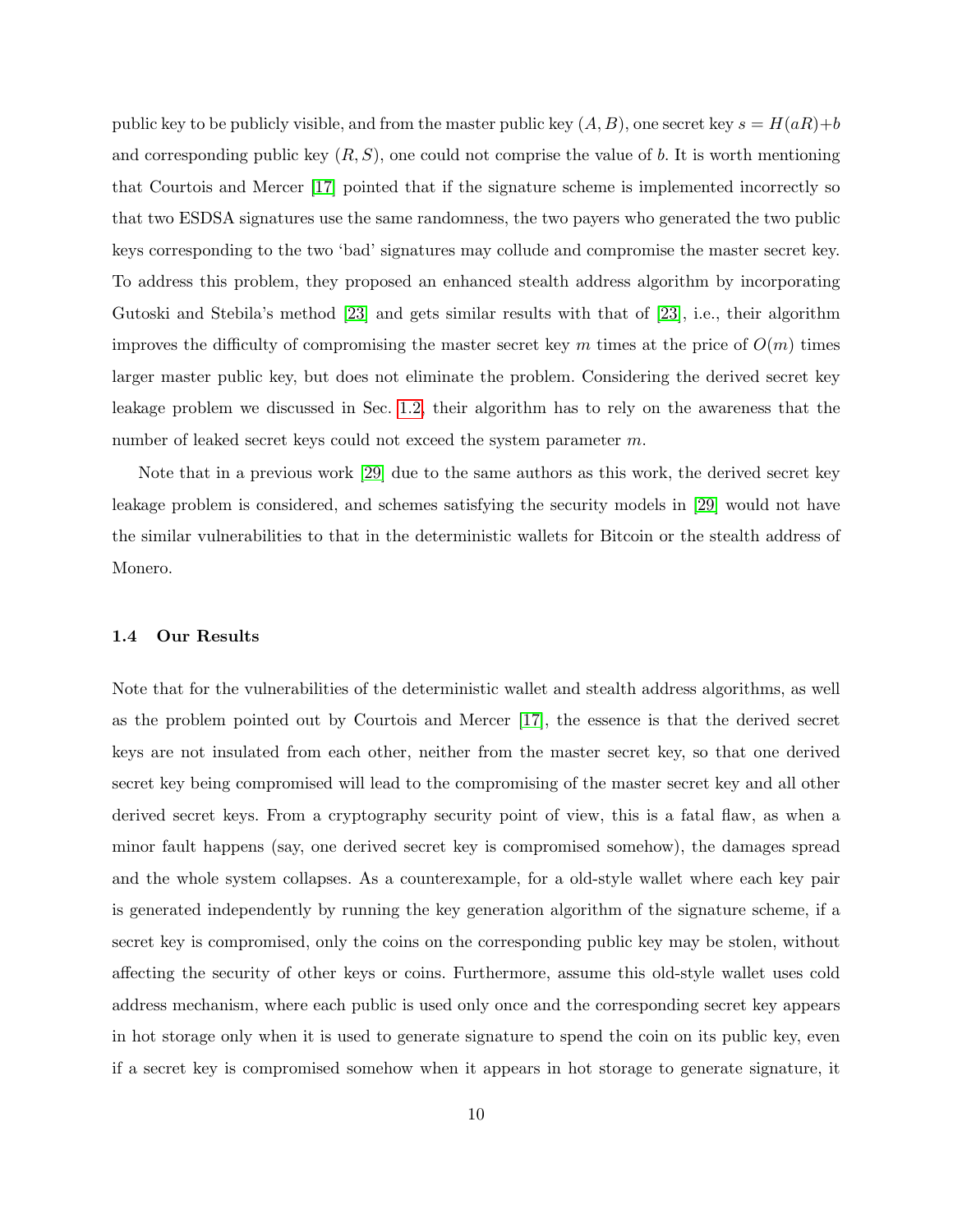public key to be publicly visible, and from the master public key $(A, B)$, one secret key $s = H(aR)+b$ and corresponding public key $(R, S)$, one could not comprise the value of $b$. It is worth mentioning that Courtois and Mercer [17] pointed that if the signature scheme is implemented incorrectly so that two ESDSA signatures use the same randomness, the two payers who generated the two public keys corresponding to the two 'bad' signatures may collude and compromise the master secret key. To address this problem, they proposed an enhanced stealth address algorithm by incorporating Gutoski and Stebila's method [23] and gets similar results with that of [23], i.e., their algorithm improves the difficulty of compromising the master secret key $m$ times at the price of $O(m)$ times larger master public key, but does not eliminate the problem. Considering the derived secret key leakage problem we discussed in Sec. 1.2, their algorithm has to rely on the awareness that the number of leaked secret keys could not exceed the system parameter $m$.

Note that in a previous work [29] due to the same authors as this work, the derived secret key leakage problem is considered, and schemes satisfying the security models in [29] would not have the similar vulnerabilities to that in the deterministic wallets for Bitcoin or the stealth address of Monero.

### 1.4 Our Results

Note that for the vulnerabilities of the deterministic wallet and stealth address algorithms, as well as the problem pointed out by Courtois and Mercer [17], the essence is that the derived secret keys are not insulated from each other, neither from the master secret key, so that one derived secret key being compromised will lead to the compromising of the master secret key and all other derived secret keys. From a cryptography security point of view, this is a fatal flaw, as when a minor fault happens (say, one derived secret key is compromised somehow), the damages spread and the whole system collapses. As a counterexample, for a old-style wallet where each key pair is generated independently by running the key generation algorithm of the signature scheme, if a secret key is compromised, only the coins on the corresponding public key may be stolen, without affecting the security of other keys or coins. Furthermore, assume this old-style wallet uses cold address mechanism, where each public is used only once and the corresponding secret key appears in hot storage only when it is used to generate signature to spend the coin on its public key, even if a secret key is compromised somehow when it appears in hot storage to generate signature, it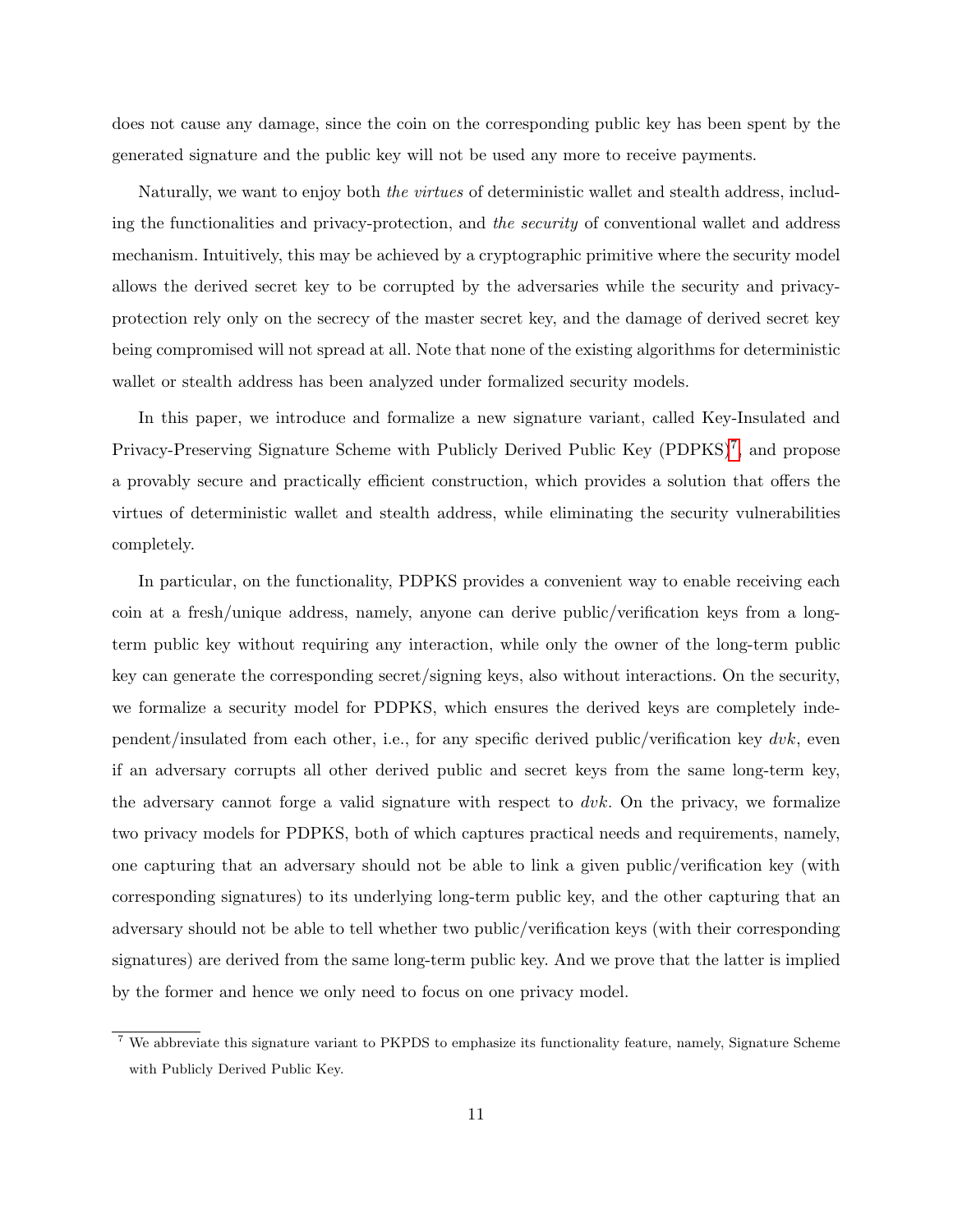does not cause any damage, since the coin on the corresponding public key has been spent by the generated signature and the public key will not be used any more to receive payments.

Naturally, we want to enjoy both *the virtues* of deterministic wallet and stealth address, including the functionalities and privacy-protection, and *the security* of conventional wallet and address mechanism. Intuitively, this may be achieved by a cryptographic primitive where the security model allows the derived secret key to be corrupted by the adversaries while the security and privacy-protection rely only on the secrecy of the master secret key, and the damage of derived secret key being compromised will not spread at all. Note that none of the existing algorithms for deterministic wallet or stealth address has been analyzed under formalized security models.

In this paper, we introduce and formalize a new signature variant, called Key-Insulated and Privacy-Preserving Signature Scheme with Publicly Derived Public Key (PDPKS)[7], and propose a provably secure and practically efficient construction, which provides a solution that offers the virtues of deterministic wallet and stealth address, while eliminating the security vulnerabilities completely.

In particular, on the functionality, PDPKS provides a convenient way to enable receiving each coin at a fresh/unique address, namely, anyone can derive public/verification keys from a long-term public key without requiring any interaction, while only the owner of the long-term public key can generate the corresponding secret/signing keys, also without interactions. On the security, we formalize a security model for PDPKS, which ensures the derived keys are completely independent/insulated from each other, i.e., for any specific derived public/verification key $dvk$, even if an adversary corrupts all other derived public and secret keys from the same long-term key, the adversary cannot forge a valid signature with respect to $dvk$. On the privacy, we formalize two privacy models for PDPKS, both of which captures practical needs and requirements, namely, one capturing that an adversary should not be able to link a given public/verification key (with corresponding signatures) to its underlying long-term public key, and the other capturing that an adversary should not be able to tell whether two public/verification keys (with their corresponding signatures) are derived from the same long-term public key. And we prove that the latter is implied by the former and hence we only need to focus on one privacy model.

[7] We abbreviate this signature variant to PKPDS to emphasize its functionality feature, namely, Signature Scheme with Publicly Derived Public Key.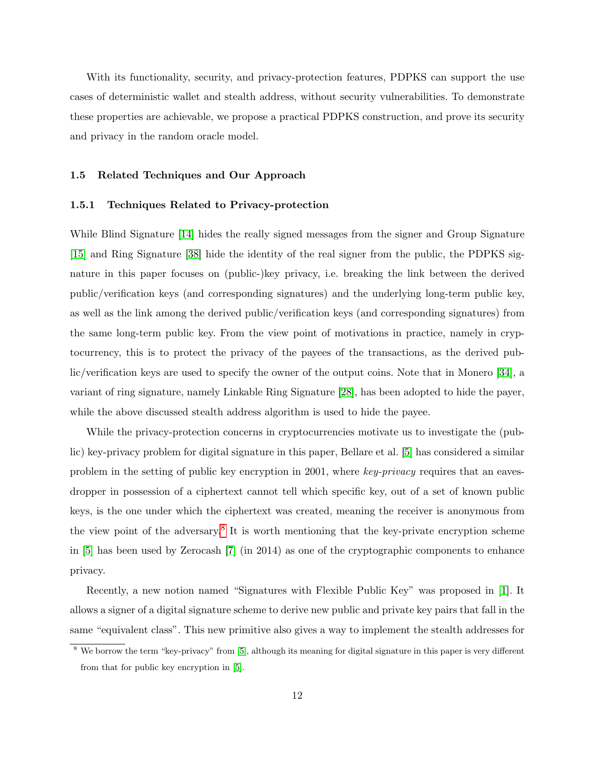With its functionality, security, and privacy-protection features, PDPKS can support the use cases of deterministic wallet and stealth address, without security vulnerabilities. To demonstrate these properties are achievable, we propose a practical PDPKS construction, and prove its security and privacy in the random oracle model.

### 1.5 Related Techniques and Our Approach

#### 1.5.1 Techniques Related to Privacy-protection

While Blind Signature [14] hides the really signed messages from the signer and Group Signature [15] and Ring Signature [38] hide the identity of the real signer from the public, the PDPKS signature in this paper focuses on (public-)key privacy, i.e. breaking the link between the derived public/verification keys (and corresponding signatures) and the underlying long-term public key, as well as the link among the derived public/verification keys (and corresponding signatures) from the same long-term public key. From the view point of motivations in practice, namely in cryptocurrency, this is to protect the privacy of the payees of the transactions, as the derived public/verification keys are used to specify the owner of the output coins. Note that in Monero [34], a variant of ring signature, namely Linkable Ring Signature [28], has been adopted to hide the payer, while the above discussed stealth address algorithm is used to hide the payee.

While the privacy-protection concerns in cryptocurrencies motivate us to investigate the (public) key-privacy problem for digital signature in this paper, Bellare et al. [5] has considered a similar problem in the setting of public key encryption in 2001, where *key-privacy* requires that an eavesdropper in possession of a ciphertext cannot tell which specific key, out of a set of known public keys, is the one under which the ciphertext was created, meaning the receiver is anonymous from the view point of the adversary.[8] It is worth mentioning that the key-private encryption scheme in [5] has been used by Zerocash [7] (in 2014) as one of the cryptographic components to enhance privacy.

Recently, a new notion named "Signatures with Flexible Public Key" was proposed in [1]. It allows a signer of a digital signature scheme to derive new public and private key pairs that fall in the same "equivalent class". This new primitive also gives a way to implement the stealth addresses for

[8] We borrow the term "key-privacy" from [5], although its meaning for digital signature in this paper is very different from that for public key encryption in [5].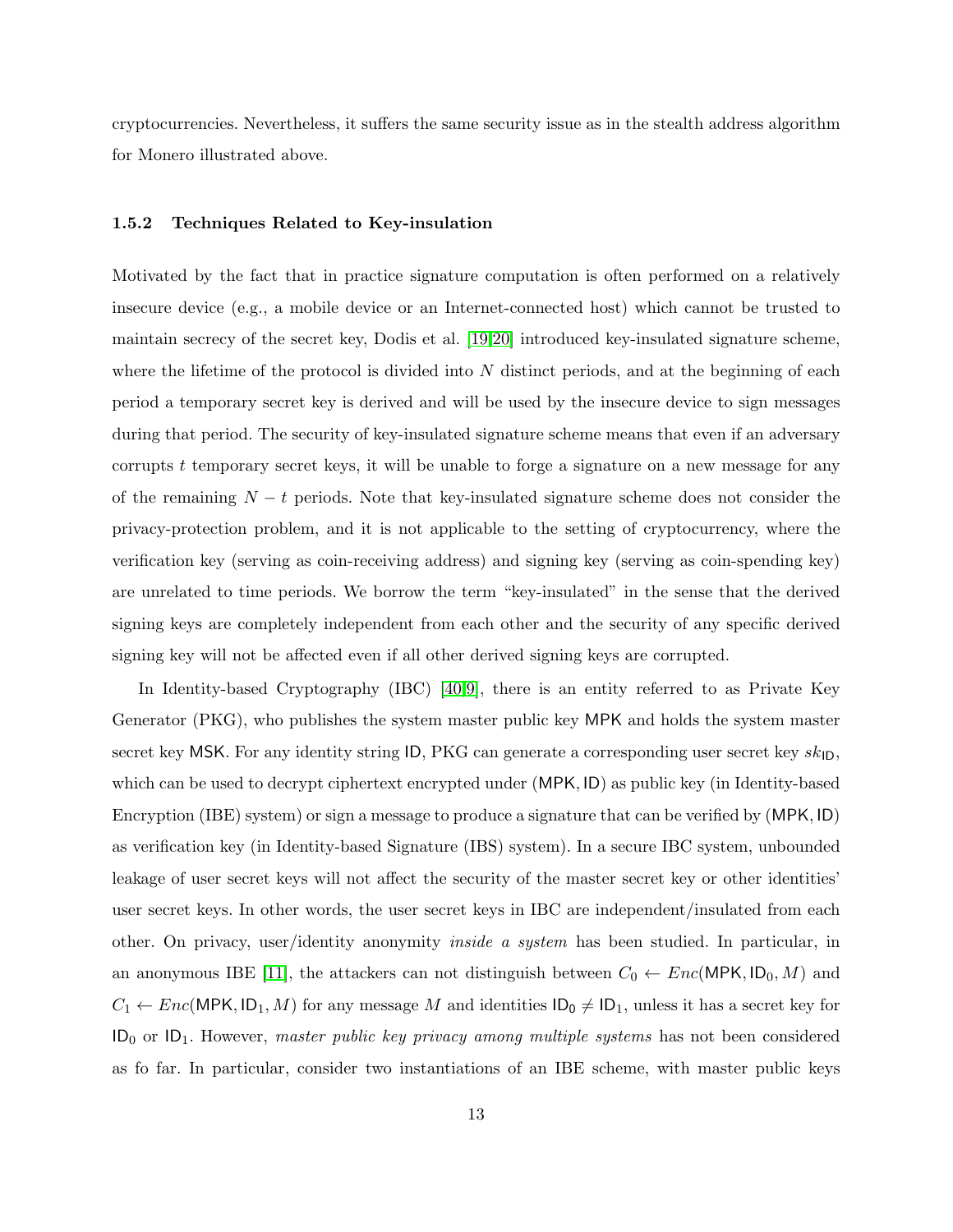cryptocurrencies. Nevertheless, it suffers the same security issue as in the stealth address algorithm for Monero illustrated above.

### 1.5.2 Techniques Related to Key-insulation

Motivated by the fact that in practice signature computation is often performed on a relatively insecure device (e.g., a mobile device or an Internet-connected host) which cannot be trusted to maintain secrecy of the secret key, Dodis et al. [19,20] introduced key-insulated signature scheme, where the lifetime of the protocol is divided into $N$ distinct periods, and at the beginning of each period a temporary secret key is derived and will be used by the insecure device to sign messages during that period. The security of key-insulated signature scheme means that even if an adversary corrupts $t$ temporary secret keys, it will be unable to forge a signature on a new message for any of the remaining $N - t$ periods. Note that key-insulated signature scheme does not consider the privacy-protection problem, and it is not applicable to the setting of cryptocurrency, where the verification key (serving as coin-receiving address) and signing key (serving as coin-spending key) are unrelated to time periods. We borrow the term "key-insulated" in the sense that the derived signing keys are completely independent from each other and the security of any specific derived signing key will not be affected even if all other derived signing keys are corrupted.

In Identity-based Cryptography (IBC) [40,9], there is an entity referred to as Private Key Generator (PKG), who publishes the system master public key $\mathsf{MPK}$ and holds the system master secret key $\mathsf{MSK}$. For any identity string $\mathsf{ID}$, PKG can generate a corresponding user secret key $sk_{\mathsf{ID}}$, which can be used to decrypt ciphertext encrypted under $(\mathsf{MPK}, \mathsf{ID})$ as public key (in Identity-based Encryption (IBE) system) or sign a message to produce a signature that can be verified by $(\mathsf{MPK}, \mathsf{ID})$ as verification key (in Identity-based Signature (IBS) system). In a secure IBC system, unbounded leakage of user secret keys will not affect the security of the master secret key or other identities' user secret keys. In other words, the user secret keys in IBC are independent/insulated from each other. On privacy, user/identity anonymity *inside a system* has been studied. In particular, in an anonymous IBE [11], the attackers can not distinguish between $C_0 \leftarrow Enc(\mathsf{MPK}, \mathsf{ID}_0, M)$ and $C_1 \leftarrow Enc(\mathsf{MPK}, \mathsf{ID}_1, M)$ for any message $M$ and identities $\mathsf{ID}_0 \neq \mathsf{ID}_1$, unless it has a secret key for $\mathsf{ID}_0$ or $\mathsf{ID}_1$. However, *master public key privacy among multiple systems* has not been considered as fo far. In particular, consider two instantiations of an IBE scheme, with master public keys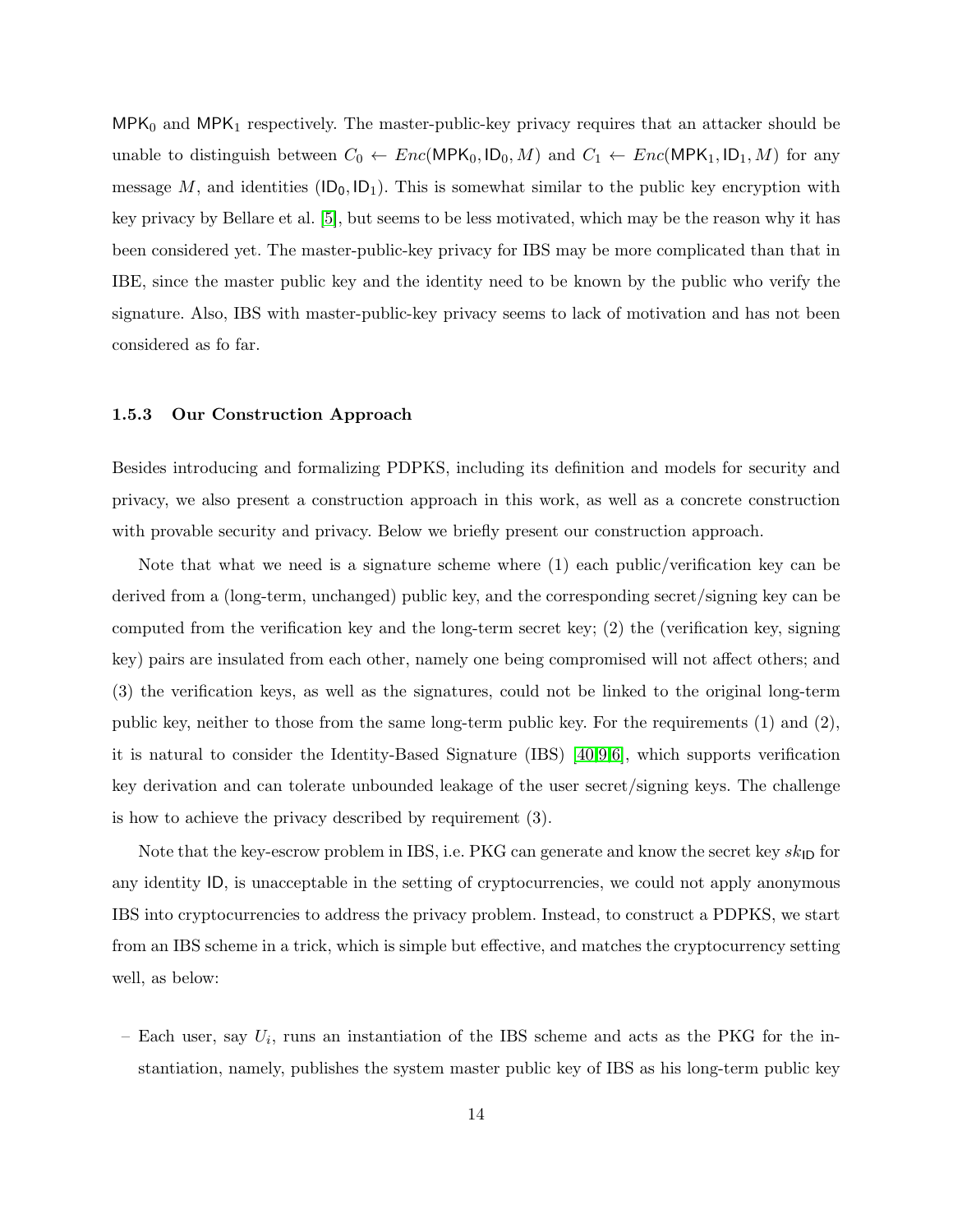$\mathsf{MPK}_0$ and $\mathsf{MPK}_1$ respectively. The master-public-key privacy requires that an attacker should be unable to distinguish between $C_0 \leftarrow Enc(\mathsf{MPK}_0, \mathsf{ID}_0, M)$ and $C_1 \leftarrow Enc(\mathsf{MPK}_1, \mathsf{ID}_1, M)$ for any message $M$, and identities $(\mathsf{ID}_0, \mathsf{ID}_1)$. This is somewhat similar to the public key encryption with key privacy by Bellare et al. [5], but seems to be less motivated, which may be the reason why it has been considered yet. The master-public-key privacy for IBS may be more complicated than that in IBE, since the master public key and the identity need to be known by the public who verify the signature. Also, IBS with master-public-key privacy seems to lack of motivation and has not been considered as fo far.

### 1.5.3 Our Construction Approach

Besides introducing and formalizing PDPKS, including its definition and models for security and privacy, we also present a construction approach in this work, as well as a concrete construction with provable security and privacy. Below we briefly present our construction approach.

Note that what we need is a signature scheme where (1) each public/verification key can be derived from a (long-term, unchanged) public key, and the corresponding secret/signing key can be computed from the verification key and the long-term secret key; (2) the (verification key, signing key) pairs are insulated from each other, namely one being compromised will not affect others; and (3) the verification keys, as well as the signatures, could not be linked to the original long-term public key, neither to those from the same long-term public key. For the requirements (1) and (2), it is natural to consider the Identity-Based Signature (IBS) [40,9,6], which supports verification key derivation and can tolerate unbounded leakage of the user secret/signing keys. The challenge is how to achieve the privacy described by requirement (3).

Note that the key-escrow problem in IBS, i.e. PKG can generate and know the secret key $sk_{\mathsf{ID}}$ for any identity $\mathsf{ID}$, is unacceptable in the setting of cryptocurrencies, we could not apply anonymous IBS into cryptocurrencies to address the privacy problem. Instead, to construct a PDPKS, we start from an IBS scheme in a trick, which is simple but effective, and matches the cryptocurrency setting well, as below:

– Each user, say $U_i$, runs an instantiation of the IBS scheme and acts as the PKG for the instantiation, namely, publishes the system master public key of IBS as his long-term public key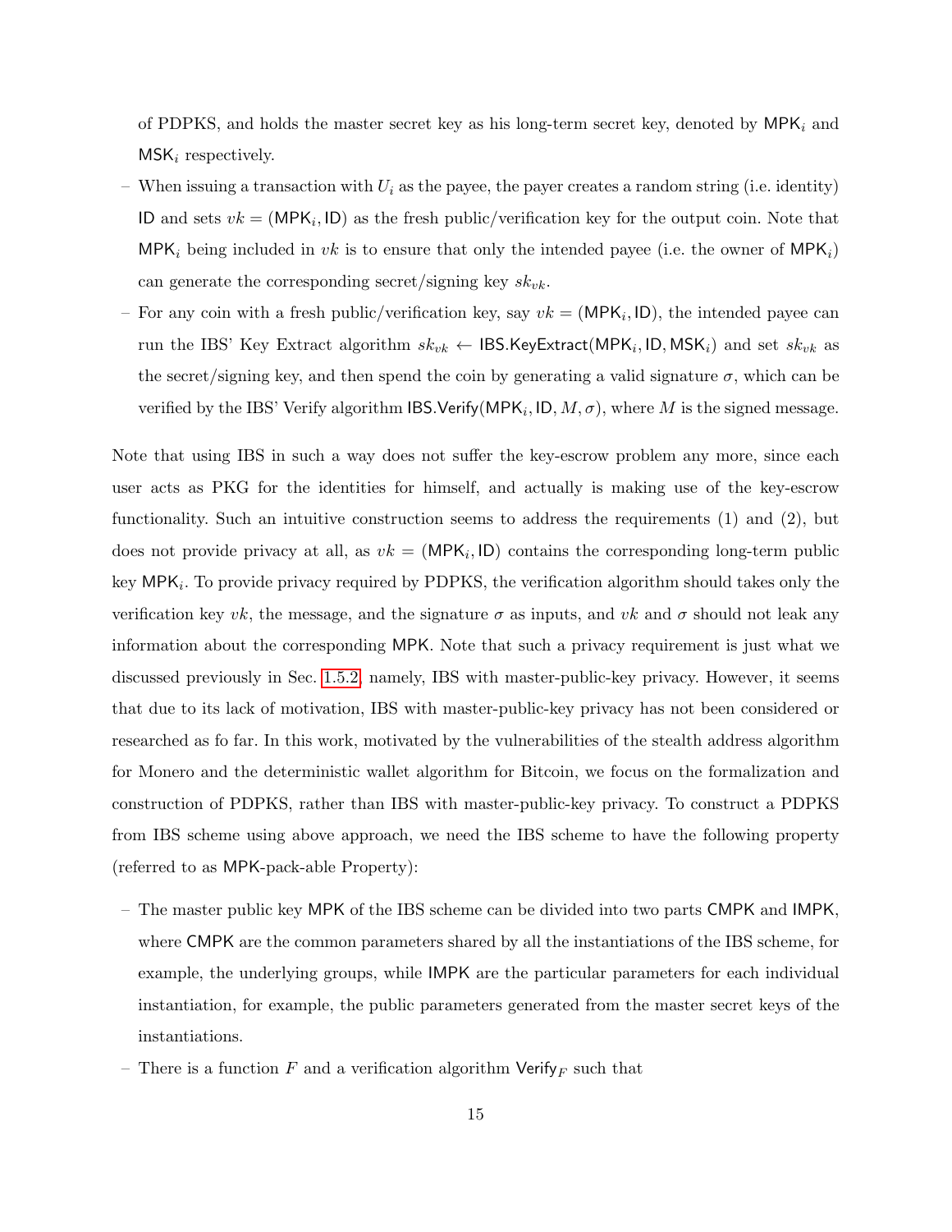of PDPKS, and holds the master secret key as his long-term secret key, denoted by $\mathsf{MPK}_i$ and $\mathsf{MSK}_i$ respectively.

- When issuing a transaction with $U_i$ as the payee, the payer creates a random string (i.e. identity) $\mathsf{ID}$ and sets $vk = (\mathsf{MPK}_i, \mathsf{ID})$ as the fresh public/verification key for the output coin. Note that $\mathsf{MPK}_i$ being included in $vk$ is to ensure that only the intended payee (i.e. the owner of $\mathsf{MPK}_i$) can generate the corresponding secret/signing key $sk_{vk}$.
- For any coin with a fresh public/verification key, say $vk = (\mathsf{MPK}_i, \mathsf{ID})$, the intended payee can run the IBS' Key Extract algorithm $sk_{vk} \leftarrow \mathsf{IBS.KeyExtract}(\mathsf{MPK}_i, \mathsf{ID}, \mathsf{MSK}_i)$ and set $sk_{vk}$ as the secret/signing key, and then spend the coin by generating a valid signature $\sigma$, which can be verified by the IBS' Verify algorithm $\mathsf{IBS.Verify}(\mathsf{MPK}_i, \mathsf{ID}, M, \sigma)$, where $M$ is the signed message.

Note that using IBS in such a way does not suffer the key-escrow problem any more, since each user acts as PKG for the identities for himself, and actually is making use of the key-escrow functionality. Such an intuitive construction seems to address the requirements (1) and (2), but does not provide privacy at all, as $vk = (\mathsf{MPK}_i, \mathsf{ID})$ contains the corresponding long-term public key $\mathsf{MPK}_i$. To provide privacy required by PDPKS, the verification algorithm should takes only the verification key $vk$, the message, and the signature $\sigma$ as inputs, and $vk$ and $\sigma$ should not leak any information about the corresponding $\mathsf{MPK}$. Note that such a privacy requirement is just what we discussed previously in Sec. 1.5.2, namely, IBS with master-public-key privacy. However, it seems that due to its lack of motivation, IBS with master-public-key privacy has not been considered or researched as fo far. In this work, motivated by the vulnerabilities of the stealth address algorithm for Monero and the deterministic wallet algorithm for Bitcoin, we focus on the formalization and construction of PDPKS, rather than IBS with master-public-key privacy. To construct a PDPKS from IBS scheme using above approach, we need the IBS scheme to have the following property (referred to as $\mathsf{MPK}$-pack-able Property):

- The master public key $\mathsf{MPK}$ of the IBS scheme can be divided into two parts $\mathsf{CMPK}$ and $\mathsf{IMPK}$, where $\mathsf{CMPK}$ are the common parameters shared by all the instantiations of the IBS scheme, for example, the underlying groups, while $\mathsf{IMPK}$ are the particular parameters for each individual instantiation, for example, the public parameters generated from the master secret keys of the instantiations.
- There is a function $F$ and a verification algorithm $\mathsf{Verify}_F$ such that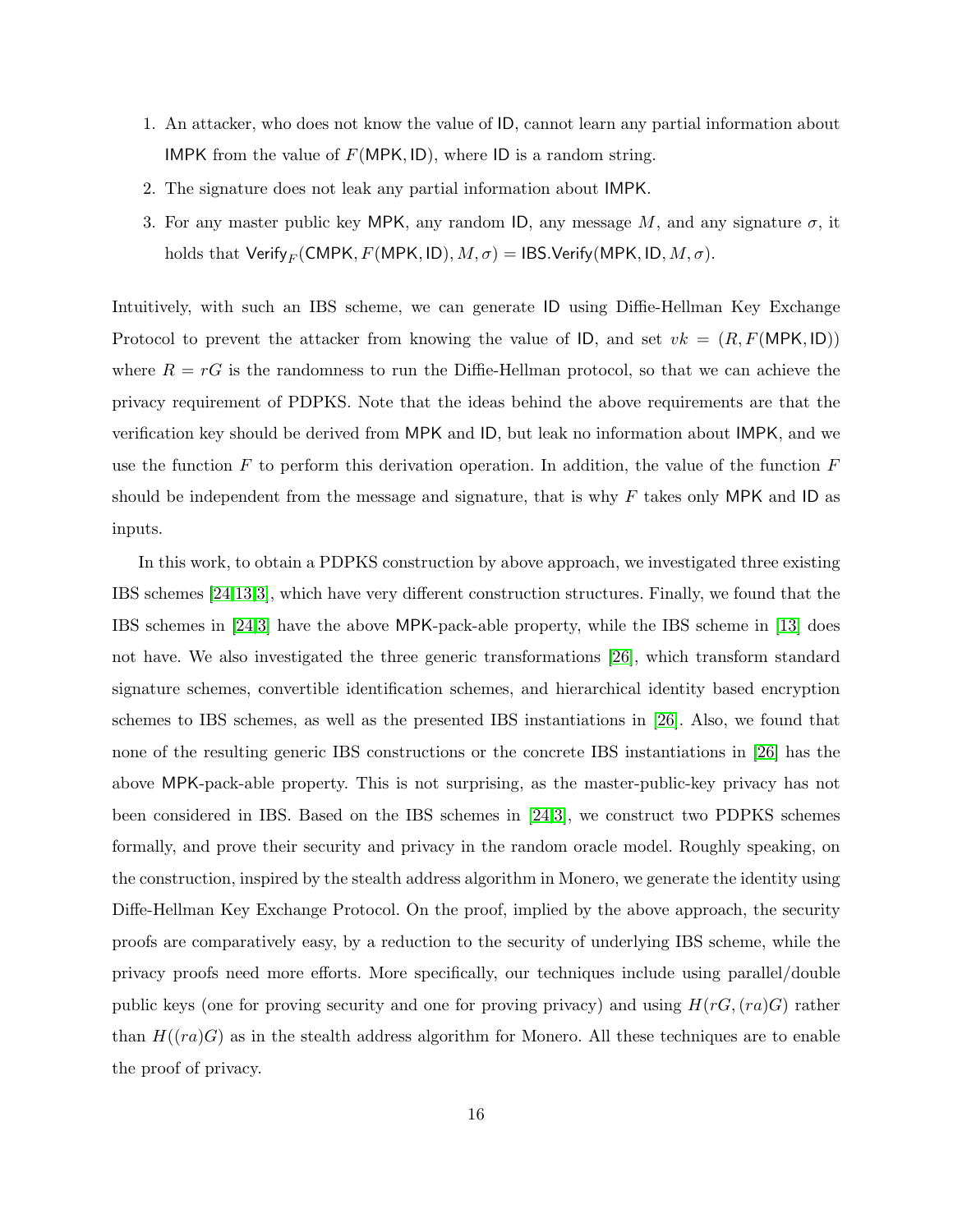1. An attacker, who does not know the value of $\mathsf{ID}$, cannot learn any partial information about $\mathsf{IMPK}$ from the value of $F(\mathsf{MPK}, \mathsf{ID})$, where $\mathsf{ID}$ is a random string.
2. The signature does not leak any partial information about $\mathsf{IMPK}$.
3. For any master public key $\mathsf{MPK}$, any random $\mathsf{ID}$, any message $M$, and any signature $\sigma$, it holds that $\mathsf{Verify}_F(\mathsf{CMPK}, F(\mathsf{MPK}, \mathsf{ID}), M, \sigma) = \mathsf{IBS.Verify}(\mathsf{MPK}, \mathsf{ID}, M, \sigma)$.

Intuitively, with such an IBS scheme, we can generate $\mathsf{ID}$ using Diffie-Hellman Key Exchange Protocol to prevent the attacker from knowing the value of $\mathsf{ID}$, and set $vk = (R, F(\mathsf{MPK}, \mathsf{ID}))$ where $R = rG$ is the randomness to run the Diffie-Hellman protocol, so that we can achieve the privacy requirement of PDPKS. Note that the ideas behind the above requirements are that the verification key should be derived from $\mathsf{MPK}$ and $\mathsf{ID}$, but leak no information about $\mathsf{IMPK}$, and we use the function $F$ to perform this derivation operation. In addition, the value of the function $F$ should be independent from the message and signature, that is why $F$ takes only $\mathsf{MPK}$ and $\mathsf{ID}$ as inputs.

In this work, to obtain a PDPKS construction by above approach, we investigated three existing IBS schemes [24,13,3], which have very different construction structures. Finally, we found that the IBS schemes in [24,3] have the above $\mathsf{MPK}$-pack-able property, while the IBS scheme in [13] does not have. We also investigated the three generic transformations [26], which transform standard signature schemes, convertible identification schemes, and hierarchical identity based encryption schemes to IBS schemes, as well as the presented IBS instantiations in [26]. Also, we found that none of the resulting generic IBS constructions or the concrete IBS instantiations in [26] has the above $\mathsf{MPK}$-pack-able property. This is not surprising, as the master-public-key privacy has not been considered in IBS. Based on the IBS schemes in [24,3], we construct two PDPKS schemes formally, and prove their security and privacy in the random oracle model. Roughly speaking, on the construction, inspired by the stealth address algorithm in Monero, we generate the identity using Diffe-Hellman Key Exchange Protocol. On the proof, implied by the above approach, the security proofs are comparatively easy, by a reduction to the security of underlying IBS scheme, while the privacy proofs need more efforts. More specifically, our techniques include using parallel/double public keys (one for proving security and one for proving privacy) and using $H(rG, (ra)G)$ rather than $H((ra)G)$ as in the stealth address algorithm for Monero. All these techniques are to enable the proof of privacy.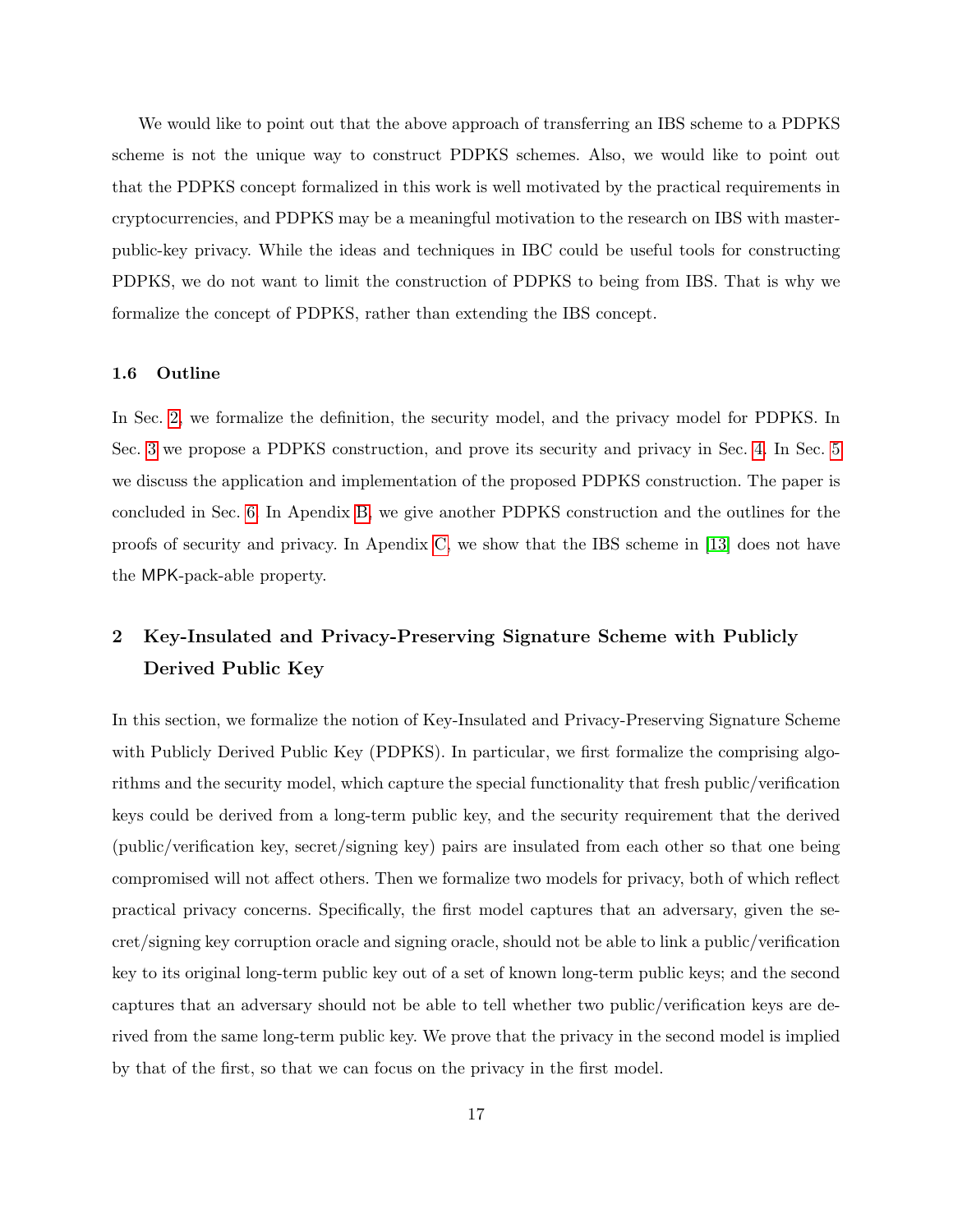We would like to point out that the above approach of transferring an IBS scheme to a PDPKS scheme is not the unique way to construct PDPKS schemes. Also, we would like to point out that the PDPKS concept formalized in this work is well motivated by the practical requirements in cryptocurrencies, and PDPKS may be a meaningful motivation to the research on IBS with master-public-key privacy. While the ideas and techniques in IBC could be useful tools for constructing PDPKS, we do not want to limit the construction of PDPKS to being from IBS. That is why we formalize the concept of PDPKS, rather than extending the IBS concept.

### 1.6 Outline

In Sec. 2, we formalize the definition, the security model, and the privacy model for PDPKS. In Sec. 3 we propose a PDPKS construction, and prove its security and privacy in Sec. 4. In Sec. 5 we discuss the application and implementation of the proposed PDPKS construction. The paper is concluded in Sec. 6. In Apendix B, we give another PDPKS construction and the outlines for the proofs of security and privacy. In Apendix C, we show that the IBS scheme in [13] does not have the MPK-pack-able property.

## 2 Key-Insulated and Privacy-Preserving Signature Scheme with Publicly Derived Public Key

In this section, we formalize the notion of Key-Insulated and Privacy-Preserving Signature Scheme with Publicly Derived Public Key (PDPKS). In particular, we first formalize the comprising algorithms and the security model, which capture the special functionality that fresh public/verification keys could be derived from a long-term public key, and the security requirement that the derived (public/verification key, secret/signing key) pairs are insulated from each other so that one being compromised will not affect others. Then we formalize two models for privacy, both of which reflect practical privacy concerns. Specifically, the first model captures that an adversary, given the secret/signing key corruption oracle and signing oracle, should not be able to link a public/verification key to its original long-term public key out of a set of known long-term public keys; and the second captures that an adversary should not be able to tell whether two public/verification keys are derived from the same long-term public key. We prove that the privacy in the second model is implied by that of the first, so that we can focus on the privacy in the first model.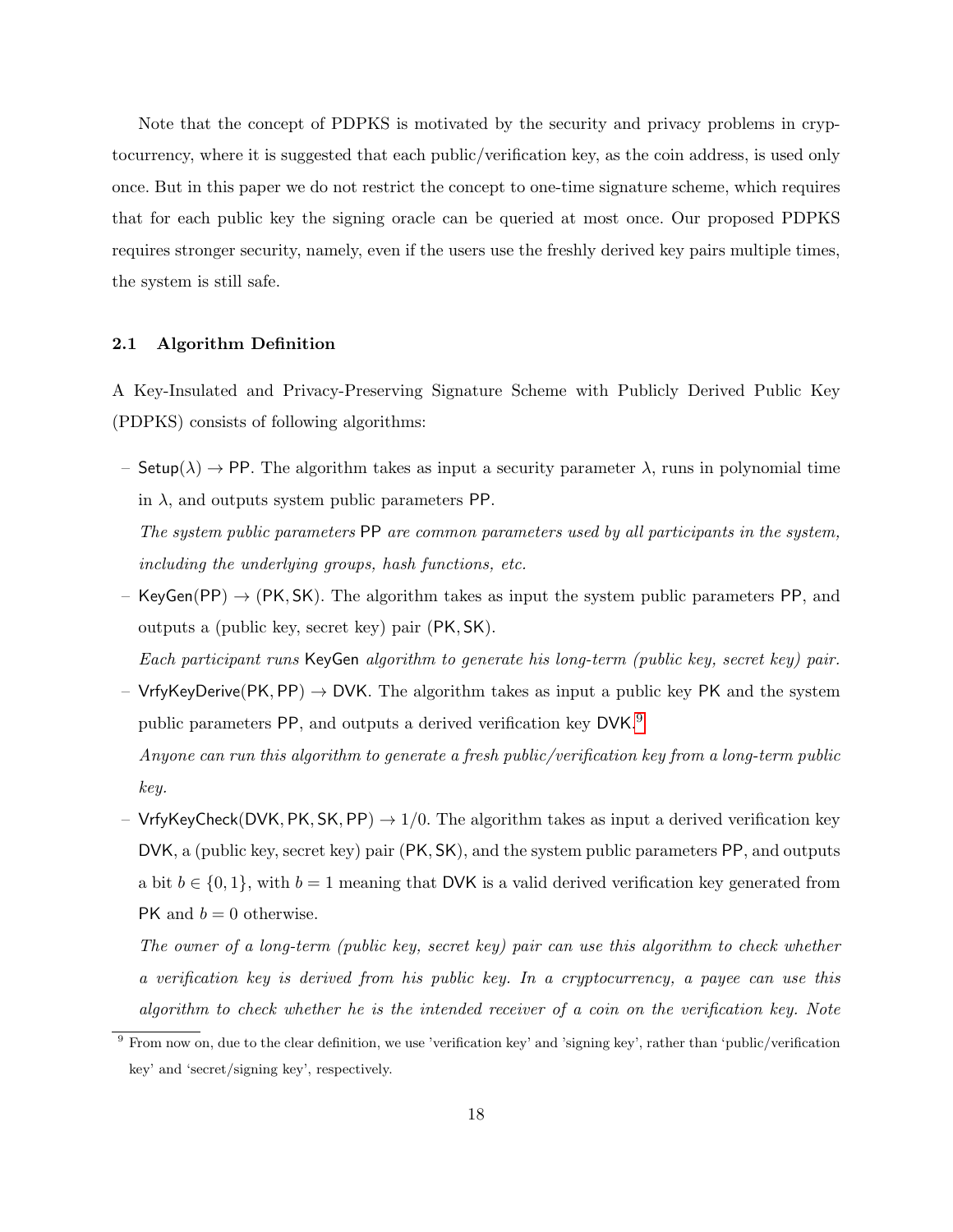Note that the concept of PDPKS is motivated by the security and privacy problems in cryptocurrency, where it is suggested that each public/verification key, as the coin address, is used only once. But in this paper we do not restrict the concept to one-time signature scheme, which requires that for each public key the signing oracle can be queried at most once. Our proposed PDPKS requires stronger security, namely, even if the users use the freshly derived key pairs multiple times, the system is still safe.

### 2.1 Algorithm Definition

A Key-Insulated and Privacy-Preserving Signature Scheme with Publicly Derived Public Key (PDPKS) consists of following algorithms:

- $\mathsf{Setup}(\lambda) \rightarrow \mathsf{PP}$. The algorithm takes as input a security parameter $\lambda$, runs in polynomial time in $\lambda$, and outputs system public parameters $\mathsf{PP}$.

  *The system public parameters* $\mathsf{PP}$ *are common parameters used by all participants in the system, including the underlying groups, hash functions, etc.*

- $\mathsf{KeyGen}(\mathsf{PP}) \rightarrow (\mathsf{PK}, \mathsf{SK})$. The algorithm takes as input the system public parameters $\mathsf{PP}$, and outputs a (public key, secret key) pair $(\mathsf{PK}, \mathsf{SK})$.

  *Each participant runs* $\mathsf{KeyGen}$ *algorithm to generate his long-term (public key, secret key) pair.*

- $\mathsf{VrfyKeyDerive}(\mathsf{PK}, \mathsf{PP}) \rightarrow \mathsf{DVK}$. The algorithm takes as input a public key $\mathsf{PK}$ and the system public parameters $\mathsf{PP}$, and outputs a derived verification key $\mathsf{DVK}$.[9]

  *Anyone can run this algorithm to generate a fresh public/verification key from a long-term public key.*

- $\mathsf{VrfyKeyCheck}(\mathsf{DVK}, \mathsf{PK}, \mathsf{SK}, \mathsf{PP}) \rightarrow 1/0$. The algorithm takes as input a derived verification key $\mathsf{DVK}$, a (public key, secret key) pair $(\mathsf{PK}, \mathsf{SK})$, and the system public parameters $\mathsf{PP}$, and outputs a bit $b \in \{0, 1\}$, with $b = 1$ meaning that $\mathsf{DVK}$ is a valid derived verification key generated from $\mathsf{PK}$ and $b = 0$ otherwise.

  *The owner of a long-term (public key, secret key) pair can use this algorithm to check whether a verification key is derived from his public key. In a cryptocurrency, a payee can use this algorithm to check whether he is the intended receiver of a coin on the verification key. Note*

[9] From now on, due to the clear definition, we use 'verification key' and 'signing key', rather than 'public/verification key' and 'secret/signing key', respectively.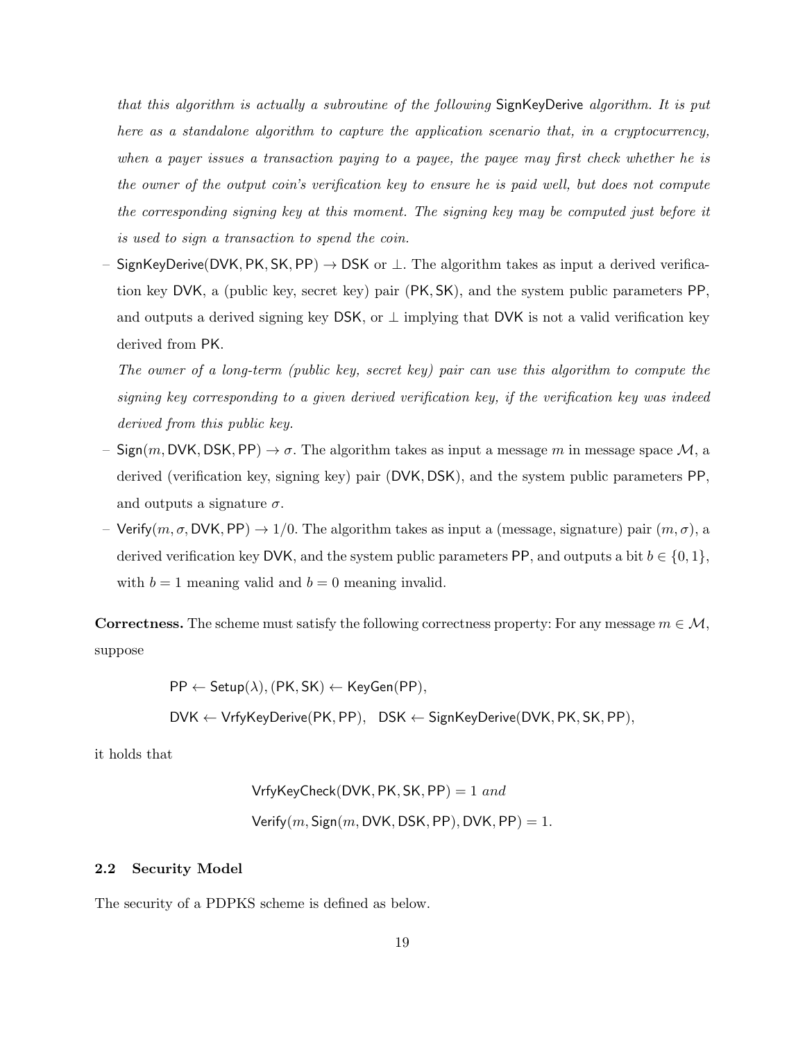*that this algorithm is actually a subroutine of the following* SignKeyDerive *algorithm. It is put here as a standalone algorithm to capture the application scenario that, in a cryptocurrency, when a payer issues a transaction paying to a payee, the payee may first check whether he is the owner of the output coin's verification key to ensure he is paid well, but does not compute the corresponding signing key at this moment. The signing key may be computed just before it is used to sign a transaction to spend the coin.*

– $\mathsf{SignKeyDerive}(\mathsf{DVK}, \mathsf{PK}, \mathsf{SK}, \mathsf{PP}) \to \mathsf{DSK}$ or $\perp$. The algorithm takes as input a derived verification key DVK, a (public key, secret key) pair (PK, SK), and the system public parameters PP, and outputs a derived signing key DSK, or $\perp$ implying that DVK is not a valid verification key derived from PK.

  *The owner of a long-term (public key, secret key) pair can use this algorithm to compute the signing key corresponding to a given derived verification key, if the verification key was indeed derived from this public key.*

– $\mathsf{Sign}(m, \mathsf{DVK}, \mathsf{DSK}, \mathsf{PP}) \to \sigma$. The algorithm takes as input a message $m$ in message space $\mathcal{M}$, a derived (verification key, signing key) pair (DVK, DSK), and the system public parameters PP, and outputs a signature $\sigma$.

– $\mathsf{Verify}(m, \sigma, \mathsf{DVK}, \mathsf{PP}) \to 1/0$. The algorithm takes as input a (message, signature) pair $(m, \sigma)$, a derived verification key DVK, and the system public parameters PP, and outputs a bit $b \in \{0, 1\}$, with $b = 1$ meaning valid and $b = 0$ meaning invalid.

**Correctness.** The scheme must satisfy the following correctness property: For any message $m \in \mathcal{M}$, suppose

$$\mathsf{PP} \leftarrow \mathsf{Setup}(\lambda), (\mathsf{PK}, \mathsf{SK}) \leftarrow \mathsf{KeyGen}(\mathsf{PP}),$$
$$\mathsf{DVK} \leftarrow \mathsf{VrfyKeyDerive}(\mathsf{PK}, \mathsf{PP}), \quad \mathsf{DSK} \leftarrow \mathsf{SignKeyDerive}(\mathsf{DVK}, \mathsf{PK}, \mathsf{SK}, \mathsf{PP}),$$

it holds that

$$\mathsf{VrfyKeyCheck}(\mathsf{DVK}, \mathsf{PK}, \mathsf{SK}, \mathsf{PP}) = 1 \textit{ and}$$
$$\mathsf{Verify}(m, \mathsf{Sign}(m, \mathsf{DVK}, \mathsf{DSK}, \mathsf{PP}), \mathsf{DVK}, \mathsf{PP}) = 1.$$

### 2.2 Security Model

The security of a PDPKS scheme is defined as below.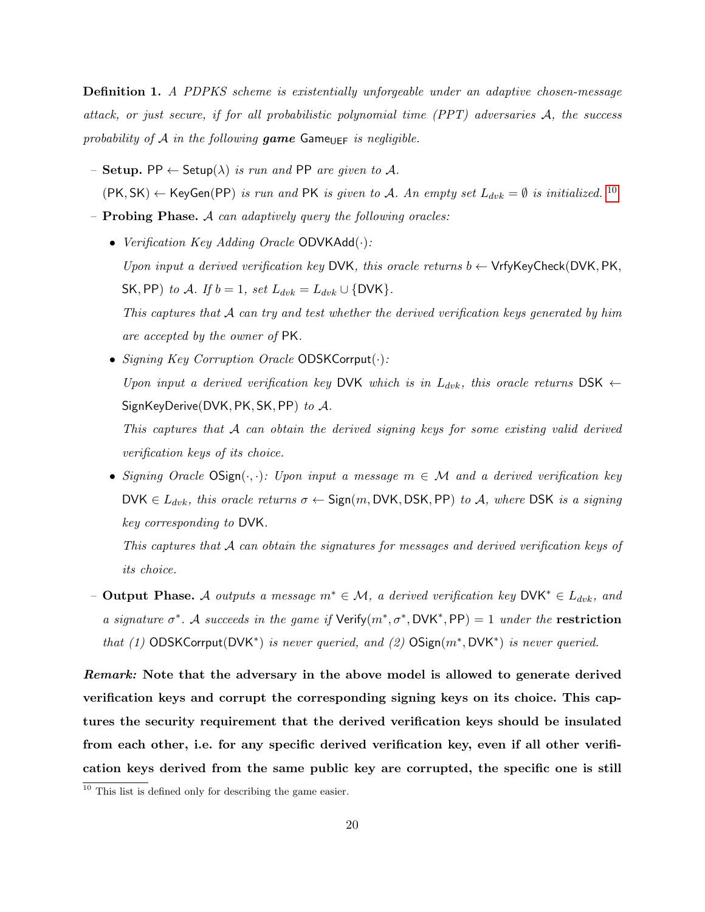**Definition 1.** *A PDPKS scheme is existentially unforgeable under an adaptive chosen-message attack, or just secure, if for all probabilistic polynomial time (PPT) adversaries $\mathcal{A}$, the success probability of $\mathcal{A}$ in the following **game** $\mathsf{Game_{UEF}}$ is negligible.*

- **Setup.** $\mathsf{PP} \leftarrow \mathsf{Setup}(\lambda)$ *is run and* $\mathsf{PP}$ *are given to* $\mathcal{A}$.

  $(\mathsf{PK}, \mathsf{SK}) \leftarrow \mathsf{KeyGen}(\mathsf{PP})$ *is run and* $\mathsf{PK}$ *is given to* $\mathcal{A}$. *An empty set* $L_{dvk} = \emptyset$ *is initialized.* [10]

- **Probing Phase.** $\mathcal{A}$ *can adaptively query the following oracles:*

  - *Verification Key Adding Oracle* $\mathsf{ODVKAdd}(\cdot)$*:*

    *Upon input a derived verification key* $\mathsf{DVK}$*, this oracle returns* $b \leftarrow \mathsf{VrfyKeyCheck}(\mathsf{DVK}, \mathsf{PK}, \mathsf{SK}, \mathsf{PP})$ *to* $\mathcal{A}$. *If* $b = 1$*, set* $L_{dvk} = L_{dvk} \cup \{\mathsf{DVK}\}$.

    *This captures that* $\mathcal{A}$ *can try and test whether the derived verification keys generated by him are accepted by the owner of* $\mathsf{PK}$.

  - *Signing Key Corruption Oracle* $\mathsf{ODSKCorrput}(\cdot)$*:*

    *Upon input a derived verification key* $\mathsf{DVK}$ *which is in* $L_{dvk}$*, this oracle returns* $\mathsf{DSK} \leftarrow \mathsf{SignKeyDerive}(\mathsf{DVK}, \mathsf{PK}, \mathsf{SK}, \mathsf{PP})$ *to* $\mathcal{A}$.

    *This captures that* $\mathcal{A}$ *can obtain the derived signing keys for some existing valid derived verification keys of its choice.*

  - *Signing Oracle* $\mathsf{OSign}(\cdot, \cdot)$*: Upon input a message* $m \in \mathcal{M}$ *and a derived verification key* $\mathsf{DVK} \in L_{dvk}$*, this oracle returns* $\sigma \leftarrow \mathsf{Sign}(m, \mathsf{DVK}, \mathsf{DSK}, \mathsf{PP})$ *to* $\mathcal{A}$*, where* $\mathsf{DSK}$ *is a signing key corresponding to* $\mathsf{DVK}$.

    *This captures that* $\mathcal{A}$ *can obtain the signatures for messages and derived verification keys of its choice.*

- **Output Phase.** $\mathcal{A}$ *outputs a message* $m^* \in \mathcal{M}$*, a derived verification key* $\mathsf{DVK}^* \in L_{dvk}$*, and a signature* $\sigma^*$. $\mathcal{A}$ *succeeds in the game if* $\mathsf{Verify}(m^*, \sigma^*, \mathsf{DVK}^*, \mathsf{PP}) = 1$ *under the* **restriction** *that (1)* $\mathsf{ODSKCorrput}(\mathsf{DVK}^*)$ *is never queried, and (2)* $\mathsf{OSign}(m^*, \mathsf{DVK}^*)$ *is never queried.*

***Remark:*** **Note that the adversary in the above model is allowed to generate derived verification keys and corrupt the corresponding signing keys on its choice. This captures the security requirement that the derived verification keys should be insulated from each other, i.e. for any specific derived verification key, even if all other verification keys derived from the same public key are corrupted, the specific one is still**

[10] This list is defined only for describing the game easier.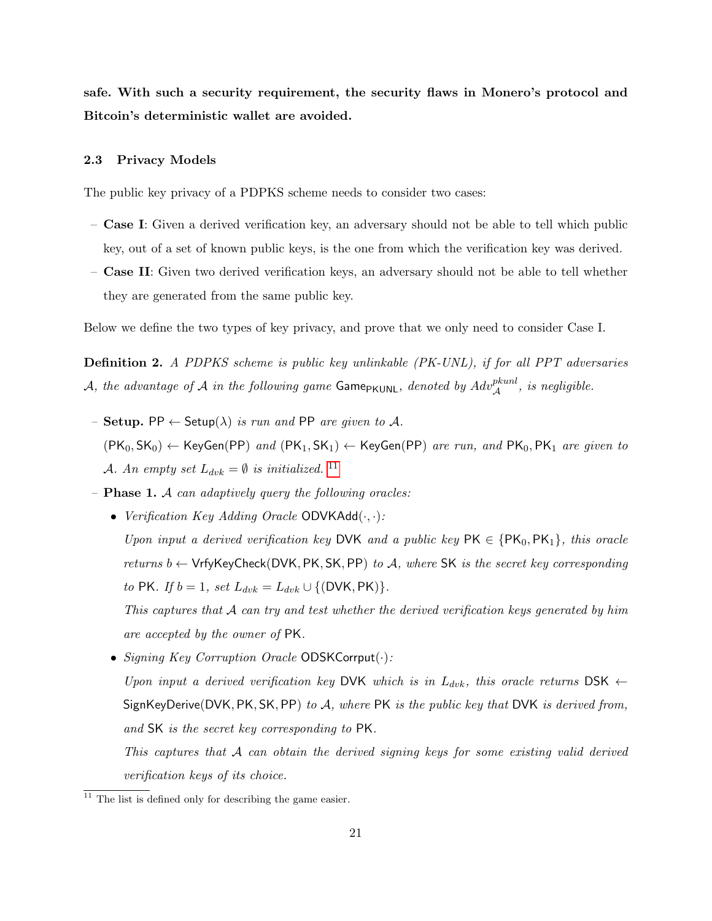**safe. With such a security requirement, the security flaws in Monero's protocol and Bitcoin's deterministic wallet are avoided.**

### 2.3 Privacy Models

The public key privacy of a PDPKS scheme needs to consider two cases:

- **Case I**: Given a derived verification key, an adversary should not be able to tell which public key, out of a set of known public keys, is the one from which the verification key was derived.
- **Case II**: Given two derived verification keys, an adversary should not be able to tell whether they are generated from the same public key.

Below we define the two types of key privacy, and prove that we only need to consider Case I.

**Definition 2.** *A PDPKS scheme is public key unlinkable (PK-UNL), if for all PPT adversaries $\mathcal{A}$, the advantage of $\mathcal{A}$ in the following game $\mathsf{Game}_{\mathsf{PKUNL}}$, denoted by $Adv_{\mathcal{A}}^{pkunl}$, is negligible.*

- **Setup.** $\mathsf{PP} \leftarrow \mathsf{Setup}(\lambda)$ *is run and* $\mathsf{PP}$ *are given to* $\mathcal{A}$.
  $(\mathsf{PK}_0, \mathsf{SK}_0) \leftarrow \mathsf{KeyGen}(\mathsf{PP})$ *and* $(\mathsf{PK}_1, \mathsf{SK}_1) \leftarrow \mathsf{KeyGen}(\mathsf{PP})$ *are run, and* $\mathsf{PK}_0, \mathsf{PK}_1$ *are given to* $\mathcal{A}$. *An empty set* $L_{dvk} = \emptyset$ *is initialized.* [11]
- **Phase 1.** *$\mathcal{A}$ can adaptively query the following oracles:*
  - *Verification Key Adding Oracle* $\mathsf{ODVKAdd}(\cdot, \cdot)$*:*
    *Upon input a derived verification key* $\mathsf{DVK}$ *and a public key* $\mathsf{PK} \in \{\mathsf{PK}_0, \mathsf{PK}_1\}$*, this oracle returns* $b \leftarrow \mathsf{VrfyKeyCheck}(\mathsf{DVK}, \mathsf{PK}, \mathsf{SK}, \mathsf{PP})$ *to* $\mathcal{A}$*, where* $\mathsf{SK}$ *is the secret key corresponding to* $\mathsf{PK}$*. If* $b = 1$*, set* $L_{dvk} = L_{dvk} \cup \{(\mathsf{DVK}, \mathsf{PK})\}$.
    *This captures that* $\mathcal{A}$ *can try and test whether the derived verification keys generated by him are accepted by the owner of* $\mathsf{PK}$.
  - *Signing Key Corruption Oracle* $\mathsf{ODSKCorrput}(\cdot)$*:*
    *Upon input a derived verification key* $\mathsf{DVK}$ *which is in* $L_{dvk}$*, this oracle returns* $\mathsf{DSK} \leftarrow \mathsf{SignKeyDerive}(\mathsf{DVK}, \mathsf{PK}, \mathsf{SK}, \mathsf{PP})$ *to* $\mathcal{A}$*, where* $\mathsf{PK}$ *is the public key that* $\mathsf{DVK}$ *is derived from, and* $\mathsf{SK}$ *is the secret key corresponding to* $\mathsf{PK}$.
    *This captures that* $\mathcal{A}$ *can obtain the derived signing keys for some existing valid derived verification keys of its choice.*

[11] The list is defined only for describing the game easier.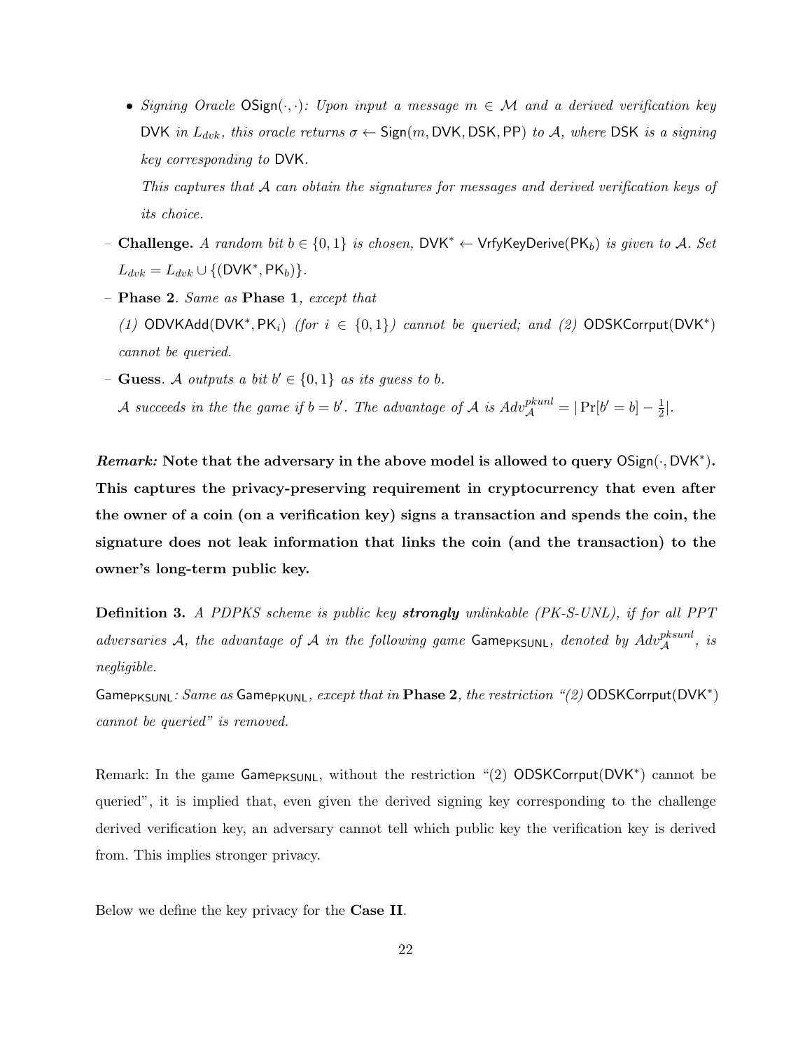- *Signing Oracle* $\mathsf{OSign}(\cdot,\cdot)$*: Upon input a message* $m \in \mathcal{M}$ *and a derived verification key* $\mathsf{DVK}$ *in* $L_{dvk}$*, this oracle returns* $\sigma \leftarrow \mathsf{Sign}(m, \mathsf{DVK}, \mathsf{DSK}, \mathsf{PP})$ *to* $\mathcal{A}$*, where* $\mathsf{DSK}$ *is a signing key corresponding to* $\mathsf{DVK}$*.*

  *This captures that* $\mathcal{A}$ *can obtain the signatures for messages and derived verification keys of its choice.*

– **Challenge.** *A random bit* $b \in \{0,1\}$ *is chosen,* $\mathsf{DVK}^* \leftarrow \mathsf{VrfyKeyDerive}(\mathsf{PK}_b)$ *is given to* $\mathcal{A}$*. Set* $L_{dvk} = L_{dvk} \cup \{(\mathsf{DVK}^*, \mathsf{PK}_b)\}$*.*

– **Phase 2**. *Same as* **Phase 1***, except that*
*(1)* $\mathsf{ODVKAdd}(\mathsf{DVK}^*, \mathsf{PK}_i)$ *(for* $i \in \{0,1\}$*) cannot be queried; and (2)* $\mathsf{ODSKCorrput}(\mathsf{DVK}^*)$ *cannot be queried.*

– **Guess**. $\mathcal{A}$ *outputs a bit* $b' \in \{0,1\}$ *as its guess to* $b$*.*
$\mathcal{A}$ *succeeds in the the game if* $b = b'$*. The advantage of* $\mathcal{A}$ *is* $Adv_{\mathcal{A}}^{pkunl} = |\Pr[b' = b] - \frac{1}{2}|$*.*

***Remark:*** **Note that the adversary in the above model is allowed to query** $\mathsf{OSign}(\cdot, \mathsf{DVK}^*)$**. This captures the privacy-preserving requirement in cryptocurrency that even after the owner of a coin (on a verification key) signs a transaction and spends the coin, the signature does not leak information that links the coin (and the transaction) to the owner's long-term public key.**

**Definition 3.** *A PDPKS scheme is public key* ***strongly*** *unlinkable (PK-S-UNL), if for all PPT adversaries* $\mathcal{A}$*, the advantage of* $\mathcal{A}$ *in the following game* $\mathsf{Game}_{\mathsf{PKSUNL}}$*, denoted by* $Adv_{\mathcal{A}}^{pksunl}$*, is negligible.*

$\mathsf{Game}_{\mathsf{PKSUNL}}$*: Same as* $\mathsf{Game}_{\mathsf{PKUNL}}$*, except that in* **Phase 2***, the restriction "(2)* $\mathsf{ODSKCorrput}(\mathsf{DVK}^*)$ *cannot be queried" is removed.*

Remark: In the game $\mathsf{Game}_{\mathsf{PKSUNL}}$, without the restriction "(2) $\mathsf{ODSKCorrput}(\mathsf{DVK}^*)$ cannot be queried", it is implied that, even given the derived signing key corresponding to the challenge derived verification key, an adversary cannot tell which public key the verification key is derived from. This implies stronger privacy.

Below we define the key privacy for the **Case II**.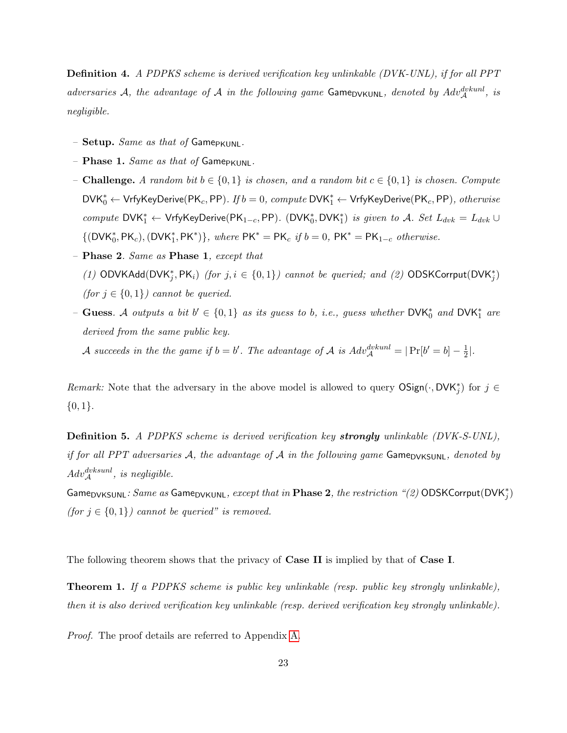**Definition 4.** *A PDPKS scheme is derived verification key unlinkable (DVK-UNL), if for all PPT adversaries $\mathcal{A}$, the advantage of $\mathcal{A}$ in the following game $\mathsf{Game_{DVKUNL}}$, denoted by $Adv_{\mathcal{A}}^{dvkunl}$, is negligible.*

- **Setup.** *Same as that of $\mathsf{Game_{PKUNL}}$.*
- **Phase 1.** *Same as that of $\mathsf{Game_{PKUNL}}$.*
- **Challenge.** *A random bit $b \in \{0,1\}$ is chosen, and a random bit $c \in \{0,1\}$ is chosen. Compute $\mathsf{DVK}_0^* \leftarrow \mathsf{VrfyKeyDerive}(\mathsf{PK}_c, \mathsf{PP})$. If $b = 0$, compute $\mathsf{DVK}_1^* \leftarrow \mathsf{VrfyKeyDerive}(\mathsf{PK}_c, \mathsf{PP})$, otherwise compute $\mathsf{DVK}_1^* \leftarrow \mathsf{VrfyKeyDerive}(\mathsf{PK}_{1-c}, \mathsf{PP})$. $(\mathsf{DVK}_0^*, \mathsf{DVK}_1^*)$ is given to $\mathcal{A}$. Set $L_{dvk} = L_{dvk} \cup \{(\mathsf{DVK}_0^*, \mathsf{PK}_c), (\mathsf{DVK}_1^*, \mathsf{PK}^*)\}$, where $\mathsf{PK}^* = \mathsf{PK}_c$ if $b = 0$, $\mathsf{PK}^* = \mathsf{PK}_{1-c}$ otherwise.*
- **Phase 2**. *Same as* **Phase 1**, *except that*
  *(1) $\mathsf{ODVKAdd}(\mathsf{DVK}_j^*, \mathsf{PK}_i)$ (for $j, i \in \{0,1\}$) cannot be queried; and (2) $\mathsf{ODSKCorrput}(\mathsf{DVK}_j^*)$ (for $j \in \{0,1\}$) cannot be queried.*
- **Guess**. *$\mathcal{A}$ outputs a bit $b' \in \{0,1\}$ as its guess to $b$, i.e., guess whether $\mathsf{DVK}_0^*$ and $\mathsf{DVK}_1^*$ are derived from the same public key.*
  *$\mathcal{A}$ succeeds in the the game if $b = b'$. The advantage of $\mathcal{A}$ is $Adv_{\mathcal{A}}^{dvkunl} = |\Pr[b' = b] - \frac{1}{2}|$.*

*Remark:* Note that the adversary in the above model is allowed to query $\mathsf{OSign}(\cdot, \mathsf{DVK}_j^*)$ for $j \in \{0,1\}$.

**Definition 5.** *A PDPKS scheme is derived verification key* ***strongly*** *unlinkable (DVK-S-UNL), if for all PPT adversaries $\mathcal{A}$, the advantage of $\mathcal{A}$ in the following game $\mathsf{Game_{DVKSUNL}}$, denoted by $Adv_{\mathcal{A}}^{dvksunl}$, is negligible.*

*$\mathsf{Game_{DVKSUNL}}$: Same as $\mathsf{Game_{DVKUNL}}$, except that in* **Phase 2**, *the restriction "(2) $\mathsf{ODSKCorrput}(\mathsf{DVK}_j^*)$ (for $j \in \{0,1\}$) cannot be queried" is removed.*

The following theorem shows that the privacy of **Case II** is implied by that of **Case I**.

**Theorem 1.** *If a PDPKS scheme is public key unlinkable (resp. public key strongly unlinkable), then it is also derived verification key unlinkable (resp. derived verification key strongly unlinkable).*

*Proof.* The proof details are referred to Appendix A.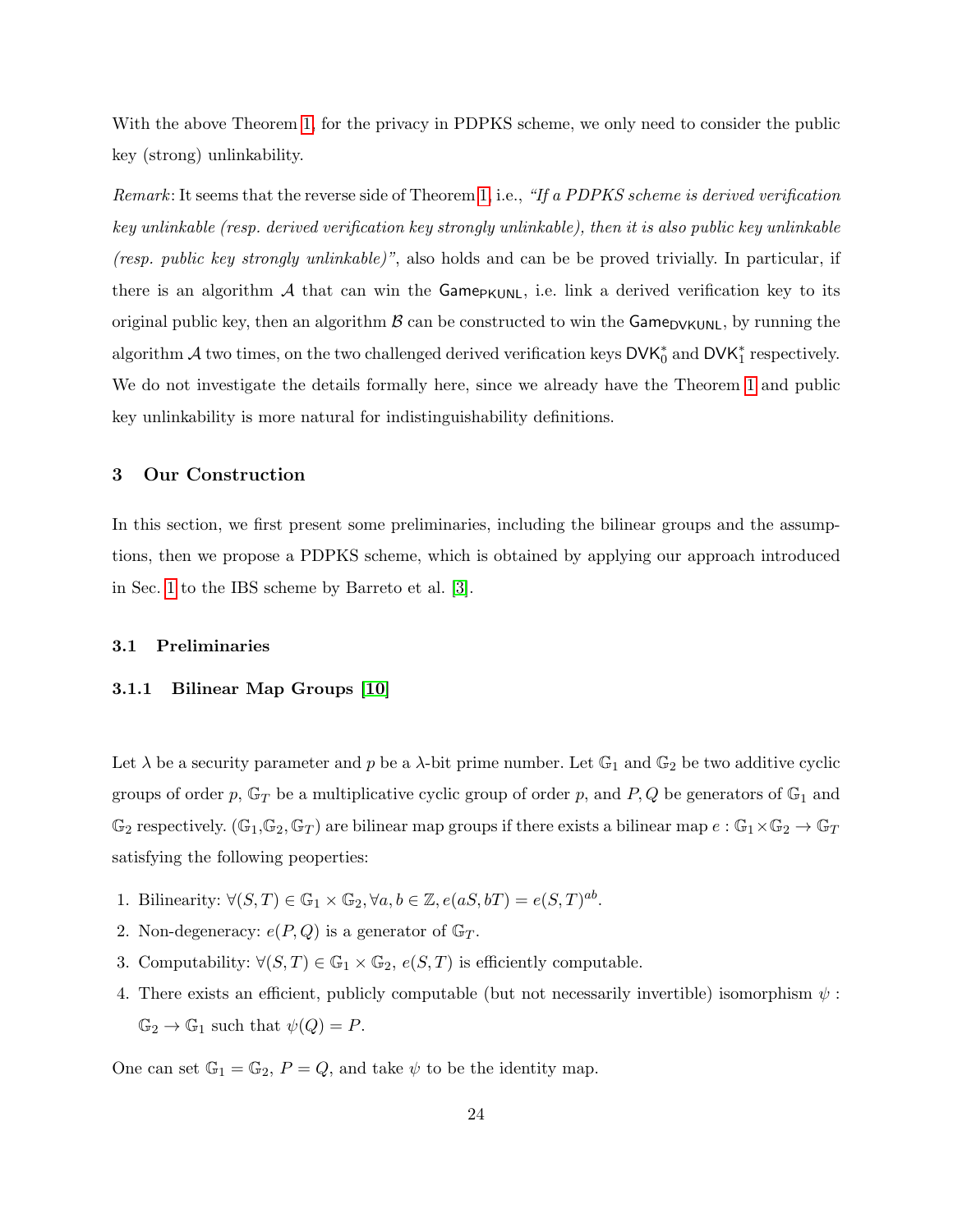With the above Theorem 1, for the privacy in PDPKS scheme, we only need to consider the public key (strong) unlinkability.

*Remark*: It seems that the reverse side of Theorem 1, i.e., *"If a PDPKS scheme is derived verification key unlinkable (resp. derived verification key strongly unlinkable), then it is also public key unlinkable (resp. public key strongly unlinkable)"*, also holds and can be be proved trivially. In particular, if there is an algorithm $\mathcal{A}$ that can win the $\mathsf{Game}_{\mathsf{PKUNL}}$, i.e. link a derived verification key to its original public key, then an algorithm $\mathcal{B}$ can be constructed to win the $\mathsf{Game}_{\mathsf{DVKUNL}}$, by running the algorithm $\mathcal{A}$ two times, on the two challenged derived verification keys $\mathsf{DVK}_0^*$ and $\mathsf{DVK}_1^*$ respectively. We do not investigate the details formally here, since we already have the Theorem 1 and public key unlinkability is more natural for indistinguishability definitions.

## 3 Our Construction

In this section, we first present some preliminaries, including the bilinear groups and the assumptions, then we propose a PDPKS scheme, which is obtained by applying our approach introduced in Sec. 1 to the IBS scheme by Barreto et al. [3].

### 3.1 Preliminaries

#### 3.1.1 Bilinear Map Groups [10]

Let $\lambda$ be a security parameter and $p$ be a $\lambda$-bit prime number. Let $\mathbb{G}_1$ and $\mathbb{G}_2$ be two additive cyclic groups of order $p$, $\mathbb{G}_T$ be a multiplicative cyclic group of order $p$, and $P, Q$ be generators of $\mathbb{G}_1$ and $\mathbb{G}_2$ respectively. ($\mathbb{G}_1$,$\mathbb{G}_2$, $\mathbb{G}_T$) are bilinear map groups if there exists a bilinear map $e : \mathbb{G}_1 \times \mathbb{G}_2 \to \mathbb{G}_T$ satisfying the following peoperties:

1. Bilinearity: $\forall (S, T) \in \mathbb{G}_1 \times \mathbb{G}_2, \forall a, b \in \mathbb{Z}, e(aS, bT) = e(S, T)^{ab}$.
2. Non-degeneracy: $e(P, Q)$ is a generator of $\mathbb{G}_T$.
3. Computability: $\forall (S, T) \in \mathbb{G}_1 \times \mathbb{G}_2$, $e(S, T)$ is efficiently computable.
4. There exists an efficient, publicly computable (but not necessarily invertible) isomorphism $\psi : \mathbb{G}_2 \to \mathbb{G}_1$ such that $\psi(Q) = P$.

One can set $\mathbb{G}_1 = \mathbb{G}_2$, $P = Q$, and take $\psi$ to be the identity map.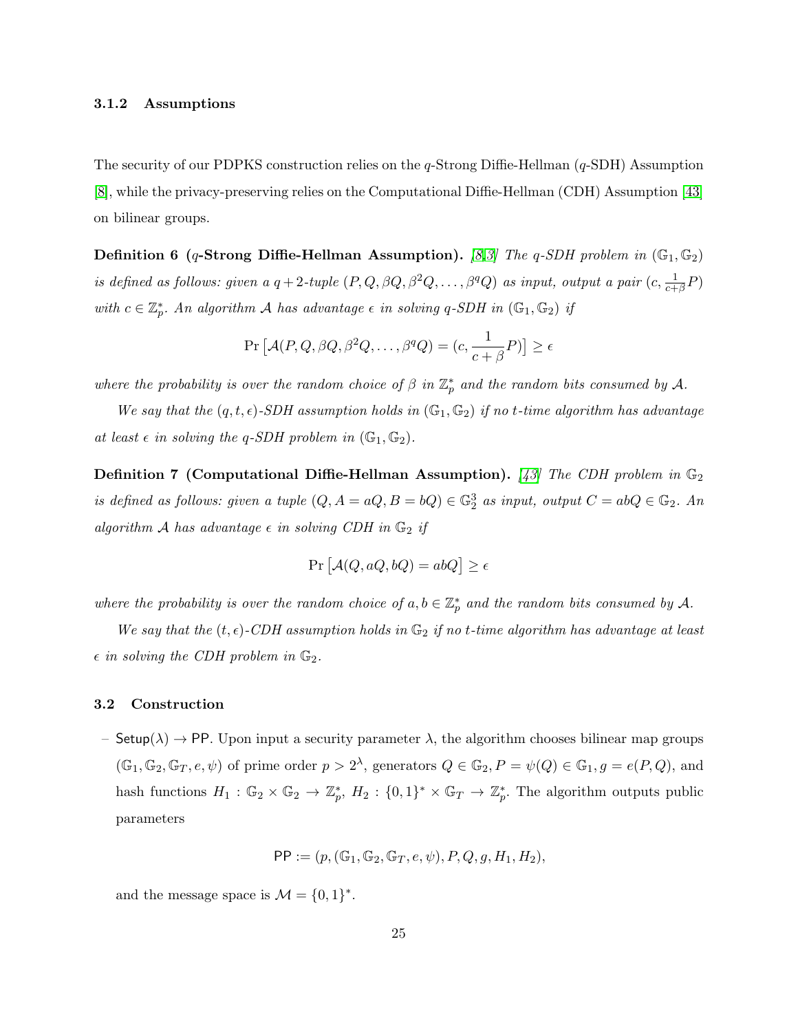### 3.1.2 Assumptions

The security of our PDPKS construction relies on the $q$-Strong Diffie-Hellman ($q$-SDH) Assumption [8], while the privacy-preserving relies on the Computational Diffie-Hellman (CDH) Assumption [43] on bilinear groups.

**Definition 6 ($q$-Strong Diffie-Hellman Assumption).** *[8,3] The $q$-SDH problem in $(\mathbb{G}_1, \mathbb{G}_2)$ is defined as follows: given a $q+2$-tuple $(P, Q, \beta Q, \beta^2 Q, \ldots, \beta^q Q)$ as input, output a pair $(c, \frac{1}{c+\beta}P)$ with $c \in \mathbb{Z}_p^*$. An algorithm $\mathcal{A}$ has advantage $\epsilon$ in solving $q$-SDH in $(\mathbb{G}_1, \mathbb{G}_2)$ if*

$$\Pr\left[\mathcal{A}(P, Q, \beta Q, \beta^2 Q, \ldots, \beta^q Q) = (c, \frac{1}{c+\beta}P)\right] \geq \epsilon$$

*where the probability is over the random choice of $\beta$ in $\mathbb{Z}_p^*$ and the random bits consumed by $\mathcal{A}$.*

*We say that the $(q, t, \epsilon)$-SDH assumption holds in $(\mathbb{G}_1, \mathbb{G}_2)$ if no $t$-time algorithm has advantage at least $\epsilon$ in solving the $q$-SDH problem in $(\mathbb{G}_1, \mathbb{G}_2)$.*

**Definition 7 (Computational Diffie-Hellman Assumption).** *[43] The CDH problem in $\mathbb{G}_2$ is defined as follows: given a tuple $(Q, A = aQ, B = bQ) \in \mathbb{G}_2^3$ as input, output $C = abQ \in \mathbb{G}_2$. An algorithm $\mathcal{A}$ has advantage $\epsilon$ in solving CDH in $\mathbb{G}_2$ if*

$$\Pr\left[\mathcal{A}(Q, aQ, bQ) = abQ\right] \geq \epsilon$$

*where the probability is over the random choice of $a, b \in \mathbb{Z}_p^*$ and the random bits consumed by $\mathcal{A}$.*

*We say that the $(t, \epsilon)$-CDH assumption holds in $\mathbb{G}_2$ if no $t$-time algorithm has advantage at least $\epsilon$ in solving the CDH problem in $\mathbb{G}_2$.*

## 3.2 Construction

– $\mathsf{Setup}(\lambda) \to \mathsf{PP}$. Upon input a security parameter $\lambda$, the algorithm chooses bilinear map groups $(\mathbb{G}_1, \mathbb{G}_2, \mathbb{G}_T, e, \psi)$ of prime order $p > 2^\lambda$, generators $Q \in \mathbb{G}_2, P = \psi(Q) \in \mathbb{G}_1, g = e(P, Q)$, and hash functions $H_1 : \mathbb{G}_2 \times \mathbb{G}_2 \to \mathbb{Z}_p^*$, $H_2 : \{0,1\}^* \times \mathbb{G}_T \to \mathbb{Z}_p^*$. The algorithm outputs public parameters

$$\mathsf{PP} := (p, (\mathbb{G}_1, \mathbb{G}_2, \mathbb{G}_T, e, \psi), P, Q, g, H_1, H_2),$$

and the message space is $\mathcal{M} = \{0,1\}^*$.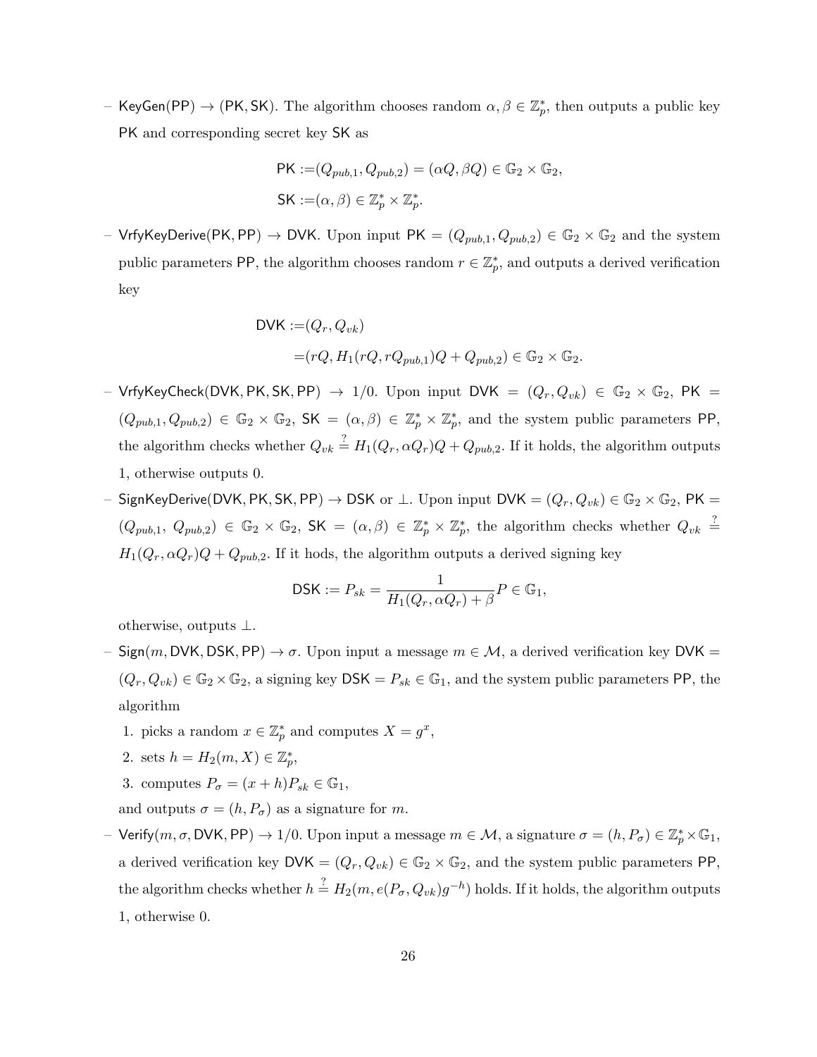- $\mathsf{KeyGen}(\mathsf{PP}) \to (\mathsf{PK}, \mathsf{SK})$. The algorithm chooses random $\alpha, \beta \in \mathbb{Z}_p^*$, then outputs a public key $\mathsf{PK}$ and corresponding secret key $\mathsf{SK}$ as

$$\mathsf{PK} := (Q_{pub,1}, Q_{pub,2}) = (\alpha Q, \beta Q) \in \mathbb{G}_2 \times \mathbb{G}_2,$$
$$\mathsf{SK} := (\alpha, \beta) \in \mathbb{Z}_p^* \times \mathbb{Z}_p^*.$$

- $\mathsf{VrfyKeyDerive}(\mathsf{PK}, \mathsf{PP}) \to \mathsf{DVK}$. Upon input $\mathsf{PK} = (Q_{pub,1}, Q_{pub,2}) \in \mathbb{G}_2 \times \mathbb{G}_2$ and the system public parameters $\mathsf{PP}$, the algorithm chooses random $r \in \mathbb{Z}_p^*$, and outputs a derived verification key

$$\begin{aligned} \mathsf{DVK} :=& (Q_r, Q_{vk}) \\ =& (rQ, H_1(rQ, rQ_{pub,1})Q + Q_{pub,2}) \in \mathbb{G}_2 \times \mathbb{G}_2. \end{aligned}$$

- $\mathsf{VrfyKeyCheck}(\mathsf{DVK}, \mathsf{PK}, \mathsf{SK}, \mathsf{PP}) \to 1/0$. Upon input $\mathsf{DVK} = (Q_r, Q_{vk}) \in \mathbb{G}_2 \times \mathbb{G}_2$, $\mathsf{PK} = (Q_{pub,1}, Q_{pub,2}) \in \mathbb{G}_2 \times \mathbb{G}_2$, $\mathsf{SK} = (\alpha, \beta) \in \mathbb{Z}_p^* \times \mathbb{Z}_p^*$, and the system public parameters $\mathsf{PP}$, the algorithm checks whether $Q_{vk} \stackrel{?}{=} H_1(Q_r, \alpha Q_r)Q + Q_{pub,2}$. If it holds, the algorithm outputs 1, otherwise outputs 0.

- $\mathsf{SignKeyDerive}(\mathsf{DVK}, \mathsf{PK}, \mathsf{SK}, \mathsf{PP}) \to \mathsf{DSK}$ or $\perp$. Upon input $\mathsf{DVK} = (Q_r, Q_{vk}) \in \mathbb{G}_2 \times \mathbb{G}_2$, $\mathsf{PK} = (Q_{pub,1}, Q_{pub,2}) \in \mathbb{G}_2 \times \mathbb{G}_2$, $\mathsf{SK} = (\alpha, \beta) \in \mathbb{Z}_p^* \times \mathbb{Z}_p^*$, the algorithm checks whether $Q_{vk} \stackrel{?}{=} H_1(Q_r, \alpha Q_r)Q + Q_{pub,2}$. If it hods, the algorithm outputs a derived signing key

$$\mathsf{DSK} := P_{sk} = \frac{1}{H_1(Q_r, \alpha Q_r) + \beta} P \in \mathbb{G}_1,$$

otherwise, outputs $\perp$.

- $\mathsf{Sign}(m, \mathsf{DVK}, \mathsf{DSK}, \mathsf{PP}) \to \sigma$. Upon input a message $m \in \mathcal{M}$, a derived verification key $\mathsf{DVK} = (Q_r, Q_{vk}) \in \mathbb{G}_2 \times \mathbb{G}_2$, a signing key $\mathsf{DSK} = P_{sk} \in \mathbb{G}_1$, and the system public parameters $\mathsf{PP}$, the algorithm
  1. picks a random $x \in \mathbb{Z}_p^*$ and computes $X = g^x$,
  2. sets $h = H_2(m, X) \in \mathbb{Z}_p^*$,
  3. computes $P_\sigma = (x + h)P_{sk} \in \mathbb{G}_1$,

  and outputs $\sigma = (h, P_\sigma)$ as a signature for $m$.

- $\mathsf{Verify}(m, \sigma, \mathsf{DVK}, \mathsf{PP}) \to 1/0$. Upon input a message $m \in \mathcal{M}$, a signature $\sigma = (h, P_\sigma) \in \mathbb{Z}_p^* \times \mathbb{G}_1$, a derived verification key $\mathsf{DVK} = (Q_r, Q_{vk}) \in \mathbb{G}_2 \times \mathbb{G}_2$, and the system public parameters $\mathsf{PP}$, the algorithm checks whether $h \stackrel{?}{=} H_2(m, e(P_\sigma, Q_{vk})g^{-h})$ holds. If it holds, the algorithm outputs 1, otherwise 0.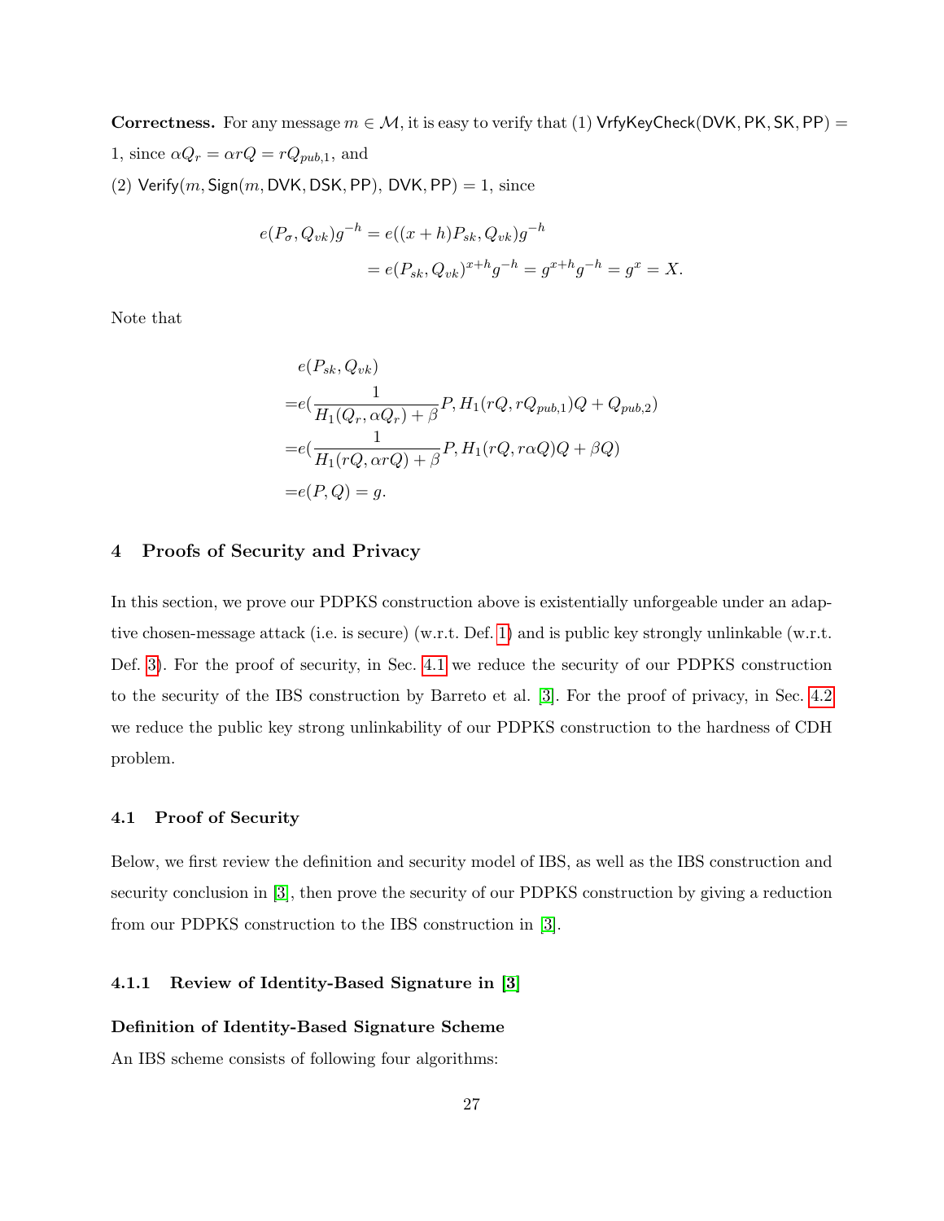**Correctness.** For any message $m \in \mathcal{M}$, it is easy to verify that (1) $\mathsf{VrfyKeyCheck}(\mathsf{DVK}, \mathsf{PK}, \mathsf{SK}, \mathsf{PP}) = 1$, since $\alpha Q_r = \alpha r Q = r Q_{pub,1}$, and

(2) $\mathsf{Verify}(m, \mathsf{Sign}(m, \mathsf{DVK}, \mathsf{DSK}, \mathsf{PP}),\ \mathsf{DVK}, \mathsf{PP}) = 1$, since

$$
\begin{aligned}
e(P_\sigma, Q_{vk})g^{-h} &= e((x+h)P_{sk}, Q_{vk})g^{-h} \\
&= e(P_{sk}, Q_{vk})^{x+h}g^{-h} = g^{x+h}g^{-h} = g^x = X.
\end{aligned}
$$

Note that

$$
\begin{aligned}
&e(P_{sk}, Q_{vk}) \\
=&e(\frac{1}{H_1(Q_r, \alpha Q_r) + \beta}P, H_1(rQ, rQ_{pub,1})Q + Q_{pub,2}) \\
=&e(\frac{1}{H_1(rQ, \alpha rQ) + \beta}P, H_1(rQ, r\alpha Q)Q + \beta Q) \\
=&e(P, Q) = g.
\end{aligned}
$$

## 4 Proofs of Security and Privacy

In this section, we prove our PDPKS construction above is existentially unforgeable under an adaptive chosen-message attack (i.e. is secure) (w.r.t. Def. 1) and is public key strongly unlinkable (w.r.t. Def. 3). For the proof of security, in Sec. 4.1 we reduce the security of our PDPKS construction to the security of the IBS construction by Barreto et al. [3]. For the proof of privacy, in Sec. 4.2 we reduce the public key strong unlinkability of our PDPKS construction to the hardness of CDH problem.

### 4.1 Proof of Security

Below, we first review the definition and security model of IBS, as well as the IBS construction and security conclusion in [3], then prove the security of our PDPKS construction by giving a reduction from our PDPKS construction to the IBS construction in [3].

#### 4.1.1 Review of Identity-Based Signature in [3]

**Definition of Identity-Based Signature Scheme**

An IBS scheme consists of following four algorithms: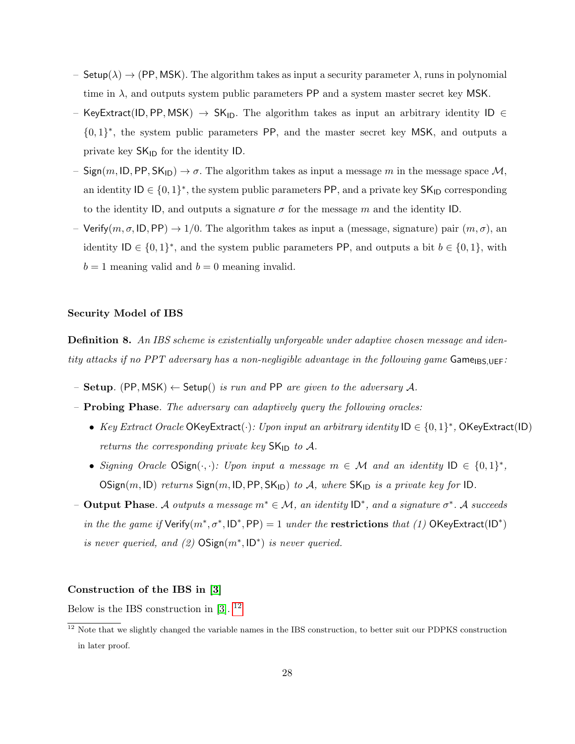- $\mathsf{Setup}(\lambda) \rightarrow (\mathsf{PP}, \mathsf{MSK})$. The algorithm takes as input a security parameter $\lambda$, runs in polynomial time in $\lambda$, and outputs system public parameters $\mathsf{PP}$ and a system master secret key $\mathsf{MSK}$.
- $\mathsf{KeyExtract}(\mathsf{ID}, \mathsf{PP}, \mathsf{MSK}) \rightarrow \mathsf{SK}_{\mathsf{ID}}$. The algorithm takes as input an arbitrary identity $\mathsf{ID} \in \{0,1\}^*$, the system public parameters $\mathsf{PP}$, and the master secret key $\mathsf{MSK}$, and outputs a private key $\mathsf{SK}_{\mathsf{ID}}$ for the identity $\mathsf{ID}$.
- $\mathsf{Sign}(m, \mathsf{ID}, \mathsf{PP}, \mathsf{SK}_{\mathsf{ID}}) \rightarrow \sigma$. The algorithm takes as input a message $m$ in the message space $\mathcal{M}$, an identity $\mathsf{ID} \in \{0,1\}^*$, the system public parameters $\mathsf{PP}$, and a private key $\mathsf{SK}_{\mathsf{ID}}$ corresponding to the identity $\mathsf{ID}$, and outputs a signature $\sigma$ for the message $m$ and the identity $\mathsf{ID}$.
- $\mathsf{Verify}(m, \sigma, \mathsf{ID}, \mathsf{PP}) \rightarrow 1/0$. The algorithm takes as input a (message, signature) pair $(m, \sigma)$, an identity $\mathsf{ID} \in \{0,1\}^*$, and the system public parameters $\mathsf{PP}$, and outputs a bit $b \in \{0,1\}$, with $b = 1$ meaning valid and $b = 0$ meaning invalid.

**Security Model of IBS**

**Definition 8.** *An IBS scheme is existentially unforgeable under adaptive chosen message and identity attacks if no PPT adversary has a non-negligible advantage in the following game* $\mathsf{Game}_{\mathsf{IBS,UEF}}$*:*

- **Setup**. *$(\mathsf{PP}, \mathsf{MSK}) \leftarrow \mathsf{Setup}()$ is run and $\mathsf{PP}$ are given to the adversary $\mathcal{A}$.*
- **Probing Phase**. *The adversary can adaptively query the following oracles:*
  - *Key Extract Oracle $\mathsf{OKeyExtract}(\cdot)$: Upon input an arbitrary identity $\mathsf{ID} \in \{0,1\}^*$, $\mathsf{OKeyExtract}(\mathsf{ID})$ returns the corresponding private key $\mathsf{SK}_{\mathsf{ID}}$ to $\mathcal{A}$.*
  - *Signing Oracle $\mathsf{OSign}(\cdot,\cdot)$: Upon input a message $m \in \mathcal{M}$ and an identity $\mathsf{ID} \in \{0,1\}^*$, $\mathsf{OSign}(m, \mathsf{ID})$ returns $\mathsf{Sign}(m, \mathsf{ID}, \mathsf{PP}, \mathsf{SK}_{\mathsf{ID}})$ to $\mathcal{A}$, where $\mathsf{SK}_{\mathsf{ID}}$ is a private key for $\mathsf{ID}$.*
- **Output Phase**. *$\mathcal{A}$ outputs a message $m^* \in \mathcal{M}$, an identity $\mathsf{ID}^*$, and a signature $\sigma^*$. $\mathcal{A}$ succeeds in the the game if $\mathsf{Verify}(m^*, \sigma^*, \mathsf{ID}^*, \mathsf{PP}) = 1$ under the* **restrictions** *that (1) $\mathsf{OKeyExtract}(\mathsf{ID}^*)$ is never queried, and (2) $\mathsf{OSign}(m^*, \mathsf{ID}^*)$ is never queried.*

**Construction of the IBS in [3]**

Below is the IBS construction in [3]. [12]

[12] Note that we slightly changed the variable names in the IBS construction, to better suit our PDPKS construction in later proof.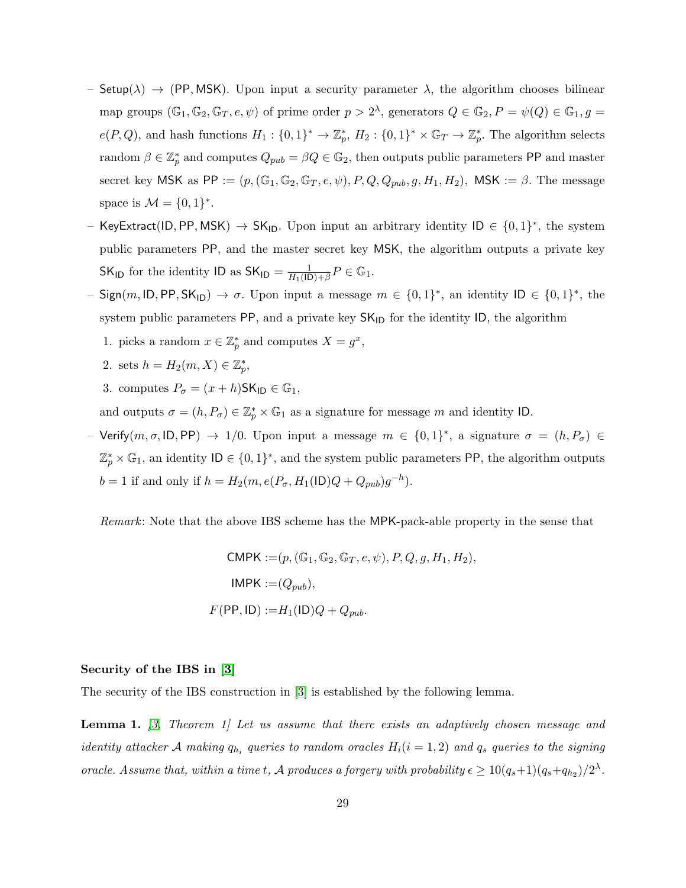– $\mathsf{Setup}(\lambda) \rightarrow (\mathsf{PP}, \mathsf{MSK})$. Upon input a security parameter $\lambda$, the algorithm chooses bilinear map groups $(\mathbb{G}_1, \mathbb{G}_2, \mathbb{G}_T, e, \psi)$ of prime order $p > 2^\lambda$, generators $Q \in \mathbb{G}_2, P = \psi(Q) \in \mathbb{G}_1, g = e(P, Q)$, and hash functions $H_1 : \{0,1\}^* \rightarrow \mathbb{Z}_p^*$, $H_2 : \{0,1\}^* \times \mathbb{G}_T \rightarrow \mathbb{Z}_p^*$. The algorithm selects random $\beta \in \mathbb{Z}_p^*$ and computes $Q_{pub} = \beta Q \in \mathbb{G}_2$, then outputs public parameters $\mathsf{PP}$ and master secret key $\mathsf{MSK}$ as $\mathsf{PP} := (p, (\mathbb{G}_1, \mathbb{G}_2, \mathbb{G}_T, e, \psi), P, Q, Q_{pub}, g, H_1, H_2)$, $\mathsf{MSK} := \beta$. The message space is $\mathcal{M} = \{0,1\}^*$.

– $\mathsf{KeyExtract}(\mathsf{ID}, \mathsf{PP}, \mathsf{MSK}) \rightarrow \mathsf{SK}_{\mathsf{ID}}$. Upon input an arbitrary identity $\mathsf{ID} \in \{0,1\}^*$, the system public parameters $\mathsf{PP}$, and the master secret key $\mathsf{MSK}$, the algorithm outputs a private key $\mathsf{SK}_{\mathsf{ID}}$ for the identity $\mathsf{ID}$ as $\mathsf{SK}_{\mathsf{ID}} = \frac{1}{H_1(\mathsf{ID}) + \beta} P \in \mathbb{G}_1$.

– $\mathsf{Sign}(m, \mathsf{ID}, \mathsf{PP}, \mathsf{SK}_{\mathsf{ID}}) \rightarrow \sigma$. Upon input a message $m \in \{0,1\}^*$, an identity $\mathsf{ID} \in \{0,1\}^*$, the system public parameters $\mathsf{PP}$, and a private key $\mathsf{SK}_{\mathsf{ID}}$ for the identity $\mathsf{ID}$, the algorithm

1. picks a random $x \in \mathbb{Z}_p^*$ and computes $X = g^x$,
2. sets $h = H_2(m, X) \in \mathbb{Z}_p^*$,
3. computes $P_\sigma = (x + h)\mathsf{SK}_{\mathsf{ID}} \in \mathbb{G}_1$,

and outputs $\sigma = (h, P_\sigma) \in \mathbb{Z}_p^* \times \mathbb{G}_1$ as a signature for message $m$ and identity $\mathsf{ID}$.

– $\mathsf{Verify}(m, \sigma, \mathsf{ID}, \mathsf{PP}) \rightarrow 1/0$. Upon input a message $m \in \{0,1\}^*$, a signature $\sigma = (h, P_\sigma) \in \mathbb{Z}_p^* \times \mathbb{G}_1$, an identity $\mathsf{ID} \in \{0,1\}^*$, and the system public parameters $\mathsf{PP}$, the algorithm outputs $b = 1$ if and only if $h = H_2(m, e(P_\sigma, H_1(\mathsf{ID})Q + Q_{pub})g^{-h})$.

*Remark*: Note that the above IBS scheme has the $\mathsf{MPK}$-pack-able property in the sense that

$$
\begin{aligned}
\mathsf{CMPK} :=& (p, (\mathbb{G}_1, \mathbb{G}_2, \mathbb{G}_T, e, \psi), P, Q, g, H_1, H_2), \\
\mathsf{IMPK} :=& (Q_{pub}), \\
F(\mathsf{PP}, \mathsf{ID}) :=& H_1(\mathsf{ID})Q + Q_{pub}.
\end{aligned}
$$

**Security of the IBS in [3]**

The security of the IBS construction in [3] is established by the following lemma.

**Lemma 1.** *[3, Theorem 1] Let us assume that there exists an adaptively chosen message and identity attacker $\mathcal{A}$ making $q_{h_i}$ queries to random oracles $H_i (i = 1, 2)$ and $q_s$ queries to the signing oracle. Assume that, within a time $t$, $\mathcal{A}$ produces a forgery with probability $\epsilon \geq 10(q_s+1)(q_s+q_{h_2})/2^\lambda$.*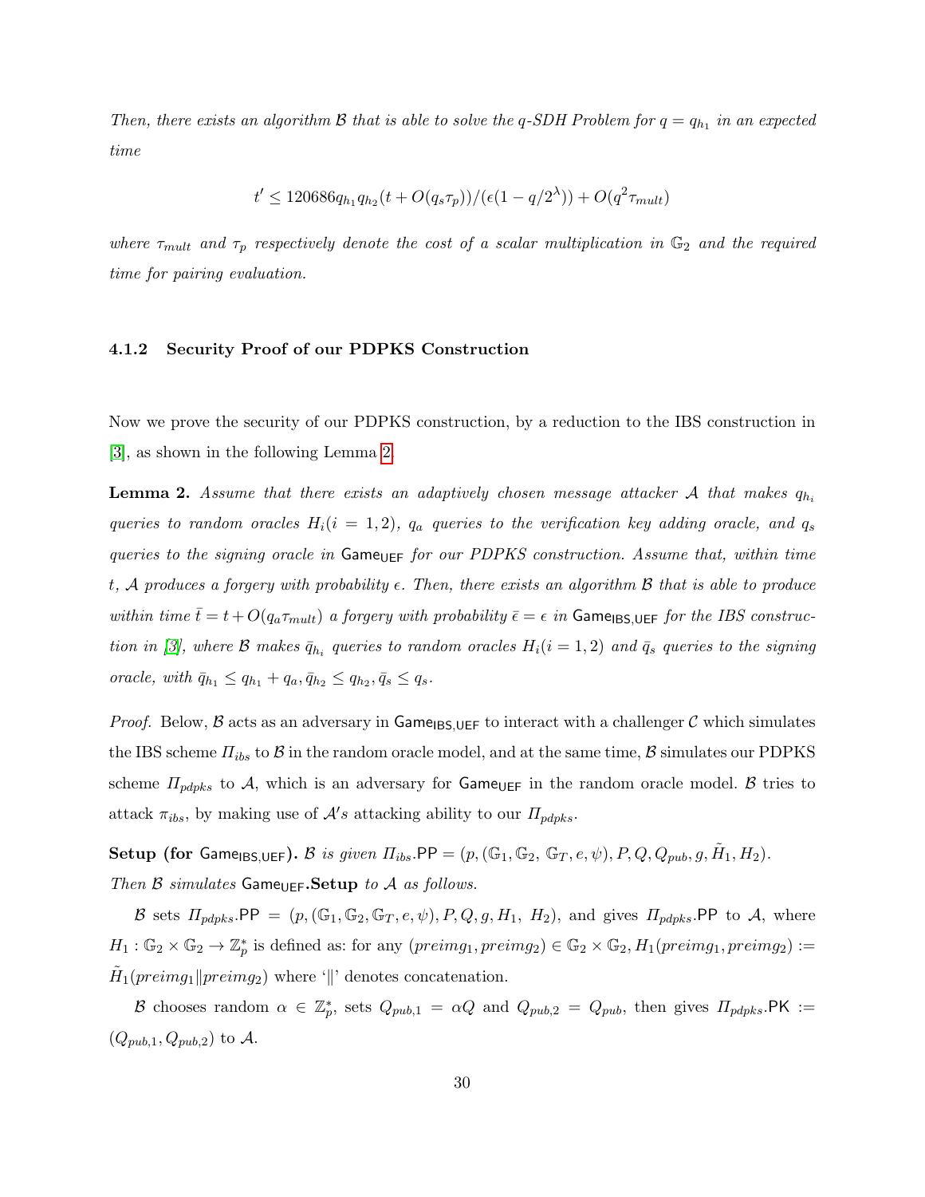*Then, there exists an algorithm $\mathcal{B}$ that is able to solve the q-SDH Problem for $q = q_{h_1}$ in an expected time*

$$t' \leq 120686 q_{h_1} q_{h_2} (t + O(q_s \tau_p))/(\epsilon(1 - q/2^\lambda)) + O(q^2 \tau_{mult})$$

*where $\tau_{mult}$ and $\tau_p$ respectively denote the cost of a scalar multiplication in $\mathbb{G}_2$ and the required time for pairing evaluation.*

### 4.1.2 Security Proof of our PDPKS Construction

Now we prove the security of our PDPKS construction, by a reduction to the IBS construction in [3], as shown in the following Lemma 2.

**Lemma 2.** *Assume that there exists an adaptively chosen message attacker $\mathcal{A}$ that makes $q_{h_i}$ queries to random oracles $H_i (i = 1, 2)$, $q_a$ queries to the verification key adding oracle, and $q_s$ queries to the signing oracle in $\mathsf{Game_{UEF}}$ for our PDPKS construction. Assume that, within time $t$, $\mathcal{A}$ produces a forgery with probability $\epsilon$. Then, there exists an algorithm $\mathcal{B}$ that is able to produce within time $\bar{t} = t + O(q_a \tau_{mult})$ a forgery with probability $\bar{\epsilon} = \epsilon$ in $\mathsf{Game_{IBS,UEF}}$ for the IBS construction in [3], where $\mathcal{B}$ makes $\bar{q}_{h_i}$ queries to random oracles $H_i (i = 1, 2)$ and $\bar{q}_s$ queries to the signing oracle, with $\bar{q}_{h_1} \leq q_{h_1} + q_a, \bar{q}_{h_2} \leq q_{h_2}, \bar{q}_s \leq q_s$.*

*Proof.* Below, $\mathcal{B}$ acts as an adversary in $\mathsf{Game_{IBS,UEF}}$ to interact with a challenger $\mathcal{C}$ which simulates the IBS scheme $\Pi_{ibs}$ to $\mathcal{B}$ in the random oracle model, and at the same time, $\mathcal{B}$ simulates our PDPKS scheme $\Pi_{pdpks}$ to $\mathcal{A}$, which is an adversary for $\mathsf{Game_{UEF}}$ in the random oracle model. $\mathcal{B}$ tries to attack $\pi_{ibs}$, by making use of $\mathcal{A}'s$ attacking ability to our $\Pi_{pdpks}$.

**Setup (for $\mathsf{Game_{IBS,UEF}}$).** *$\mathcal{B}$ is given $\Pi_{ibs}.\mathsf{PP} = (p, (\mathbb{G}_1, \mathbb{G}_2, \mathbb{G}_T, e, \psi), P, Q, Q_{pub}, g, \tilde{H}_1, H_2)$. Then $\mathcal{B}$ simulates $\mathsf{Game_{UEF}}$.**Setup** to $\mathcal{A}$ as follows.*

$\mathcal{B}$ sets $\Pi_{pdpks}.\mathsf{PP} = (p, (\mathbb{G}_1, \mathbb{G}_2, \mathbb{G}_T, e, \psi), P, Q, g, H_1, H_2)$, and gives $\Pi_{pdpks}.\mathsf{PP}$ to $\mathcal{A}$, where $H_1 : \mathbb{G}_2 \times \mathbb{G}_2 \to \mathbb{Z}_p^*$ is defined as: for any $(preimg_1, preimg_2) \in \mathbb{G}_2 \times \mathbb{G}_2$, $H_1(preimg_1, preimg_2) := \tilde{H}_1(preimg_1 \| preimg_2)$ where '$\|$' denotes concatenation.

$\mathcal{B}$ chooses random $\alpha \in \mathbb{Z}_p^*$, sets $Q_{pub,1} = \alpha Q$ and $Q_{pub,2} = Q_{pub}$, then gives $\Pi_{pdpks}.\mathsf{PK} := (Q_{pub,1}, Q_{pub,2})$ to $\mathcal{A}$.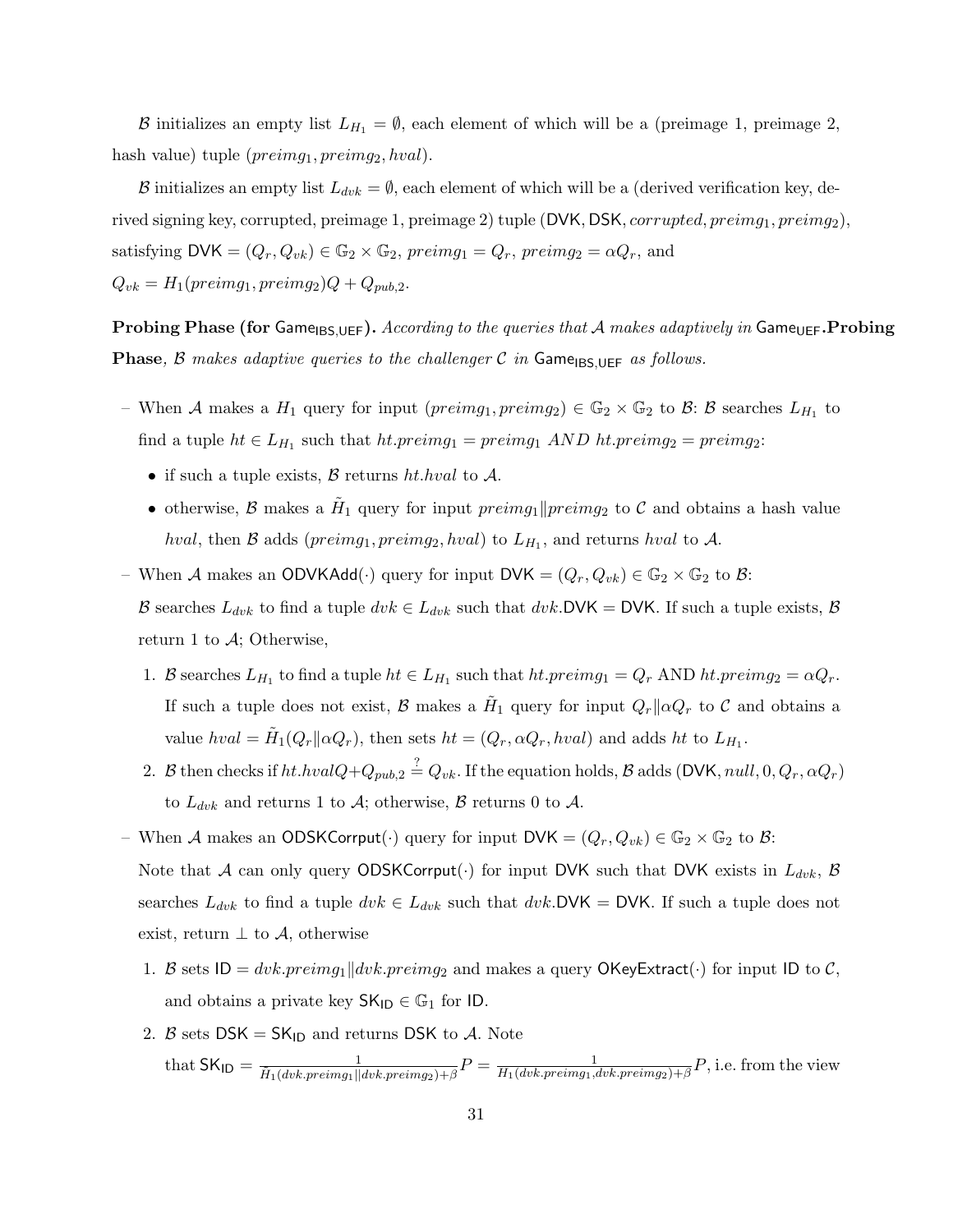$\mathcal{B}$ initializes an empty list $L_{H_1} = \emptyset$, each element of which will be a (preimage 1, preimage 2, hash value) tuple $(preimg_1, preimg_2, hval)$.

$\mathcal{B}$ initializes an empty list $L_{dvk} = \emptyset$, each element of which will be a (derived verification key, derived signing key, corrupted, preimage 1, preimage 2) tuple $(\mathsf{DVK}, \mathsf{DSK}, corrupted, preimg_1, preimg_2)$, satisfying $\mathsf{DVK} = (Q_r, Q_{vk}) \in \mathbb{G}_2 \times \mathbb{G}_2$, $preimg_1 = Q_r$, $preimg_2 = \alpha Q_r$, and $Q_{vk} = H_1(preimg_1, preimg_2)Q + Q_{pub,2}$.

**Probing Phase (for $\mathsf{Game}_{\mathsf{IBS,UEF}}$).** *According to the queries that $\mathcal{A}$ makes adaptively in* $\mathsf{Game}_{\mathsf{UEF}}$**.Probing Phase**, *$\mathcal{B}$ makes adaptive queries to the challenger $\mathcal{C}$ in $\mathsf{Game}_{\mathsf{IBS,UEF}}$ as follows.*

– When $\mathcal{A}$ makes a $H_1$ query for input $(preimg_1, preimg_2) \in \mathbb{G}_2 \times \mathbb{G}_2$ to $\mathcal{B}$: $\mathcal{B}$ searches $L_{H_1}$ to find a tuple $ht \in L_{H_1}$ such that $ht.preimg_1 = preimg_1 \; AND \; ht.preimg_2 = preimg_2$:
  - if such a tuple exists, $\mathcal{B}$ returns $ht.hval$ to $\mathcal{A}$.
  - otherwise, $\mathcal{B}$ makes a $\tilde{H}_1$ query for input $preimg_1 \| preimg_2$ to $\mathcal{C}$ and obtains a hash value $hval$, then $\mathcal{B}$ adds $(preimg_1, preimg_2, hval)$ to $L_{H_1}$, and returns $hval$ to $\mathcal{A}$.

– When $\mathcal{A}$ makes an $\mathsf{ODVKAdd}(\cdot)$ query for input $\mathsf{DVK} = (Q_r, Q_{vk}) \in \mathbb{G}_2 \times \mathbb{G}_2$ to $\mathcal{B}$:
  $\mathcal{B}$ searches $L_{dvk}$ to find a tuple $dvk \in L_{dvk}$ such that $dvk.\mathsf{DVK} = \mathsf{DVK}$. If such a tuple exists, $\mathcal{B}$ return 1 to $\mathcal{A}$; Otherwise,
  1. $\mathcal{B}$ searches $L_{H_1}$ to find a tuple $ht \in L_{H_1}$ such that $ht.preimg_1 = Q_r$ AND $ht.preimg_2 = \alpha Q_r$. If such a tuple does not exist, $\mathcal{B}$ makes a $\tilde{H}_1$ query for input $Q_r \| \alpha Q_r$ to $\mathcal{C}$ and obtains a value $hval = \tilde{H}_1(Q_r \| \alpha Q_r)$, then sets $ht = (Q_r, \alpha Q_r, hval)$ and adds $ht$ to $L_{H_1}$.
  2. $\mathcal{B}$ then checks if $ht.hval Q + Q_{pub,2} \stackrel{?}{=} Q_{vk}$. If the equation holds, $\mathcal{B}$ adds $(\mathsf{DVK}, null, 0, Q_r, \alpha Q_r)$ to $L_{dvk}$ and returns 1 to $\mathcal{A}$; otherwise, $\mathcal{B}$ returns 0 to $\mathcal{A}$.

– When $\mathcal{A}$ makes an $\mathsf{ODSKCorrput}(\cdot)$ query for input $\mathsf{DVK} = (Q_r, Q_{vk}) \in \mathbb{G}_2 \times \mathbb{G}_2$ to $\mathcal{B}$:
  Note that $\mathcal{A}$ can only query $\mathsf{ODSKCorrput}(\cdot)$ for input $\mathsf{DVK}$ such that $\mathsf{DVK}$ exists in $L_{dvk}$, $\mathcal{B}$ searches $L_{dvk}$ to find a tuple $dvk \in L_{dvk}$ such that $dvk.\mathsf{DVK} = \mathsf{DVK}$. If such a tuple does not exist, return $\perp$ to $\mathcal{A}$, otherwise
  1. $\mathcal{B}$ sets $\mathsf{ID} = dvk.preimg_1 \| dvk.preimg_2$ and makes a query $\mathsf{OKeyExtract}(\cdot)$ for input $\mathsf{ID}$ to $\mathcal{C}$, and obtains a private key $\mathsf{SK}_{\mathsf{ID}} \in \mathbb{G}_1$ for $\mathsf{ID}$.
  2. $\mathcal{B}$ sets $\mathsf{DSK} = \mathsf{SK}_{\mathsf{ID}}$ and returns $\mathsf{DSK}$ to $\mathcal{A}$. Note that $\mathsf{SK}_{\mathsf{ID}} = \frac{1}{\tilde{H}_1(dvk.preimg_1 \| dvk.preimg_2) + \beta} P = \frac{1}{H_1(dvk.preimg_1, dvk.preimg_2) + \beta} P$, i.e. from the view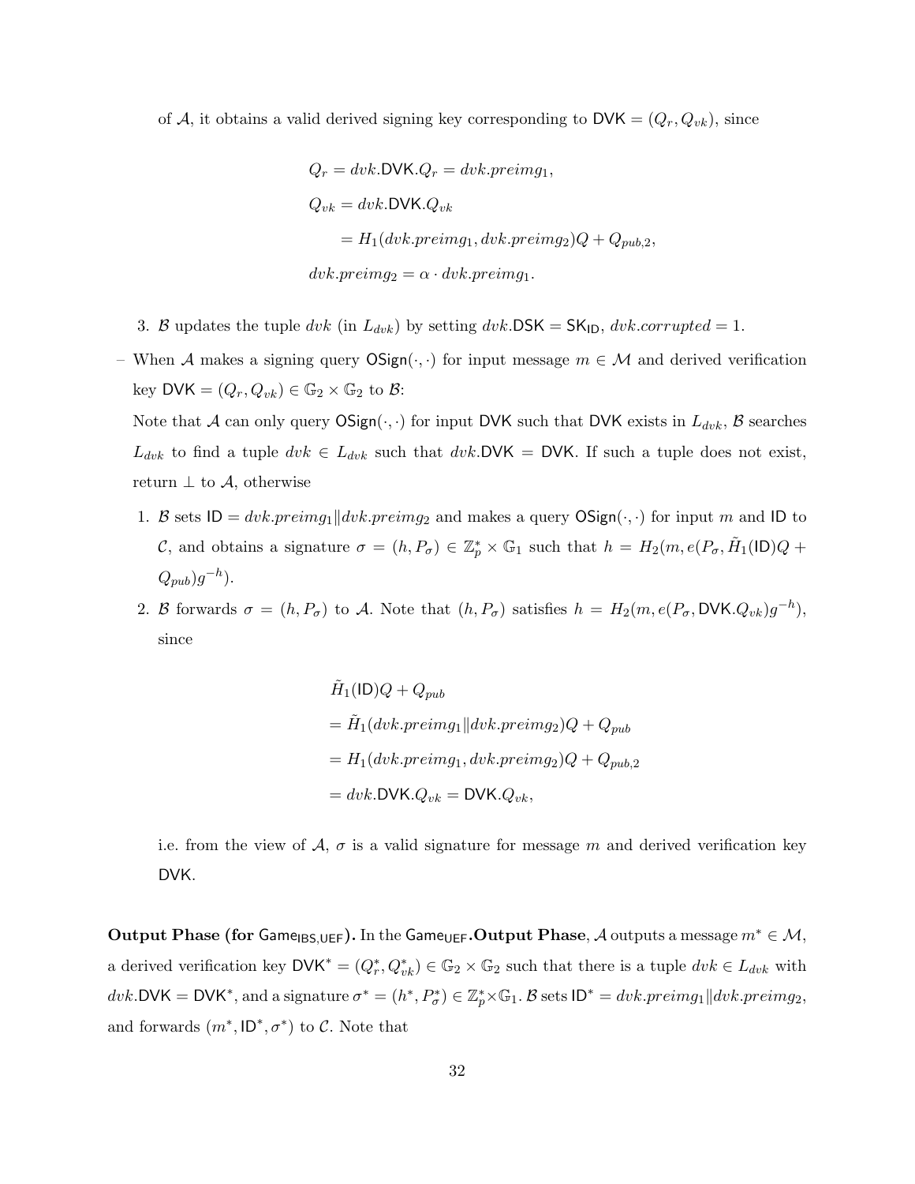of $\mathcal{A}$, it obtains a valid derived signing key corresponding to $\mathsf{DVK} = (Q_r, Q_{vk})$, since

$$
\begin{aligned}
Q_r &= dvk.\mathsf{DVK}.Q_r = dvk.preimg_1, \\
Q_{vk} &= dvk.\mathsf{DVK}.Q_{vk} \\
&= H_1(dvk.preimg_1, dvk.preimg_2)Q + Q_{pub,2}, \\
dvk.preimg_2 &= \alpha \cdot dvk.preimg_1.
\end{aligned}
$$

3. $\mathcal{B}$ updates the tuple $dvk$ (in $L_{dvk}$) by setting $dvk.\mathsf{DSK} = \mathsf{SK}_{\mathsf{ID}}$, $dvk.corrupted = 1$.

– When $\mathcal{A}$ makes a signing query $\mathsf{OSign}(\cdot,\cdot)$ for input message $m \in \mathcal{M}$ and derived verification key $\mathsf{DVK} = (Q_r, Q_{vk}) \in \mathbb{G}_2 \times \mathbb{G}_2$ to $\mathcal{B}$:

Note that $\mathcal{A}$ can only query $\mathsf{OSign}(\cdot,\cdot)$ for input $\mathsf{DVK}$ such that $\mathsf{DVK}$ exists in $L_{dvk}$, $\mathcal{B}$ searches $L_{dvk}$ to find a tuple $dvk \in L_{dvk}$ such that $dvk.\mathsf{DVK} = \mathsf{DVK}$. If such a tuple does not exist, return $\perp$ to $\mathcal{A}$, otherwise

1. $\mathcal{B}$ sets $\mathsf{ID} = dvk.preimg_1 \| dvk.preimg_2$ and makes a query $\mathsf{OSign}(\cdot,\cdot)$ for input $m$ and $\mathsf{ID}$ to $\mathcal{C}$, and obtains a signature $\sigma = (h, P_\sigma) \in \mathbb{Z}_p^* \times \mathbb{G}_1$ such that $h = H_2(m, e(P_\sigma, \tilde{H}_1(\mathsf{ID})Q + Q_{pub})g^{-h})$.
2. $\mathcal{B}$ forwards $\sigma = (h, P_\sigma)$ to $\mathcal{A}$. Note that $(h, P_\sigma)$ satisfies $h = H_2(m, e(P_\sigma, \mathsf{DVK}.Q_{vk})g^{-h})$, since

$$
\begin{aligned}
&\tilde{H}_1(\mathsf{ID})Q + Q_{pub} \\
&= \tilde{H}_1(dvk.preimg_1 \| dvk.preimg_2)Q + Q_{pub} \\
&= H_1(dvk.preimg_1, dvk.preimg_2)Q + Q_{pub,2} \\
&= dvk.\mathsf{DVK}.Q_{vk} = \mathsf{DVK}.Q_{vk},
\end{aligned}
$$

i.e. from the view of $\mathcal{A}$, $\sigma$ is a valid signature for message $m$ and derived verification key $\mathsf{DVK}$.

**Output Phase (for $\mathsf{Game}_{\mathsf{IBS,UEF}}$).** In the $\mathsf{Game}_{\mathsf{UEF}}$.**Output Phase**, $\mathcal{A}$ outputs a message $m^* \in \mathcal{M}$, a derived verification key $\mathsf{DVK}^* = (Q_r^*, Q_{vk}^*) \in \mathbb{G}_2 \times \mathbb{G}_2$ such that there is a tuple $dvk \in L_{dvk}$ with $dvk.\mathsf{DVK} = \mathsf{DVK}^*$, and a signature $\sigma^* = (h^*, P_\sigma^*) \in \mathbb{Z}_p^* \times \mathbb{G}_1$. $\mathcal{B}$ sets $\mathsf{ID}^* = dvk.preimg_1 \| dvk.preimg_2$, and forwards $(m^*, \mathsf{ID}^*, \sigma^*)$ to $\mathcal{C}$. Note that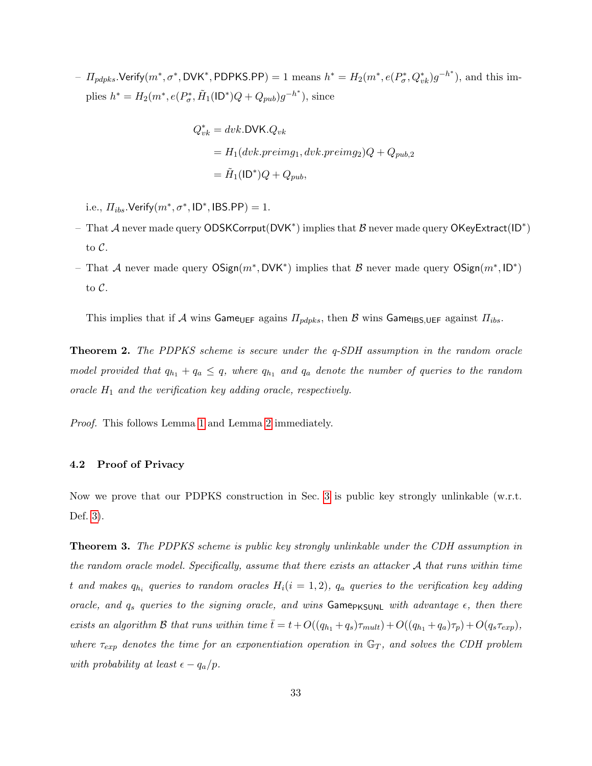– $\Pi_{pdpks}.\mathsf{Verify}(m^*, \sigma^*, \mathsf{DVK}^*, \mathsf{PDPKS.PP}) = 1$ means $h^* = H_2(m^*, e(P_\sigma^*, Q_{vk}^*)g^{-h^*})$, and this implies $h^* = H_2(m^*, e(P_\sigma^*, \tilde{H}_1(\mathsf{ID}^*)Q + Q_{pub})g^{-h^*})$, since

$$
\begin{aligned}
Q_{vk}^* &= dvk.\mathsf{DVK}.Q_{vk} \\
&= H_1(dvk.preimg_1, dvk.preimg_2)Q + Q_{pub,2} \\
&= \tilde{H}_1(\mathsf{ID}^*)Q + Q_{pub},
\end{aligned}
$$

i.e., $\Pi_{ibs}.\mathsf{Verify}(m^*, \sigma^*, \mathsf{ID}^*, \mathsf{IBS.PP}) = 1$.

– That $\mathcal{A}$ never made query $\mathsf{ODSKCorrput}(\mathsf{DVK}^*)$ implies that $\mathcal{B}$ never made query $\mathsf{OKeyExtract}(\mathsf{ID}^*)$ to $\mathcal{C}$.

– That $\mathcal{A}$ never made query $\mathsf{OSign}(m^*, \mathsf{DVK}^*)$ implies that $\mathcal{B}$ never made query $\mathsf{OSign}(m^*, \mathsf{ID}^*)$ to $\mathcal{C}$.

This implies that if $\mathcal{A}$ wins $\mathsf{Game}_{\mathsf{UEF}}$ agains $\Pi_{pdpks}$, then $\mathcal{B}$ wins $\mathsf{Game}_{\mathsf{IBS,UEF}}$ against $\Pi_{ibs}$.

**Theorem 2.** *The PDPKS scheme is secure under the q-SDH assumption in the random oracle model provided that $q_{h_1} + q_a \leq q$, where $q_{h_1}$ and $q_a$ denote the number of queries to the random oracle $H_1$ and the verification key adding oracle, respectively.*

*Proof.* This follows Lemma 1 and Lemma 2 immediately.

### 4.2 Proof of Privacy

Now we prove that our PDPKS construction in Sec. 3 is public key strongly unlinkable (w.r.t. Def. 3).

**Theorem 3.** *The PDPKS scheme is public key strongly unlinkable under the CDH assumption in the random oracle model. Specifically, assume that there exists an attacker $\mathcal{A}$ that runs within time $t$ and makes $q_{h_i}$ queries to random oracles $H_i (i = 1, 2)$, $q_a$ queries to the verification key adding oracle, and $q_s$ queries to the signing oracle, and wins $\mathsf{Game}_{\mathsf{PKSUNL}}$ with advantage $\epsilon$, then there exists an algorithm $\mathcal{B}$ that runs within time $\bar{t} = t + O((q_{h_1} + q_s)\tau_{mult}) + O((q_{h_1} + q_a)\tau_p) + O(q_s\tau_{exp})$, where $\tau_{exp}$ denotes the time for an exponentiation operation in $\mathbb{G}_T$, and solves the CDH problem with probability at least $\epsilon - q_a/p$.*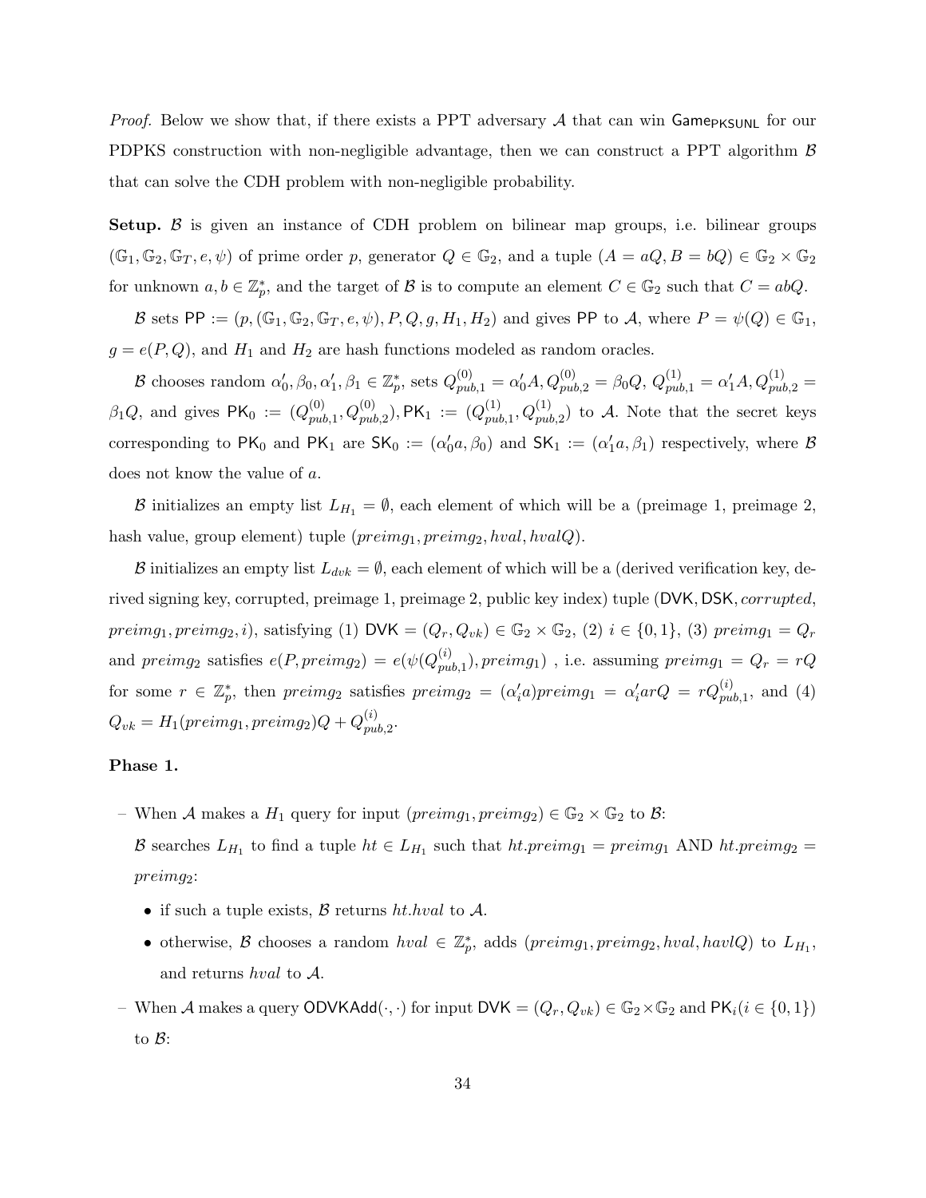*Proof.* Below we show that, if there exists a PPT adversary $\mathcal{A}$ that can win $\mathsf{Game}_{\mathsf{PKSUNL}}$ for our PDPKS construction with non-negligible advantage, then we can construct a PPT algorithm $\mathcal{B}$ that can solve the CDH problem with non-negligible probability.

**Setup.** $\mathcal{B}$ is given an instance of CDH problem on bilinear map groups, i.e. bilinear groups $(\mathbb{G}_1, \mathbb{G}_2, \mathbb{G}_T, e, \psi)$ of prime order $p$, generator $Q \in \mathbb{G}_2$, and a tuple $(A = aQ, B = bQ) \in \mathbb{G}_2 \times \mathbb{G}_2$ for unknown $a, b \in \mathbb{Z}_p^*$, and the target of $\mathcal{B}$ is to compute an element $C \in \mathbb{G}_2$ such that $C = abQ$.

$\mathcal{B}$ sets $\mathsf{PP} := (p, (\mathbb{G}_1, \mathbb{G}_2, \mathbb{G}_T, e, \psi), P, Q, g, H_1, H_2)$ and gives $\mathsf{PP}$ to $\mathcal{A}$, where $P = \psi(Q) \in \mathbb{G}_1$, $g = e(P, Q)$, and $H_1$ and $H_2$ are hash functions modeled as random oracles.

$\mathcal{B}$ chooses random $\alpha_0', \beta_0, \alpha_1', \beta_1 \in \mathbb{Z}_p^*$, sets $Q_{pub,1}^{(0)} = \alpha_0' A, Q_{pub,2}^{(0)} = \beta_0 Q$, $Q_{pub,1}^{(1)} = \alpha_1' A, Q_{pub,2}^{(1)} = \beta_1 Q$, and gives $\mathsf{PK}_0 := (Q_{pub,1}^{(0)}, Q_{pub,2}^{(0)}), \mathsf{PK}_1 := (Q_{pub,1}^{(1)}, Q_{pub,2}^{(1)})$ to $\mathcal{A}$. Note that the secret keys corresponding to $\mathsf{PK}_0$ and $\mathsf{PK}_1$ are $\mathsf{SK}_0 := (\alpha_0' a, \beta_0)$ and $\mathsf{SK}_1 := (\alpha_1' a, \beta_1)$ respectively, where $\mathcal{B}$ does not know the value of $a$.

$\mathcal{B}$ initializes an empty list $L_{H_1} = \emptyset$, each element of which will be a (preimage 1, preimage 2, hash value, group element) tuple $(preimg_1, preimg_2, hval, hvalQ)$.

$\mathcal{B}$ initializes an empty list $L_{dvk} = \emptyset$, each element of which will be a (derived verification key, derived signing key, corrupted, preimage 1, preimage 2, public key index) tuple $(\mathsf{DVK}, \mathsf{DSK}, corrupted, preimg_1, preimg_2, i)$, satisfying (1) $\mathsf{DVK} = (Q_r, Q_{vk}) \in \mathbb{G}_2 \times \mathbb{G}_2$, (2) $i \in \{0, 1\}$, (3) $preimg_1 = Q_r$ and $preimg_2$ satisfies $e(P, preimg_2) = e(\psi(Q_{pub,1}^{(i)}), preimg_1)$ , i.e. assuming $preimg_1 = Q_r = rQ$ for some $r \in \mathbb{Z}_p^*$, then $preimg_2$ satisfies $preimg_2 = (\alpha_i' a) preimg_1 = \alpha_i' arQ = rQ_{pub,1}^{(i)}$, and (4) $Q_{vk} = H_1(preimg_1, preimg_2)Q + Q_{pub,2}^{(i)}$.

**Phase 1.**

– When $\mathcal{A}$ makes a $H_1$ query for input $(preimg_1, preimg_2) \in \mathbb{G}_2 \times \mathbb{G}_2$ to $\mathcal{B}$:

$\mathcal{B}$ searches $L_{H_1}$ to find a tuple $ht \in L_{H_1}$ such that $ht.preimg_1 = preimg_1$ AND $ht.preimg_2 = preimg_2$:

- if such a tuple exists, $\mathcal{B}$ returns $ht.hval$ to $\mathcal{A}$.
- otherwise, $\mathcal{B}$ chooses a random $hval \in \mathbb{Z}_p^*$, adds $(preimg_1, preimg_2, hval, havlQ)$ to $L_{H_1}$, and returns $hval$ to $\mathcal{A}$.

– When $\mathcal{A}$ makes a query $\mathsf{ODVKAdd}(\cdot, \cdot)$ for input $\mathsf{DVK} = (Q_r, Q_{vk}) \in \mathbb{G}_2 \times \mathbb{G}_2$ and $\mathsf{PK}_i (i \in \{0, 1\})$ to $\mathcal{B}$: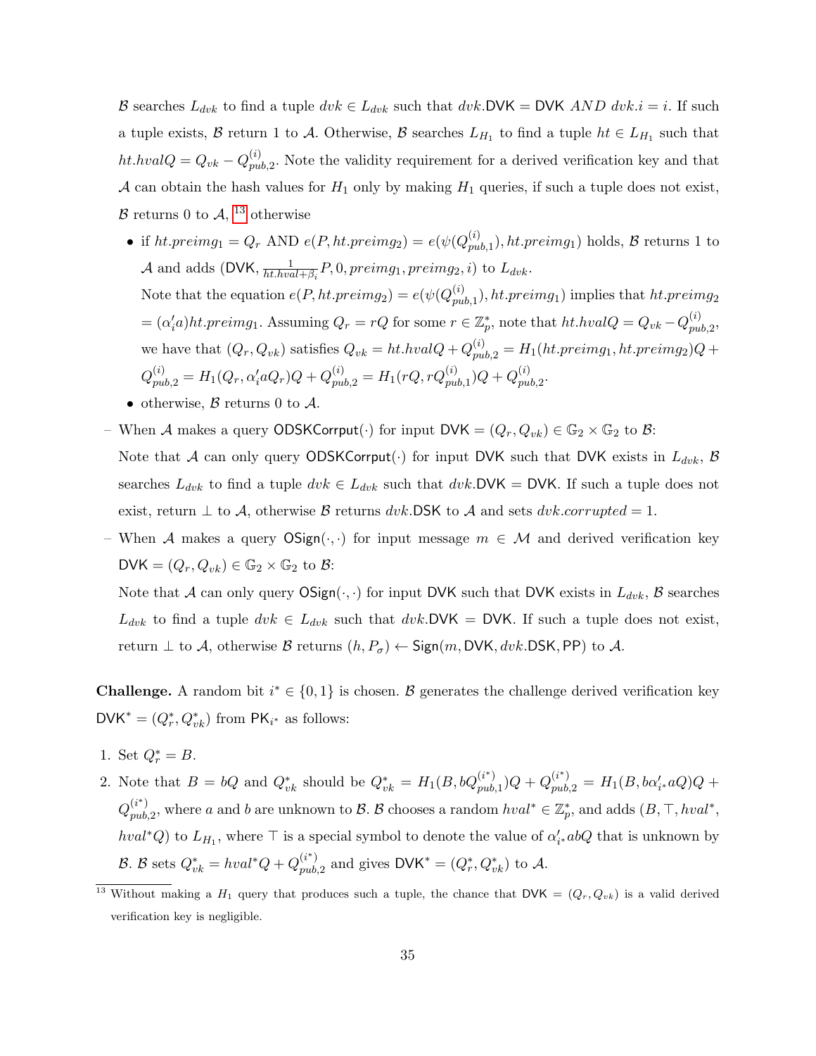$\mathcal{B}$ searches $L_{dvk}$ to find a tuple $dvk \in L_{dvk}$ such that $dvk.\mathsf{DVK} = \mathsf{DVK}$ *AND* $dvk.i = i$. If such a tuple exists, $\mathcal{B}$ return 1 to $\mathcal{A}$. Otherwise, $\mathcal{B}$ searches $L_{H_1}$ to find a tuple $ht \in L_{H_1}$ such that $ht.hvalQ = Q_{vk} - Q_{pub,2}^{(i)}$. Note the validity requirement for a derived verification key and that $\mathcal{A}$ can obtain the hash values for $H_1$ only by making $H_1$ queries, if such a tuple does not exist, $\mathcal{B}$ returns 0 to $\mathcal{A}$, [13] otherwise

- if $ht.preimg_1 = Q_r$ AND $e(P, ht.preimg_2) = e(\psi(Q_{pub,1}^{(i)}), ht.preimg_1)$ holds, $\mathcal{B}$ returns 1 to $\mathcal{A}$ and adds $(\mathsf{DVK}, \frac{1}{ht.hval+\beta_i}P, 0, preimg_1, preimg_2, i)$ to $L_{dvk}$.

  Note that the equation $e(P, ht.preimg_2) = e(\psi(Q_{pub,1}^{(i)}), ht.preimg_1)$ implies that $ht.preimg_2 = (\alpha_i' a)ht.preimg_1$. Assuming $Q_r = rQ$ for some $r \in \mathbb{Z}_p^*$, note that $ht.hvalQ = Q_{vk} - Q_{pub,2}^{(i)}$, we have that $(Q_r, Q_{vk})$ satisfies $Q_{vk} = ht.hvalQ + Q_{pub,2}^{(i)} = H_1(ht.preimg_1, ht.preimg_2)Q + Q_{pub,2}^{(i)} = H_1(Q_r, \alpha_i' a Q_r)Q + Q_{pub,2}^{(i)} = H_1(rQ, rQ_{pub,1}^{(i)})Q + Q_{pub,2}^{(i)}$.
- otherwise, $\mathcal{B}$ returns 0 to $\mathcal{A}$.

– When $\mathcal{A}$ makes a query $\mathsf{ODSKCorrput}(\cdot)$ for input $\mathsf{DVK} = (Q_r, Q_{vk}) \in \mathbb{G}_2 \times \mathbb{G}_2$ to $\mathcal{B}$:

Note that $\mathcal{A}$ can only query $\mathsf{ODSKCorrput}(\cdot)$ for input $\mathsf{DVK}$ such that $\mathsf{DVK}$ exists in $L_{dvk}$, $\mathcal{B}$ searches $L_{dvk}$ to find a tuple $dvk \in L_{dvk}$ such that $dvk.\mathsf{DVK} = \mathsf{DVK}$. If such a tuple does not exist, return $\perp$ to $\mathcal{A}$, otherwise $\mathcal{B}$ returns $dvk.\mathsf{DSK}$ to $\mathcal{A}$ and sets $dvk.corrupted = 1$.

– When $\mathcal{A}$ makes a query $\mathsf{OSign}(\cdot,\cdot)$ for input message $m \in \mathcal{M}$ and derived verification key $\mathsf{DVK} = (Q_r, Q_{vk}) \in \mathbb{G}_2 \times \mathbb{G}_2$ to $\mathcal{B}$:

Note that $\mathcal{A}$ can only query $\mathsf{OSign}(\cdot,\cdot)$ for input $\mathsf{DVK}$ such that $\mathsf{DVK}$ exists in $L_{dvk}$, $\mathcal{B}$ searches $L_{dvk}$ to find a tuple $dvk \in L_{dvk}$ such that $dvk.\mathsf{DVK} = \mathsf{DVK}$. If such a tuple does not exist, return $\perp$ to $\mathcal{A}$, otherwise $\mathcal{B}$ returns $(h, P_\sigma) \leftarrow \mathsf{Sign}(m, \mathsf{DVK}, dvk.\mathsf{DSK}, \mathsf{PP})$ to $\mathcal{A}$.

**Challenge.** A random bit $i^* \in \{0,1\}$ is chosen. $\mathcal{B}$ generates the challenge derived verification key $\mathsf{DVK}^* = (Q_r^*, Q_{vk}^*)$ from $\mathsf{PK}_{i^*}$ as follows:

1. Set $Q_r^* = B$.
2. Note that $B = bQ$ and $Q_{vk}^*$ should be $Q_{vk}^* = H_1(B, bQ_{pub,1}^{(i^*)})Q + Q_{pub,2}^{(i^*)} = H_1(B, b\alpha_{i^*}' aQ)Q + Q_{pub,2}^{(i^*)}$, where $a$ and $b$ are unknown to $\mathcal{B}$. $\mathcal{B}$ chooses a random $hval^* \in \mathbb{Z}_p^*$, and adds $(B, \top, hval^*, hval^*Q)$ to $L_{H_1}$, where $\top$ is a special symbol to denote the value of $\alpha_{i^*}' abQ$ that is unknown by $\mathcal{B}$. $\mathcal{B}$ sets $Q_{vk}^* = hval^*Q + Q_{pub,2}^{(i^*)}$ and gives $\mathsf{DVK}^* = (Q_r^*, Q_{vk}^*)$ to $\mathcal{A}$.

[13] Without making a $H_1$ query that produces such a tuple, the chance that $\mathsf{DVK} = (Q_r, Q_{vk})$ is a valid derived verification key is negligible.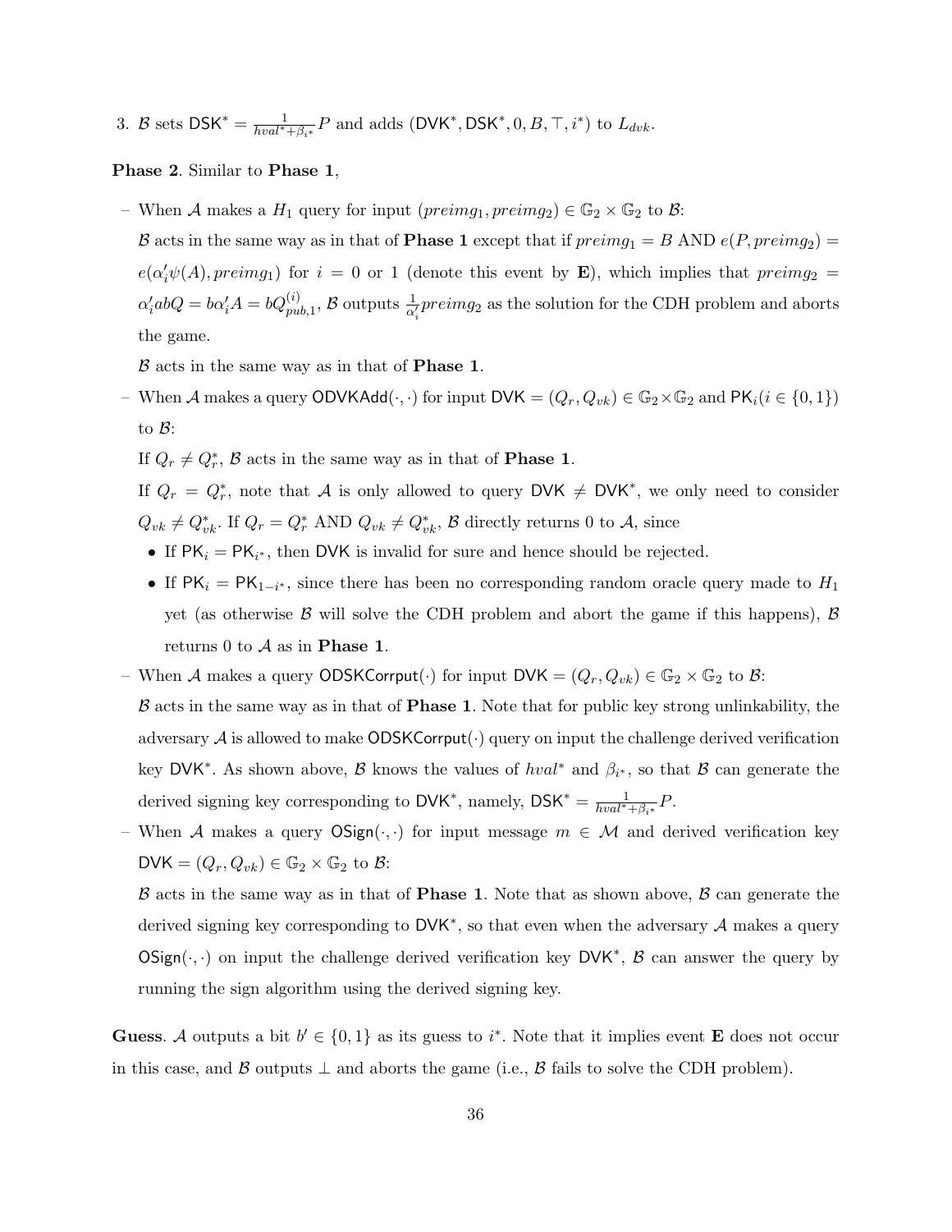3. $\mathcal{B}$ sets $\mathsf{DSK}^* = \frac{1}{hval^* + \beta_{i^*}} P$ and adds $(\mathsf{DVK}^*, \mathsf{DSK}^*, 0, B, \top, i^*)$ to $L_{dvk}$.

**Phase 2**. Similar to **Phase 1**,

– When $\mathcal{A}$ makes a $H_1$ query for input $(preimg_1, preimg_2) \in \mathbb{G}_2 \times \mathbb{G}_2$ to $\mathcal{B}$:

$\mathcal{B}$ acts in the same way as in that of **Phase 1** except that if $preimg_1 = B$ AND $e(P, preimg_2) = e(\alpha_i' \psi(A), preimg_1)$ for $i = 0$ or $1$ (denote this event by **E**), which implies that $preimg_2 = \alpha_i' abQ = b\alpha_i' A = bQ_{pub,1}^{(i)}$, $\mathcal{B}$ outputs $\frac{1}{\alpha_i'} preimg_2$ as the solution for the CDH problem and aborts the game.

$\mathcal{B}$ acts in the same way as in that of **Phase 1**.

– When $\mathcal{A}$ makes a query $\mathsf{ODVKAdd}(\cdot, \cdot)$ for input $\mathsf{DVK} = (Q_r, Q_{vk}) \in \mathbb{G}_2 \times \mathbb{G}_2$ and $\mathsf{PK}_i (i \in \{0, 1\})$ to $\mathcal{B}$:

If $Q_r \neq Q_r^*$, $\mathcal{B}$ acts in the same way as in that of **Phase 1**.

If $Q_r = Q_r^*$, note that $\mathcal{A}$ is only allowed to query $\mathsf{DVK} \neq \mathsf{DVK}^*$, we only need to consider $Q_{vk} \neq Q_{vk}^*$. If $Q_r = Q_r^*$ AND $Q_{vk} \neq Q_{vk}^*$, $\mathcal{B}$ directly returns 0 to $\mathcal{A}$, since

- If $\mathsf{PK}_i = \mathsf{PK}_{i^*}$, then $\mathsf{DVK}$ is invalid for sure and hence should be rejected.
- If $\mathsf{PK}_i = \mathsf{PK}_{1-i^*}$, since there has been no corresponding random oracle query made to $H_1$ yet (as otherwise $\mathcal{B}$ will solve the CDH problem and abort the game if this happens), $\mathcal{B}$ returns 0 to $\mathcal{A}$ as in **Phase 1**.

– When $\mathcal{A}$ makes a query $\mathsf{ODSKCorrput}(\cdot)$ for input $\mathsf{DVK} = (Q_r, Q_{vk}) \in \mathbb{G}_2 \times \mathbb{G}_2$ to $\mathcal{B}$:

$\mathcal{B}$ acts in the same way as in that of **Phase 1**. Note that for public key strong unlinkability, the adversary $\mathcal{A}$ is allowed to make $\mathsf{ODSKCorrput}(\cdot)$ query on input the challenge derived verification key $\mathsf{DVK}^*$. As shown above, $\mathcal{B}$ knows the values of $hval^*$ and $\beta_{i^*}$, so that $\mathcal{B}$ can generate the derived signing key corresponding to $\mathsf{DVK}^*$, namely, $\mathsf{DSK}^* = \frac{1}{hval^* + \beta_{i^*}} P$.

– When $\mathcal{A}$ makes a query $\mathsf{OSign}(\cdot, \cdot)$ for input message $m \in \mathcal{M}$ and derived verification key $\mathsf{DVK} = (Q_r, Q_{vk}) \in \mathbb{G}_2 \times \mathbb{G}_2$ to $\mathcal{B}$:

$\mathcal{B}$ acts in the same way as in that of **Phase 1**. Note that as shown above, $\mathcal{B}$ can generate the derived signing key corresponding to $\mathsf{DVK}^*$, so that even when the adversary $\mathcal{A}$ makes a query $\mathsf{OSign}(\cdot, \cdot)$ on input the challenge derived verification key $\mathsf{DVK}^*$, $\mathcal{B}$ can answer the query by running the sign algorithm using the derived signing key.

**Guess**. $\mathcal{A}$ outputs a bit $b' \in \{0, 1\}$ as its guess to $i^*$. Note that it implies event **E** does not occur in this case, and $\mathcal{B}$ outputs $\perp$ and aborts the game (i.e., $\mathcal{B}$ fails to solve the CDH problem).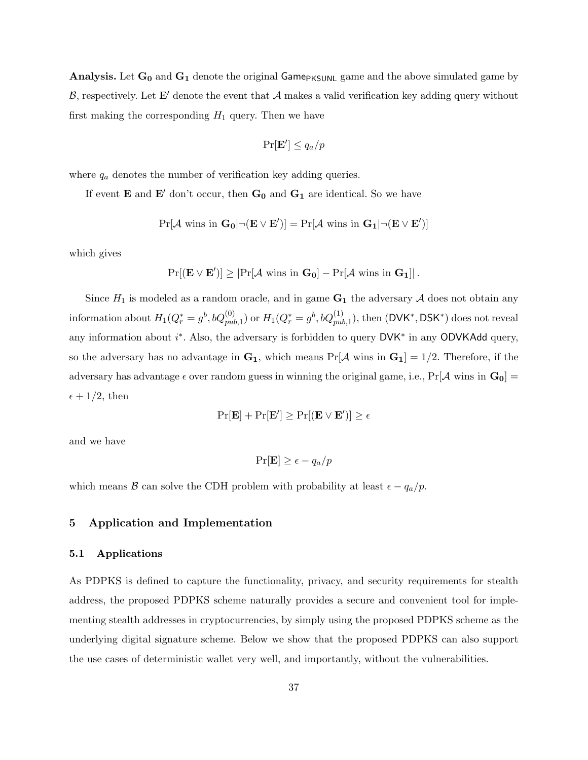**Analysis.** Let $\mathbf{G_0}$ and $\mathbf{G_1}$ denote the original $\mathsf{Game}_{\mathsf{PKSUNL}}$ game and the above simulated game by $\mathcal{B}$, respectively. Let $\mathbf{E}'$ denote the event that $\mathcal{A}$ makes a valid verification key adding query without first making the corresponding $H_1$ query. Then we have

$$\Pr[\mathbf{E}'] \leq q_a/p$$

where $q_a$ denotes the number of verification key adding queries.

If event $\mathbf{E}$ and $\mathbf{E}'$ don't occur, then $\mathbf{G_0}$ and $\mathbf{G_1}$ are identical. So we have

$$\Pr[\mathcal{A} \text{ wins in } \mathbf{G_0} | \neg(\mathbf{E} \vee \mathbf{E}')] = \Pr[\mathcal{A} \text{ wins in } \mathbf{G_1} | \neg(\mathbf{E} \vee \mathbf{E}')]$$

which gives

$$\Pr[(\mathbf{E} \vee \mathbf{E}')] \geq |\Pr[\mathcal{A} \text{ wins in } \mathbf{G_0}] - \Pr[\mathcal{A} \text{ wins in } \mathbf{G_1}]| \,.$$

Since $H_1$ is modeled as a random oracle, and in game $\mathbf{G_1}$ the adversary $\mathcal{A}$ does not obtain any information about $H_1(Q_r^* = g^b, bQ_{pub,1}^{(0)})$ or $H_1(Q_r^* = g^b, bQ_{pub,1}^{(1)})$, then $(\mathsf{DVK}^*, \mathsf{DSK}^*)$ does not reveal any information about $i^*$. Also, the adversary is forbidden to query $\mathsf{DVK}^*$ in any $\mathsf{ODVKAdd}$ query, so the adversary has no advantage in $\mathbf{G_1}$, which means $\Pr[\mathcal{A} \text{ wins in } \mathbf{G_1}] = 1/2$. Therefore, if the adversary has advantage $\epsilon$ over random guess in winning the original game, i.e., $\Pr[\mathcal{A} \text{ wins in } \mathbf{G_0}] = \epsilon + 1/2$, then

$$\Pr[\mathbf{E}] + \Pr[\mathbf{E}'] \geq \Pr[(\mathbf{E} \vee \mathbf{E}')] \geq \epsilon$$

and we have

$$\Pr[\mathbf{E}] \geq \epsilon - q_a/p$$

which means $\mathcal{B}$ can solve the CDH problem with probability at least $\epsilon - q_a/p$.

## 5 Application and Implementation

### 5.1 Applications

As PDPKS is defined to capture the functionality, privacy, and security requirements for stealth address, the proposed PDPKS scheme naturally provides a secure and convenient tool for implementing stealth addresses in cryptocurrencies, by simply using the proposed PDPKS scheme as the underlying digital signature scheme. Below we show that the proposed PDPKS can also support the use cases of deterministic wallet very well, and importantly, without the vulnerabilities.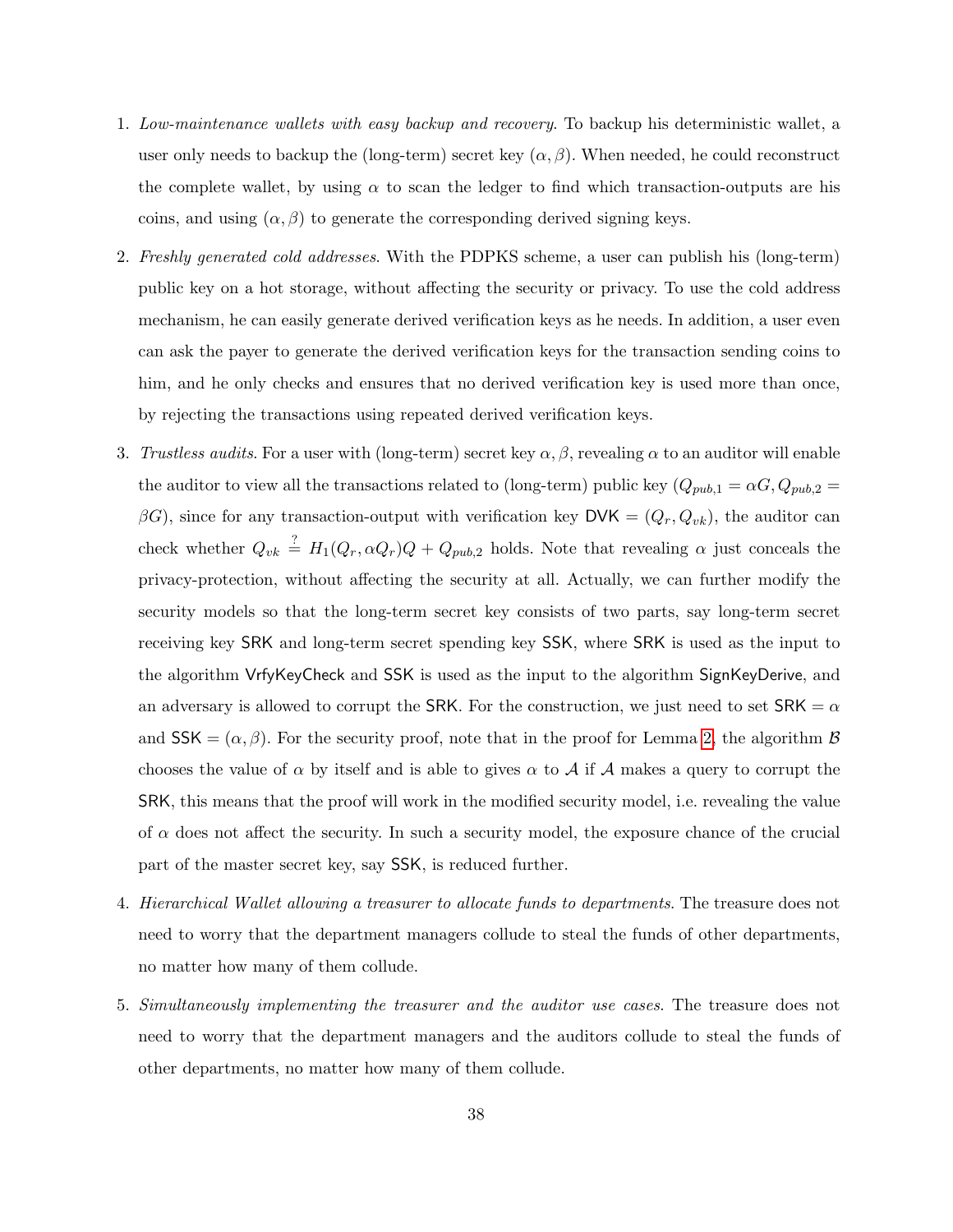1. *Low-maintenance wallets with easy backup and recovery.* To backup his deterministic wallet, a user only needs to backup the (long-term) secret key $(\alpha, \beta)$. When needed, he could reconstruct the complete wallet, by using $\alpha$ to scan the ledger to find which transaction-outputs are his coins, and using $(\alpha, \beta)$ to generate the corresponding derived signing keys.

2. *Freshly generated cold addresses.* With the PDPKS scheme, a user can publish his (long-term) public key on a hot storage, without affecting the security or privacy. To use the cold address mechanism, he can easily generate derived verification keys as he needs. In addition, a user even can ask the payer to generate the derived verification keys for the transaction sending coins to him, and he only checks and ensures that no derived verification key is used more than once, by rejecting the transactions using repeated derived verification keys.

3. *Trustless audits.* For a user with (long-term) secret key $\alpha, \beta$, revealing $\alpha$ to an auditor will enable the auditor to view all the transactions related to (long-term) public key $(Q_{pub,1} = \alpha G, Q_{pub,2} = \beta G)$, since for any transaction-output with verification key $\mathsf{DVK} = (Q_r, Q_{vk})$, the auditor can check whether $Q_{vk} \stackrel{?}{=} H_1(Q_r, \alpha Q_r)Q + Q_{pub,2}$ holds. Note that revealing $\alpha$ just conceals the privacy-protection, without affecting the security at all. Actually, we can further modify the security models so that the long-term secret key consists of two parts, say long-term secret receiving key $\mathsf{SRK}$ and long-term secret spending key $\mathsf{SSK}$, where $\mathsf{SRK}$ is used as the input to the algorithm $\mathsf{VrfyKeyCheck}$ and $\mathsf{SSK}$ is used as the input to the algorithm $\mathsf{SignKeyDerive}$, and an adversary is allowed to corrupt the $\mathsf{SRK}$. For the construction, we just need to set $\mathsf{SRK} = \alpha$ and $\mathsf{SSK} = (\alpha, \beta)$. For the security proof, note that in the proof for Lemma 2, the algorithm $\mathcal{B}$ chooses the value of $\alpha$ by itself and is able to gives $\alpha$ to $\mathcal{A}$ if $\mathcal{A}$ makes a query to corrupt the $\mathsf{SRK}$, this means that the proof will work in the modified security model, i.e. revealing the value of $\alpha$ does not affect the security. In such a security model, the exposure chance of the crucial part of the master secret key, say $\mathsf{SSK}$, is reduced further.

4. *Hierarchical Wallet allowing a treasurer to allocate funds to departments.* The treasure does not need to worry that the department managers collude to steal the funds of other departments, no matter how many of them collude.

5. *Simultaneously implementing the treasurer and the auditor use cases.* The treasure does not need to worry that the department managers and the auditors collude to steal the funds of other departments, no matter how many of them collude.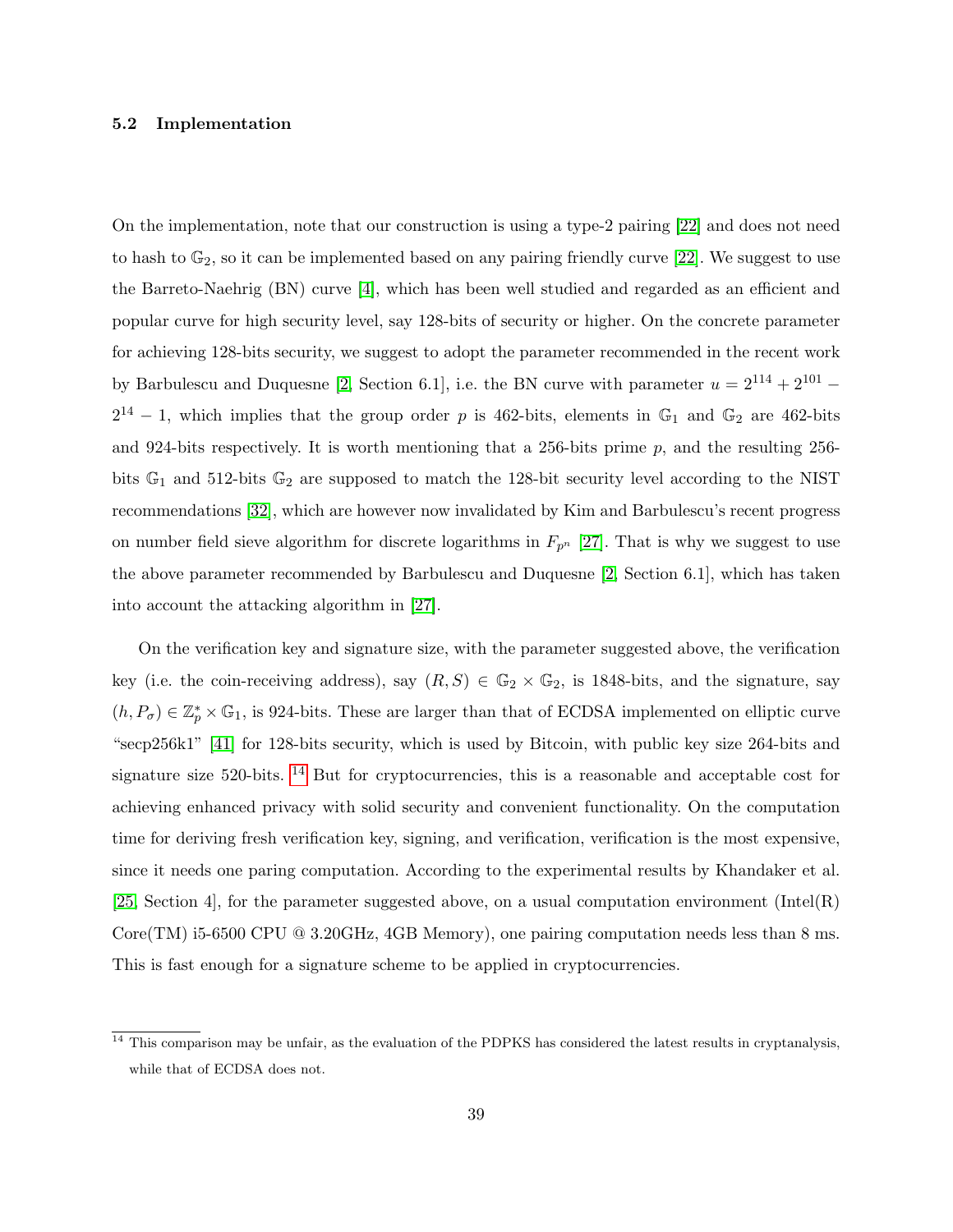### 5.2 Implementation

On the implementation, note that our construction is using a type-2 pairing [22] and does not need to hash to $\mathbb{G}_2$, so it can be implemented based on any pairing friendly curve [22]. We suggest to use the Barreto-Naehrig (BN) curve [4], which has been well studied and regarded as an efficient and popular curve for high security level, say 128-bits of security or higher. On the concrete parameter for achieving 128-bits security, we suggest to adopt the parameter recommended in the recent work by Barbulescu and Duquesne [2, Section 6.1], i.e. the BN curve with parameter $u = 2^{114} + 2^{101} - 2^{14} - 1$, which implies that the group order $p$ is 462-bits, elements in $\mathbb{G}_1$ and $\mathbb{G}_2$ are 462-bits and 924-bits respectively. It is worth mentioning that a 256-bits prime $p$, and the resulting 256-bits $\mathbb{G}_1$ and 512-bits $\mathbb{G}_2$ are supposed to match the 128-bit security level according to the NIST recommendations [32], which are however now invalidated by Kim and Barbulescu's recent progress on number field sieve algorithm for discrete logarithms in $F_{p^n}$ [27]. That is why we suggest to use the above parameter recommended by Barbulescu and Duquesne [2, Section 6.1], which has taken into account the attacking algorithm in [27].

On the verification key and signature size, with the parameter suggested above, the verification key (i.e. the coin-receiving address), say $(R, S) \in \mathbb{G}_2 \times \mathbb{G}_2$, is 1848-bits, and the signature, say $(h, P_\sigma) \in \mathbb{Z}_p^* \times \mathbb{G}_1$, is 924-bits. These are larger than that of ECDSA implemented on elliptic curve "secp256k1" [41] for 128-bits security, which is used by Bitcoin, with public key size 264-bits and signature size 520-bits. [14] But for cryptocurrencies, this is a reasonable and acceptable cost for achieving enhanced privacy with solid security and convenient functionality. On the computation time for deriving fresh verification key, signing, and verification, verification is the most expensive, since it needs one paring computation. According to the experimental results by Khandaker et al. [25, Section 4], for the parameter suggested above, on a usual computation environment (Intel(R) Core(TM) i5-6500 CPU @ 3.20GHz, 4GB Memory), one pairing computation needs less than 8 ms. This is fast enough for a signature scheme to be applied in cryptocurrencies.

[14] This comparison may be unfair, as the evaluation of the PDPKS has considered the latest results in cryptanalysis, while that of ECDSA does not.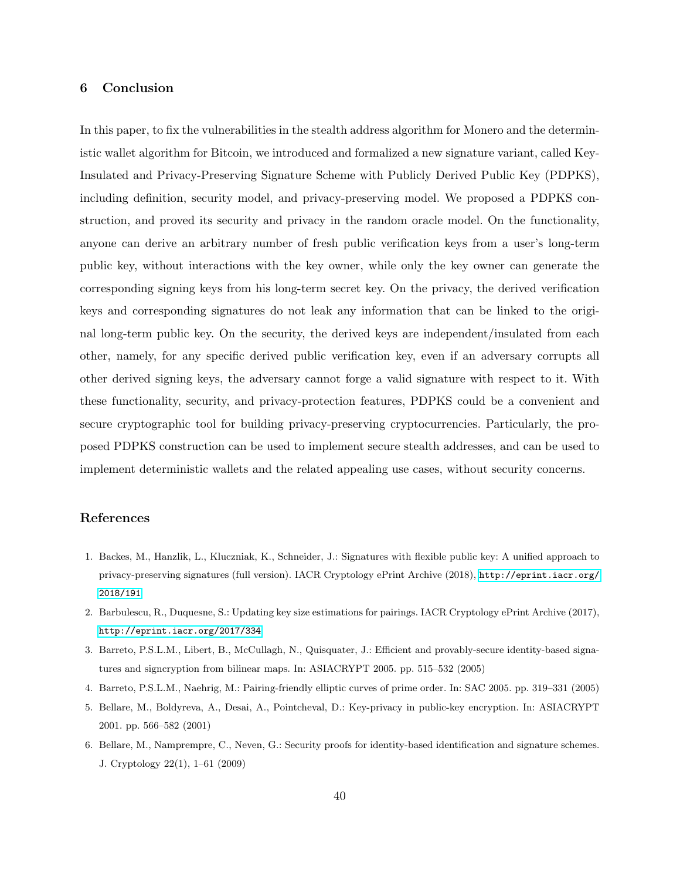## 6 Conclusion

In this paper, to fix the vulnerabilities in the stealth address algorithm for Monero and the deterministic wallet algorithm for Bitcoin, we introduced and formalized a new signature variant, called Key-Insulated and Privacy-Preserving Signature Scheme with Publicly Derived Public Key (PDPKS), including definition, security model, and privacy-preserving model. We proposed a PDPKS construction, and proved its security and privacy in the random oracle model. On the functionality, anyone can derive an arbitrary number of fresh public verification keys from a user's long-term public key, without interactions with the key owner, while only the key owner can generate the corresponding signing keys from his long-term secret key. On the privacy, the derived verification keys and corresponding signatures do not leak any information that can be linked to the original long-term public key. On the security, the derived keys are independent/insulated from each other, namely, for any specific derived public verification key, even if an adversary corrupts all other derived signing keys, the adversary cannot forge a valid signature with respect to it. With these functionality, security, and privacy-protection features, PDPKS could be a convenient and secure cryptographic tool for building privacy-preserving cryptocurrencies. Particularly, the proposed PDPKS construction can be used to implement secure stealth addresses, and can be used to implement deterministic wallets and the related appealing use cases, without security concerns.

## References

1. Backes, M., Hanzlik, L., Kluczniak, K., Schneider, J.: Signatures with flexible public key: A unified approach to privacy-preserving signatures (full version). IACR Cryptology ePrint Archive (2018), http://eprint.iacr.org/2018/191
2. Barbulescu, R., Duquesne, S.: Updating key size estimations for pairings. IACR Cryptology ePrint Archive (2017), http://eprint.iacr.org/2017/334
3. Barreto, P.S.L.M., Libert, B., McCullagh, N., Quisquater, J.: Efficient and provably-secure identity-based signatures and signcryption from bilinear maps. In: ASIACRYPT 2005. pp. 515–532 (2005)
4. Barreto, P.S.L.M., Naehrig, M.: Pairing-friendly elliptic curves of prime order. In: SAC 2005. pp. 319–331 (2005)
5. Bellare, M., Boldyreva, A., Desai, A., Pointcheval, D.: Key-privacy in public-key encryption. In: ASIACRYPT 2001. pp. 566–582 (2001)
6. Bellare, M., Namprempre, C., Neven, G.: Security proofs for identity-based identification and signature schemes. J. Cryptology 22(1), 1–61 (2009)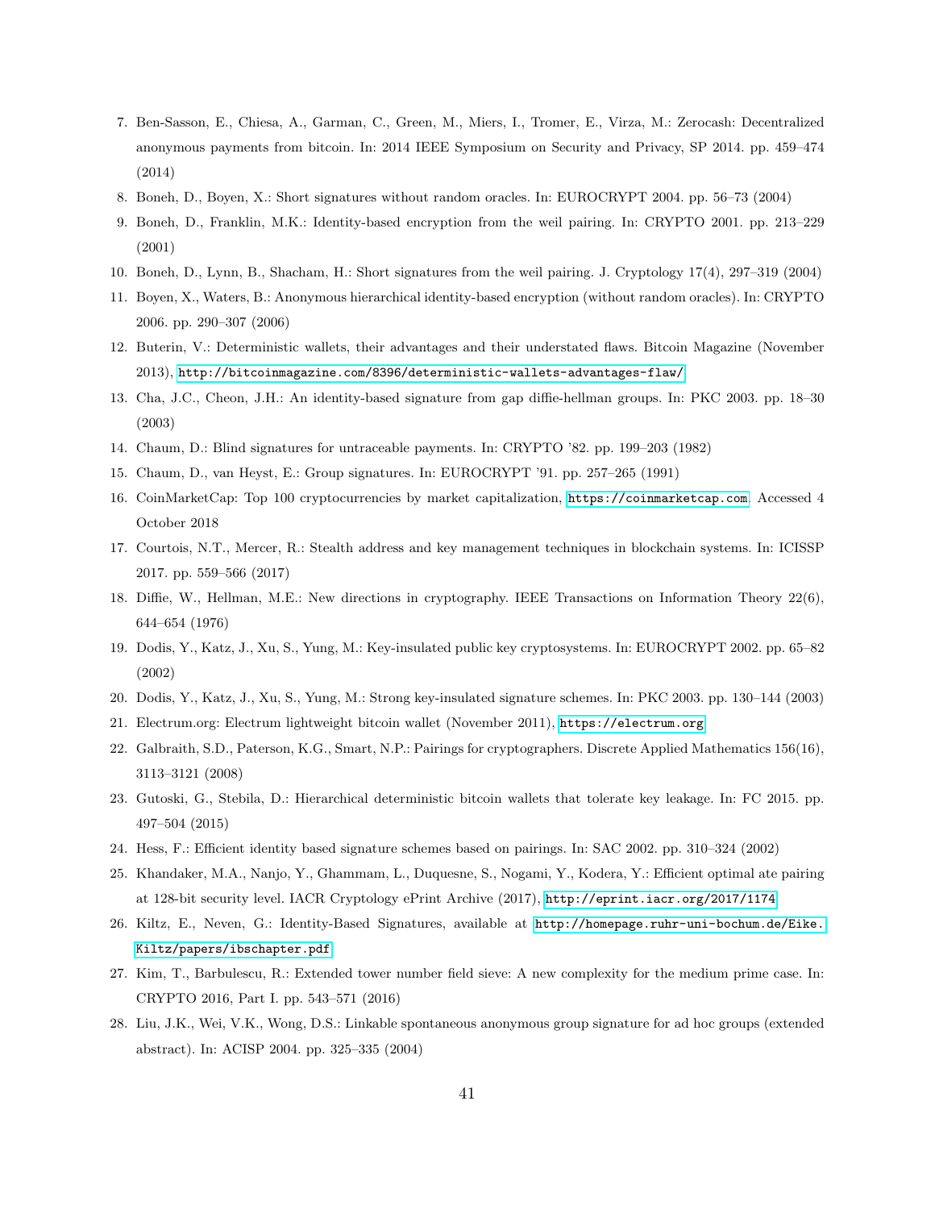7. Ben-Sasson, E., Chiesa, A., Garman, C., Green, M., Miers, I., Tromer, E., Virza, M.: Zerocash: Decentralized anonymous payments from bitcoin. In: 2014 IEEE Symposium on Security and Privacy, SP 2014. pp. 459–474 (2014)
8. Boneh, D., Boyen, X.: Short signatures without random oracles. In: EUROCRYPT 2004. pp. 56–73 (2004)
9. Boneh, D., Franklin, M.K.: Identity-based encryption from the weil pairing. In: CRYPTO 2001. pp. 213–229 (2001)
10. Boneh, D., Lynn, B., Shacham, H.: Short signatures from the weil pairing. J. Cryptology 17(4), 297–319 (2004)
11. Boyen, X., Waters, B.: Anonymous hierarchical identity-based encryption (without random oracles). In: CRYPTO 2006. pp. 290–307 (2006)
12. Buterin, V.: Deterministic wallets, their advantages and their understated flaws. Bitcoin Magazine (November 2013), http://bitcoinmagazine.com/8396/deterministic-wallets-advantages-flaw/
13. Cha, J.C., Cheon, J.H.: An identity-based signature from gap diffie-hellman groups. In: PKC 2003. pp. 18–30 (2003)
14. Chaum, D.: Blind signatures for untraceable payments. In: CRYPTO '82. pp. 199–203 (1982)
15. Chaum, D., van Heyst, E.: Group signatures. In: EUROCRYPT '91. pp. 257–265 (1991)
16. CoinMarketCap: Top 100 cryptocurrencies by market capitalization, https://coinmarketcap.com. Accessed 4 October 2018
17. Courtois, N.T., Mercer, R.: Stealth address and key management techniques in blockchain systems. In: ICISSP 2017. pp. 559–566 (2017)
18. Diffie, W., Hellman, M.E.: New directions in cryptography. IEEE Transactions on Information Theory 22(6), 644–654 (1976)
19. Dodis, Y., Katz, J., Xu, S., Yung, M.: Key-insulated public key cryptosystems. In: EUROCRYPT 2002. pp. 65–82 (2002)
20. Dodis, Y., Katz, J., Xu, S., Yung, M.: Strong key-insulated signature schemes. In: PKC 2003. pp. 130–144 (2003)
21. Electrum.org: Electrum lightweight bitcoin wallet (November 2011), https://electrum.org
22. Galbraith, S.D., Paterson, K.G., Smart, N.P.: Pairings for cryptographers. Discrete Applied Mathematics 156(16), 3113–3121 (2008)
23. Gutoski, G., Stebila, D.: Hierarchical deterministic bitcoin wallets that tolerate key leakage. In: FC 2015. pp. 497–504 (2015)
24. Hess, F.: Efficient identity based signature schemes based on pairings. In: SAC 2002. pp. 310–324 (2002)
25. Khandaker, M.A., Nanjo, Y., Ghammam, L., Duquesne, S., Nogami, Y., Kodera, Y.: Efficient optimal ate pairing at 128-bit security level. IACR Cryptology ePrint Archive (2017), http://eprint.iacr.org/2017/1174
26. Kiltz, E., Neven, G.: Identity-Based Signatures, available at http://homepage.ruhr-uni-bochum.de/Eike.Kiltz/papers/ibschapter.pdf
27. Kim, T., Barbulescu, R.: Extended tower number field sieve: A new complexity for the medium prime case. In: CRYPTO 2016, Part I. pp. 543–571 (2016)
28. Liu, J.K., Wei, V.K., Wong, D.S.: Linkable spontaneous anonymous group signature for ad hoc groups (extended abstract). In: ACISP 2004. pp. 325–335 (2004)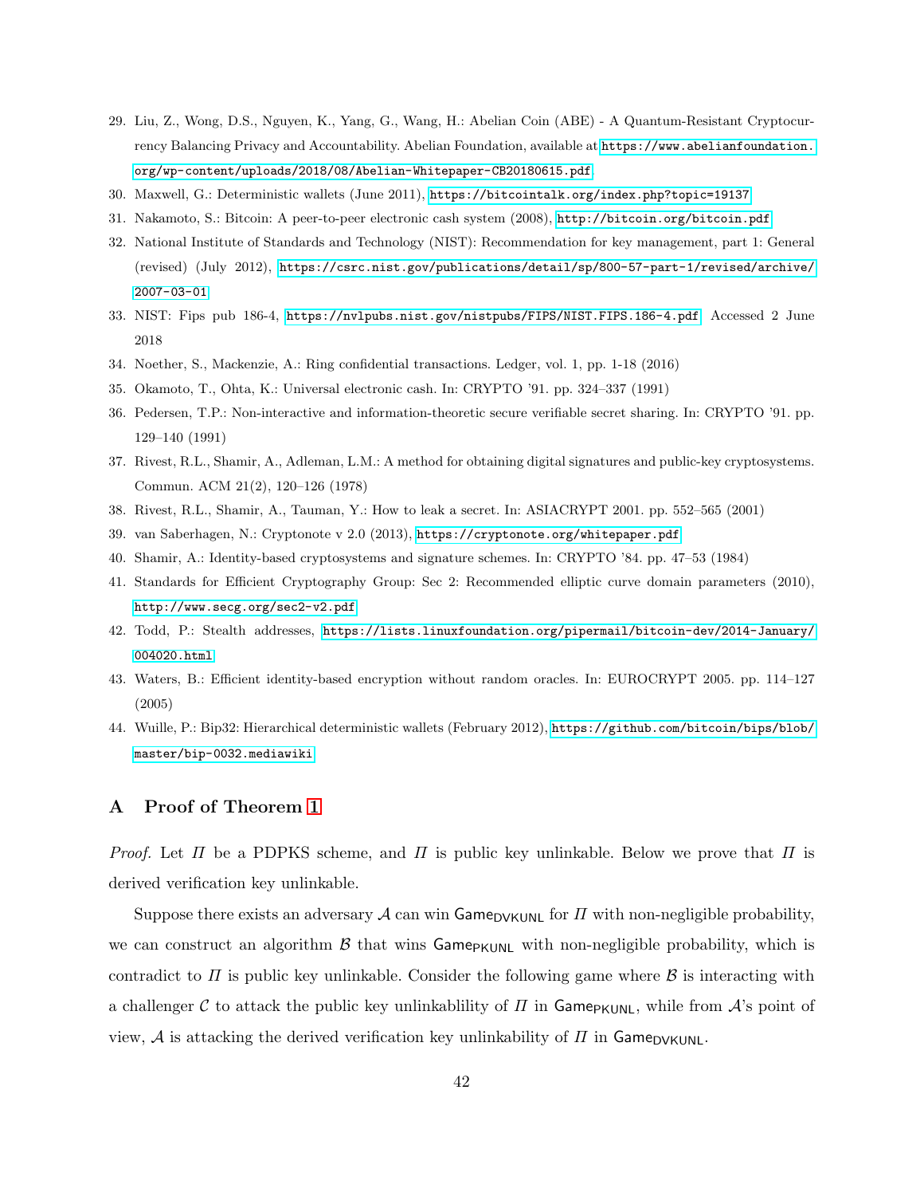29. Liu, Z., Wong, D.S., Nguyen, K., Yang, G., Wang, H.: Abelian Coin (ABE) - A Quantum-Resistant Cryptocurrency Balancing Privacy and Accountability. Abelian Foundation, available at https://www.abelianfoundation.org/wp-content/uploads/2018/08/Abelian-Whitepaper-CB20180615.pdf
30. Maxwell, G.: Deterministic wallets (June 2011), https://bitcointalk.org/index.php?topic=19137
31. Nakamoto, S.: Bitcoin: A peer-to-peer electronic cash system (2008), http://bitcoin.org/bitcoin.pdf
32. National Institute of Standards and Technology (NIST): Recommendation for key management, part 1: General (revised) (July 2012), https://csrc.nist.gov/publications/detail/sp/800-57-part-1/revised/archive/2007-03-01
33. NIST: Fips pub 186-4, https://nvlpubs.nist.gov/nistpubs/FIPS/NIST.FIPS.186-4.pdf, Accessed 2 June 2018
34. Noether, S., Mackenzie, A.: Ring confidential transactions. Ledger, vol. 1, pp. 1-18 (2016)
35. Okamoto, T., Ohta, K.: Universal electronic cash. In: CRYPTO '91. pp. 324–337 (1991)
36. Pedersen, T.P.: Non-interactive and information-theoretic secure verifiable secret sharing. In: CRYPTO '91. pp. 129–140 (1991)
37. Rivest, R.L., Shamir, A., Adleman, L.M.: A method for obtaining digital signatures and public-key cryptosystems. Commun. ACM 21(2), 120–126 (1978)
38. Rivest, R.L., Shamir, A., Tauman, Y.: How to leak a secret. In: ASIACRYPT 2001. pp. 552–565 (2001)
39. van Saberhagen, N.: Cryptonote v 2.0 (2013), https://cryptonote.org/whitepaper.pdf
40. Shamir, A.: Identity-based cryptosystems and signature schemes. In: CRYPTO '84. pp. 47–53 (1984)
41. Standards for Efficient Cryptography Group: Sec 2: Recommended elliptic curve domain parameters (2010), http://www.secg.org/sec2-v2.pdf
42. Todd, P.: Stealth addresses, https://lists.linuxfoundation.org/pipermail/bitcoin-dev/2014-January/004020.html
43. Waters, B.: Efficient identity-based encryption without random oracles. In: EUROCRYPT 2005. pp. 114–127 (2005)
44. Wuille, P.: Bip32: Hierarchical deterministic wallets (February 2012), https://github.com/bitcoin/bips/blob/master/bip-0032.mediawiki

## A Proof of Theorem 1

*Proof.* Let $\Pi$ be a PDPKS scheme, and $\Pi$ is public key unlinkable. Below we prove that $\Pi$ is derived verification key unlinkable.

Suppose there exists an adversary $\mathcal{A}$ can win $\mathsf{Game}_{\mathsf{DVKUNL}}$ for $\Pi$ with non-negligible probability, we can construct an algorithm $\mathcal{B}$ that wins $\mathsf{Game}_{\mathsf{PKUNL}}$ with non-negligible probability, which is contradict to $\Pi$ is public key unlinkable. Consider the following game where $\mathcal{B}$ is interacting with a challenger $\mathcal{C}$ to attack the public key unlinkablility of $\Pi$ in $\mathsf{Game}_{\mathsf{PKUNL}}$, while from $\mathcal{A}$'s point of view, $\mathcal{A}$ is attacking the derived verification key unlinkability of $\Pi$ in $\mathsf{Game}_{\mathsf{DVKUNL}}$.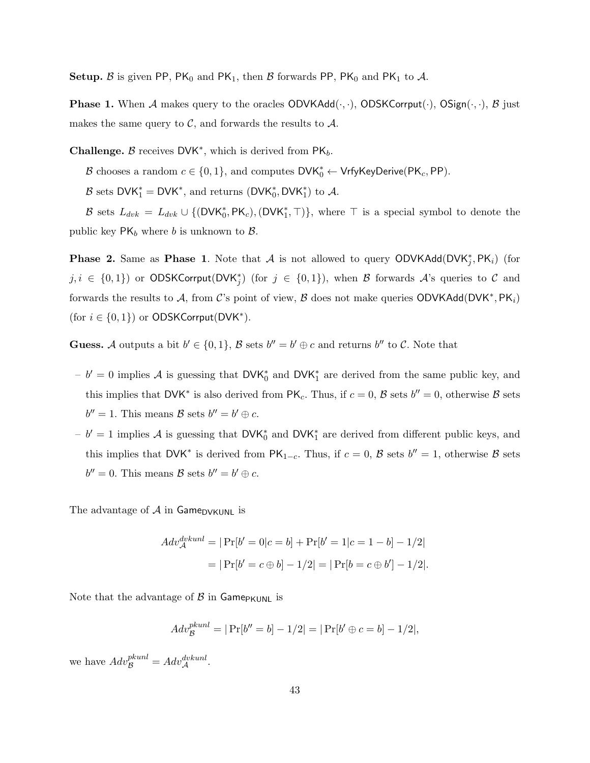**Setup.** $\mathcal{B}$ is given $\mathsf{PP}$, $\mathsf{PK}_0$ and $\mathsf{PK}_1$, then $\mathcal{B}$ forwards $\mathsf{PP}$, $\mathsf{PK}_0$ and $\mathsf{PK}_1$ to $\mathcal{A}$.

**Phase 1.** When $\mathcal{A}$ makes query to the oracles $\mathsf{ODVKAdd}(\cdot,\cdot)$, $\mathsf{ODSKCorrput}(\cdot)$, $\mathsf{OSign}(\cdot,\cdot)$, $\mathcal{B}$ just makes the same query to $\mathcal{C}$, and forwards the results to $\mathcal{A}$.

**Challenge.** $\mathcal{B}$ receives $\mathsf{DVK}^*$, which is derived from $\mathsf{PK}_b$.

$\mathcal{B}$ chooses a random $c \in \{0,1\}$, and computes $\mathsf{DVK}_0^* \leftarrow \mathsf{VrfyKeyDerive}(\mathsf{PK}_c, \mathsf{PP})$.

$\mathcal{B}$ sets $\mathsf{DVK}_1^* = \mathsf{DVK}^*$, and returns $(\mathsf{DVK}_0^*, \mathsf{DVK}_1^*)$ to $\mathcal{A}$.

$\mathcal{B}$ sets $L_{dvk} = L_{dvk} \cup \{(\mathsf{DVK}_0^*, \mathsf{PK}_c), (\mathsf{DVK}_1^*, \top)\}$, where $\top$ is a special symbol to denote the public key $\mathsf{PK}_b$ where $b$ is unknown to $\mathcal{B}$.

**Phase 2.** Same as **Phase 1**. Note that $\mathcal{A}$ is not allowed to query $\mathsf{ODVKAdd}(\mathsf{DVK}_j^*, \mathsf{PK}_i)$ (for $j, i \in \{0,1\}$) or $\mathsf{ODSKCorrput}(\mathsf{DVK}_j^*)$ (for $j \in \{0,1\}$), when $\mathcal{B}$ forwards $\mathcal{A}$'s queries to $\mathcal{C}$ and forwards the results to $\mathcal{A}$, from $\mathcal{C}$'s point of view, $\mathcal{B}$ does not make queries $\mathsf{ODVKAdd}(\mathsf{DVK}^*, \mathsf{PK}_i)$ (for $i \in \{0,1\}$) or $\mathsf{ODSKCorrput}(\mathsf{DVK}^*)$.

**Guess.** $\mathcal{A}$ outputs a bit $b' \in \{0,1\}$, $\mathcal{B}$ sets $b'' = b' \oplus c$ and returns $b''$ to $\mathcal{C}$. Note that

- $b' = 0$ implies $\mathcal{A}$ is guessing that $\mathsf{DVK}_0^*$ and $\mathsf{DVK}_1^*$ are derived from the same public key, and this implies that $\mathsf{DVK}^*$ is also derived from $\mathsf{PK}_c$. Thus, if $c = 0$, $\mathcal{B}$ sets $b'' = 0$, otherwise $\mathcal{B}$ sets $b'' = 1$. This means $\mathcal{B}$ sets $b'' = b' \oplus c$.
- $b' = 1$ implies $\mathcal{A}$ is guessing that $\mathsf{DVK}_0^*$ and $\mathsf{DVK}_1^*$ are derived from different public keys, and this implies that $\mathsf{DVK}^*$ is derived from $\mathsf{PK}_{1-c}$. Thus, if $c = 0$, $\mathcal{B}$ sets $b'' = 1$, otherwise $\mathcal{B}$ sets $b'' = 0$. This means $\mathcal{B}$ sets $b'' = b' \oplus c$.

The advantage of $\mathcal{A}$ in $\mathsf{Game}_{\mathsf{DVKUNL}}$ is

$$
\begin{aligned}
Adv_{\mathcal{A}}^{dvkunl} &= |\Pr[b' = 0 | c = b] + \Pr[b' = 1 | c = 1 - b] - 1/2| \\
&= |\Pr[b' = c \oplus b] - 1/2| = |\Pr[b = c \oplus b'] - 1/2|.
\end{aligned}
$$

Note that the advantage of $\mathcal{B}$ in $\mathsf{Game}_{\mathsf{PKUNL}}$ is

$$
Adv_{\mathcal{B}}^{pkunl} = |\Pr[b'' = b] - 1/2| = |\Pr[b' \oplus c = b] - 1/2|,
$$

we have $Adv_{\mathcal{B}}^{pkunl} = Adv_{\mathcal{A}}^{dvkunl}$.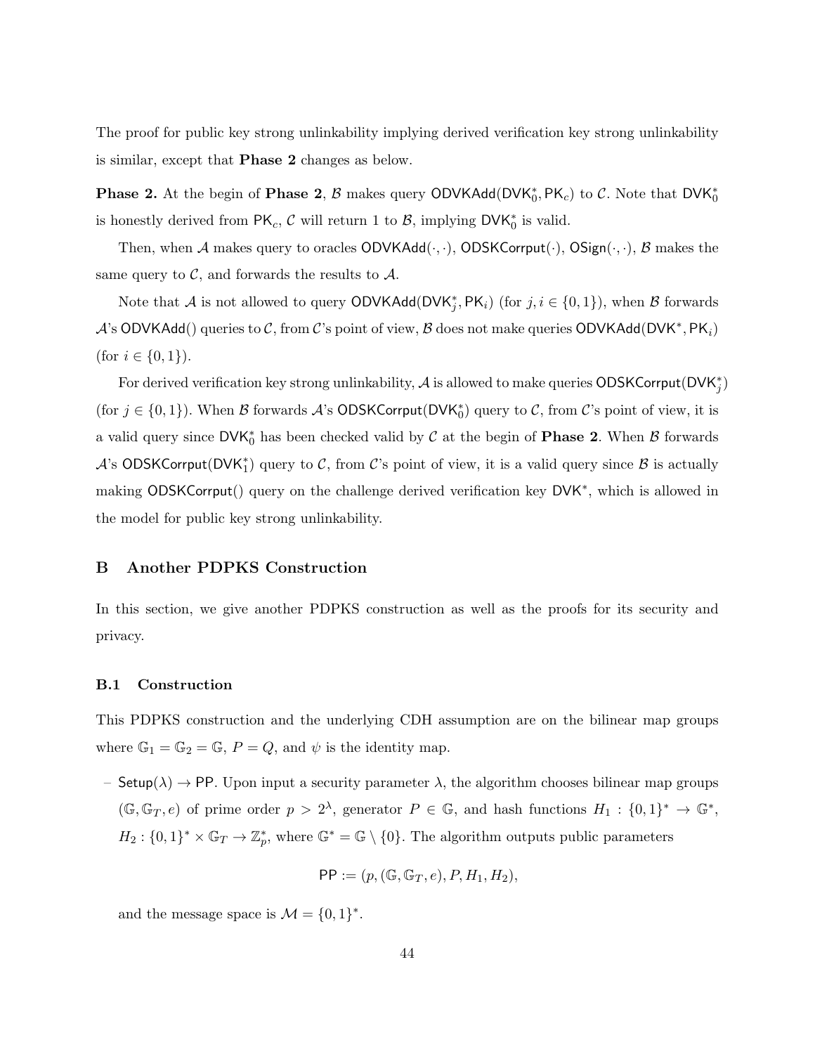The proof for public key strong unlinkability implying derived verification key strong unlinkability is similar, except that **Phase 2** changes as below.

**Phase 2.** At the begin of **Phase 2**, $\mathcal{B}$ makes query $\mathsf{ODVKAdd}(\mathsf{DVK}_0^*, \mathsf{PK}_c)$ to $\mathcal{C}$. Note that $\mathsf{DVK}_0^*$ is honestly derived from $\mathsf{PK}_c$, $\mathcal{C}$ will return 1 to $\mathcal{B}$, implying $\mathsf{DVK}_0^*$ is valid.

Then, when $\mathcal{A}$ makes query to oracles $\mathsf{ODVKAdd}(\cdot,\cdot)$, $\mathsf{ODSKCorrput}(\cdot)$, $\mathsf{OSign}(\cdot,\cdot)$, $\mathcal{B}$ makes the same query to $\mathcal{C}$, and forwards the results to $\mathcal{A}$.

Note that $\mathcal{A}$ is not allowed to query $\mathsf{ODVKAdd}(\mathsf{DVK}_j^*, \mathsf{PK}_i)$ (for $j, i \in \{0,1\}$), when $\mathcal{B}$ forwards $\mathcal{A}$'s $\mathsf{ODVKAdd}()$ queries to $\mathcal{C}$, from $\mathcal{C}$'s point of view, $\mathcal{B}$ does not make queries $\mathsf{ODVKAdd}(\mathsf{DVK}^*, \mathsf{PK}_i)$ (for $i \in \{0,1\}$).

For derived verification key strong unlinkability, $\mathcal{A}$ is allowed to make queries $\mathsf{ODSKCorrput}(\mathsf{DVK}_j^*)$ (for $j \in \{0,1\}$). When $\mathcal{B}$ forwards $\mathcal{A}$'s $\mathsf{ODSKCorrput}(\mathsf{DVK}_0^*)$ query to $\mathcal{C}$, from $\mathcal{C}$'s point of view, it is a valid query since $\mathsf{DVK}_0^*$ has been checked valid by $\mathcal{C}$ at the begin of **Phase 2**. When $\mathcal{B}$ forwards $\mathcal{A}$'s $\mathsf{ODSKCorrput}(\mathsf{DVK}_1^*)$ query to $\mathcal{C}$, from $\mathcal{C}$'s point of view, it is a valid query since $\mathcal{B}$ is actually making $\mathsf{ODSKCorrput}()$ query on the challenge derived verification key $\mathsf{DVK}^*$, which is allowed in the model for public key strong unlinkability.

## B Another PDPKS Construction

In this section, we give another PDPKS construction as well as the proofs for its security and privacy.

### B.1 Construction

This PDPKS construction and the underlying CDH assumption are on the bilinear map groups where $\mathbb{G}_1 = \mathbb{G}_2 = \mathbb{G}$, $P = Q$, and $\psi$ is the identity map.

– $\mathsf{Setup}(\lambda) \to \mathsf{PP}$. Upon input a security parameter $\lambda$, the algorithm chooses bilinear map groups $(\mathbb{G}, \mathbb{G}_T, e)$ of prime order $p > 2^\lambda$, generator $P \in \mathbb{G}$, and hash functions $H_1 : \{0,1\}^* \to \mathbb{G}^*$, $H_2 : \{0,1\}^* \times \mathbb{G}_T \to \mathbb{Z}_p^*$, where $\mathbb{G}^* = \mathbb{G} \setminus \{0\}$. The algorithm outputs public parameters

$$\mathsf{PP} := (p, (\mathbb{G}, \mathbb{G}_T, e), P, H_1, H_2),$$

and the message space is $\mathcal{M} = \{0,1\}^*$.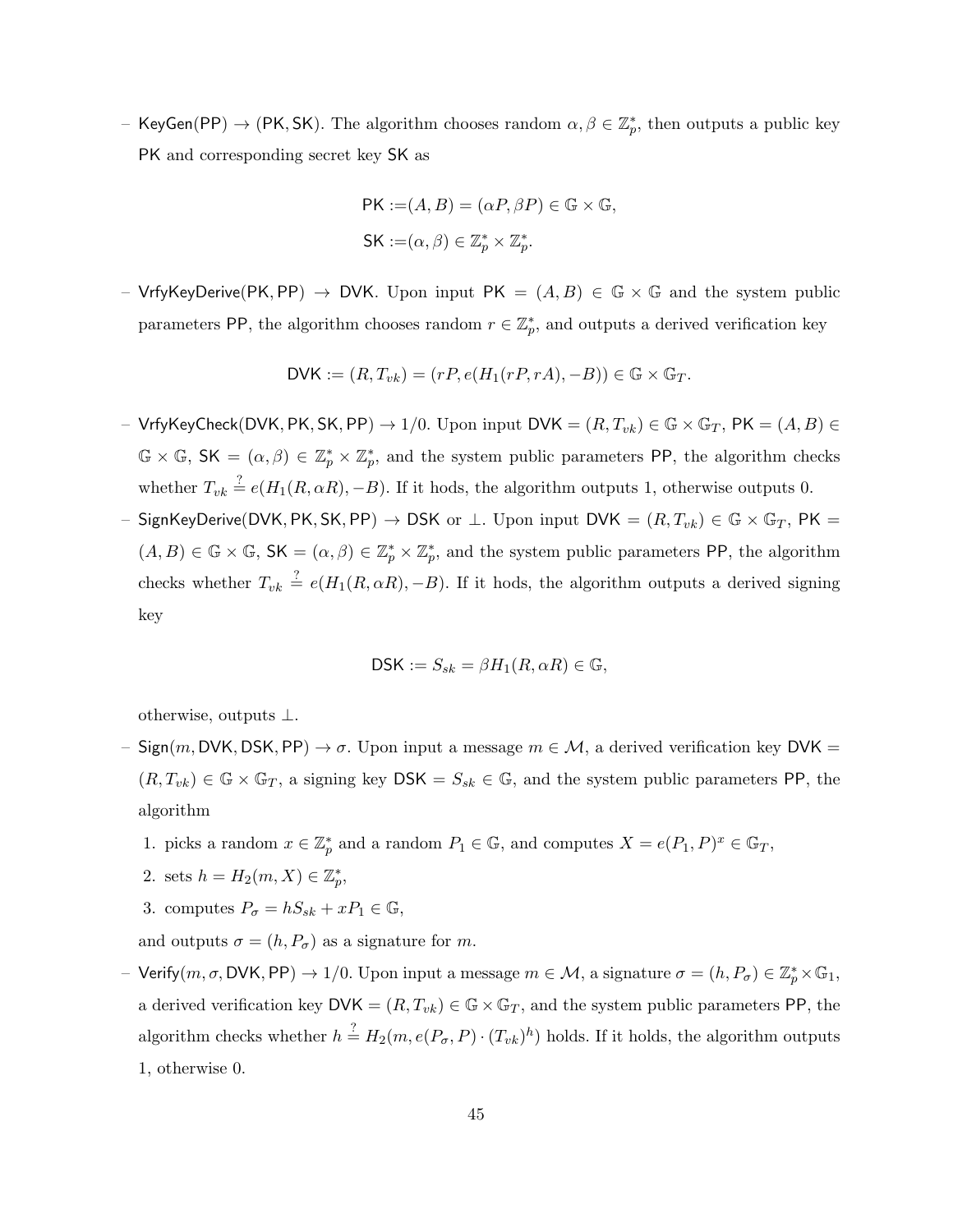- $\mathsf{KeyGen}(\mathsf{PP}) \to (\mathsf{PK}, \mathsf{SK})$. The algorithm chooses random $\alpha, \beta \in \mathbb{Z}_p^*$, then outputs a public key $\mathsf{PK}$ and corresponding secret key $\mathsf{SK}$ as

$$\mathsf{PK} := (A, B) = (\alpha P, \beta P) \in \mathbb{G} \times \mathbb{G},$$
$$\mathsf{SK} := (\alpha, \beta) \in \mathbb{Z}_p^* \times \mathbb{Z}_p^*.$$

- $\mathsf{VrfyKeyDerive}(\mathsf{PK}, \mathsf{PP}) \to \mathsf{DVK}$. Upon input $\mathsf{PK} = (A, B) \in \mathbb{G} \times \mathbb{G}$ and the system public parameters $\mathsf{PP}$, the algorithm chooses random $r \in \mathbb{Z}_p^*$, and outputs a derived verification key

$$\mathsf{DVK} := (R, T_{vk}) = (rP, e(H_1(rP, rA), -B)) \in \mathbb{G} \times \mathbb{G}_T.$$

- $\mathsf{VrfyKeyCheck}(\mathsf{DVK}, \mathsf{PK}, \mathsf{SK}, \mathsf{PP}) \to 1/0$. Upon input $\mathsf{DVK} = (R, T_{vk}) \in \mathbb{G} \times \mathbb{G}_T$, $\mathsf{PK} = (A, B) \in \mathbb{G} \times \mathbb{G}$, $\mathsf{SK} = (\alpha, \beta) \in \mathbb{Z}_p^* \times \mathbb{Z}_p^*$, and the system public parameters $\mathsf{PP}$, the algorithm checks whether $T_{vk} \stackrel{?}{=} e(H_1(R, \alpha R), -B)$. If it hods, the algorithm outputs 1, otherwise outputs 0.
- $\mathsf{SignKeyDerive}(\mathsf{DVK}, \mathsf{PK}, \mathsf{SK}, \mathsf{PP}) \to \mathsf{DSK}$ or $\perp$. Upon input $\mathsf{DVK} = (R, T_{vk}) \in \mathbb{G} \times \mathbb{G}_T$, $\mathsf{PK} = (A, B) \in \mathbb{G} \times \mathbb{G}$, $\mathsf{SK} = (\alpha, \beta) \in \mathbb{Z}_p^* \times \mathbb{Z}_p^*$, and the system public parameters $\mathsf{PP}$, the algorithm checks whether $T_{vk} \stackrel{?}{=} e(H_1(R, \alpha R), -B)$. If it hods, the algorithm outputs a derived signing key

$$\mathsf{DSK} := S_{sk} = \beta H_1(R, \alpha R) \in \mathbb{G},$$

otherwise, outputs $\perp$.
- $\mathsf{Sign}(m, \mathsf{DVK}, \mathsf{DSK}, \mathsf{PP}) \to \sigma$. Upon input a message $m \in \mathcal{M}$, a derived verification key $\mathsf{DVK} = (R, T_{vk}) \in \mathbb{G} \times \mathbb{G}_T$, a signing key $\mathsf{DSK} = S_{sk} \in \mathbb{G}$, and the system public parameters $\mathsf{PP}$, the algorithm
  1. picks a random $x \in \mathbb{Z}_p^*$ and a random $P_1 \in \mathbb{G}$, and computes $X = e(P_1, P)^x \in \mathbb{G}_T$,
  2. sets $h = H_2(m, X) \in \mathbb{Z}_p^*$,
  3. computes $P_\sigma = hS_{sk} + xP_1 \in \mathbb{G}$,

  and outputs $\sigma = (h, P_\sigma)$ as a signature for $m$.
- $\mathsf{Verify}(m, \sigma, \mathsf{DVK}, \mathsf{PP}) \to 1/0$. Upon input a message $m \in \mathcal{M}$, a signature $\sigma = (h, P_\sigma) \in \mathbb{Z}_p^* \times \mathbb{G}_1$, a derived verification key $\mathsf{DVK} = (R, T_{vk}) \in \mathbb{G} \times \mathbb{G}_T$, and the system public parameters $\mathsf{PP}$, the algorithm checks whether $h \stackrel{?}{=} H_2(m, e(P_\sigma, P) \cdot (T_{vk})^h)$ holds. If it holds, the algorithm outputs 1, otherwise 0.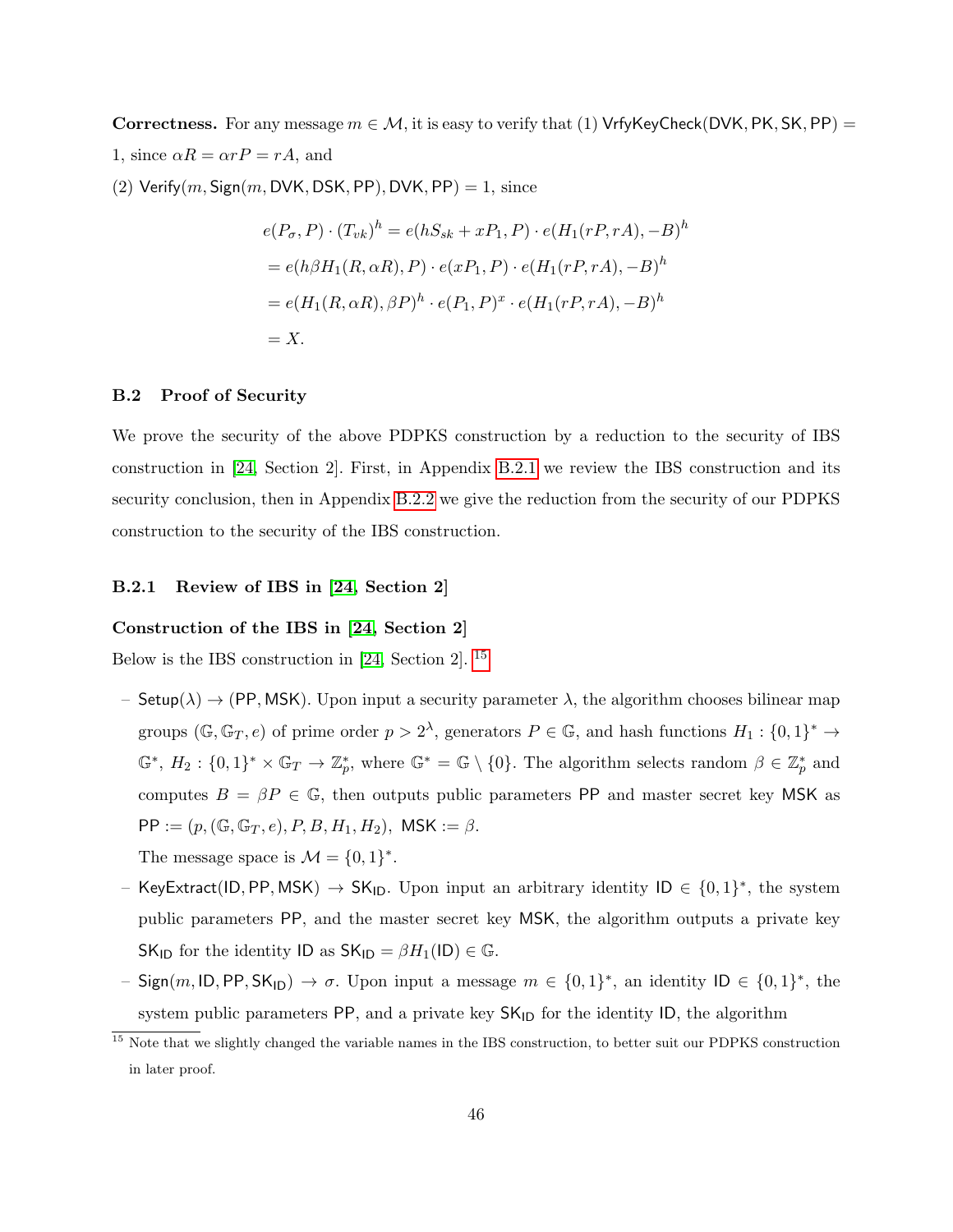**Correctness.** For any message $m \in \mathcal{M}$, it is easy to verify that (1) $\mathsf{VrfyKeyCheck}(\mathsf{DVK}, \mathsf{PK}, \mathsf{SK}, \mathsf{PP}) = 1$, since $\alpha R = \alpha r P = rA$, and

(2) $\mathsf{Verify}(m, \mathsf{Sign}(m, \mathsf{DVK}, \mathsf{DSK}, \mathsf{PP}), \mathsf{DVK}, \mathsf{PP}) = 1$, since

$$
\begin{aligned}
e(P_\sigma, P) \cdot (T_{vk})^h &= e(hS_{sk} + xP_1, P) \cdot e(H_1(rP, rA), -B)^h \\
&= e(h\beta H_1(R, \alpha R), P) \cdot e(xP_1, P) \cdot e(H_1(rP, rA), -B)^h \\
&= e(H_1(R, \alpha R), \beta P)^h \cdot e(P_1, P)^x \cdot e(H_1(rP, rA), -B)^h \\
&= X.
\end{aligned}
$$

### B.2 Proof of Security

We prove the security of the above PDPKS construction by a reduction to the security of IBS construction in [24, Section 2]. First, in Appendix B.2.1 we review the IBS construction and its security conclusion, then in Appendix B.2.2 we give the reduction from the security of our PDPKS construction to the security of the IBS construction.

#### B.2.1 Review of IBS in [24, Section 2]

**Construction of the IBS in [24, Section 2]**

Below is the IBS construction in [24, Section 2]. [15]

- $\mathsf{Setup}(\lambda) \to (\mathsf{PP}, \mathsf{MSK})$. Upon input a security parameter $\lambda$, the algorithm chooses bilinear map groups $(\mathbb{G}, \mathbb{G}_T, e)$ of prime order $p > 2^\lambda$, generators $P \in \mathbb{G}$, and hash functions $H_1 : \{0,1\}^* \to \mathbb{G}^*$, $H_2 : \{0,1\}^* \times \mathbb{G}_T \to \mathbb{Z}_p^*$, where $\mathbb{G}^* = \mathbb{G} \setminus \{0\}$. The algorithm selects random $\beta \in \mathbb{Z}_p^*$ and computes $B = \beta P \in \mathbb{G}$, then outputs public parameters $\mathsf{PP}$ and master secret key $\mathsf{MSK}$ as $\mathsf{PP} := (p, (\mathbb{G}, \mathbb{G}_T, e), P, B, H_1, H_2)$, $\mathsf{MSK} := \beta$.
  The message space is $\mathcal{M} = \{0,1\}^*$.
- $\mathsf{KeyExtract}(\mathsf{ID}, \mathsf{PP}, \mathsf{MSK}) \to \mathsf{SK}_{\mathsf{ID}}$. Upon input an arbitrary identity $\mathsf{ID} \in \{0,1\}^*$, the system public parameters $\mathsf{PP}$, and the master secret key $\mathsf{MSK}$, the algorithm outputs a private key $\mathsf{SK}_{\mathsf{ID}}$ for the identity $\mathsf{ID}$ as $\mathsf{SK}_{\mathsf{ID}} = \beta H_1(\mathsf{ID}) \in \mathbb{G}$.
- $\mathsf{Sign}(m, \mathsf{ID}, \mathsf{PP}, \mathsf{SK}_{\mathsf{ID}}) \to \sigma$. Upon input a message $m \in \{0,1\}^*$, an identity $\mathsf{ID} \in \{0,1\}^*$, the system public parameters $\mathsf{PP}$, and a private key $\mathsf{SK}_{\mathsf{ID}}$ for the identity $\mathsf{ID}$, the algorithm

[15] Note that we slightly changed the variable names in the IBS construction, to better suit our PDPKS construction in later proof.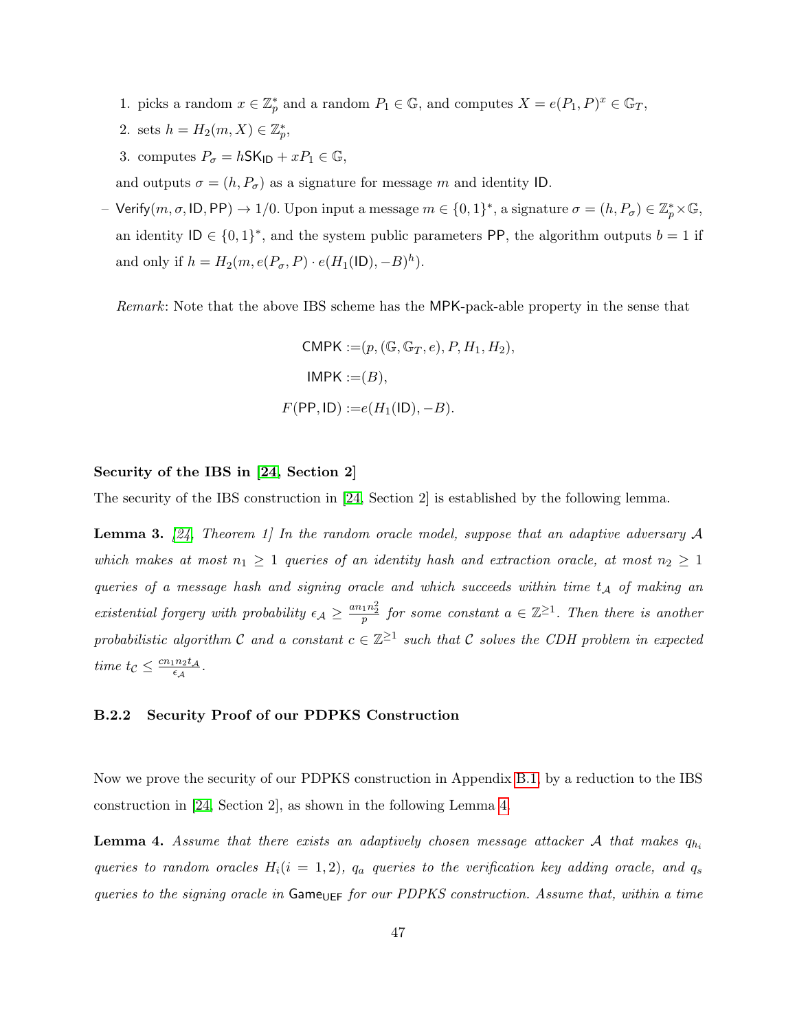1. picks a random $x \in \mathbb{Z}_p^*$ and a random $P_1 \in \mathbb{G}$, and computes $X = e(P_1, P)^x \in \mathbb{G}_T$,
2. sets $h = H_2(m, X) \in \mathbb{Z}_p^*$,
3. computes $P_\sigma = h\mathsf{SK}_{\mathsf{ID}} + xP_1 \in \mathbb{G}$,

and outputs $\sigma = (h, P_\sigma)$ as a signature for message $m$ and identity $\mathsf{ID}$.

– $\mathsf{Verify}(m, \sigma, \mathsf{ID}, \mathsf{PP}) \to 1/0$. Upon input a message $m \in \{0,1\}^*$, a signature $\sigma = (h, P_\sigma) \in \mathbb{Z}_p^* \times \mathbb{G}$, an identity $\mathsf{ID} \in \{0,1\}^*$, and the system public parameters $\mathsf{PP}$, the algorithm outputs $b = 1$ if and only if $h = H_2(m, e(P_\sigma, P) \cdot e(H_1(\mathsf{ID}), -B)^h)$.

*Remark*: Note that the above IBS scheme has the $\mathsf{MPK}$-pack-able property in the sense that

$$\mathsf{CMPK} := (p, (\mathbb{G}, \mathbb{G}_T, e), P, H_1, H_2),$$
$$\mathsf{IMPK} := (B),$$
$$F(\mathsf{PP}, \mathsf{ID}) := e(H_1(\mathsf{ID}), -B).$$

**Security of the IBS in [24, Section 2]**

The security of the IBS construction in [24, Section 2] is established by the following lemma.

**Lemma 3.** *[24, Theorem 1] In the random oracle model, suppose that an adaptive adversary $\mathcal{A}$ which makes at most $n_1 \geq 1$ queries of an identity hash and extraction oracle, at most $n_2 \geq 1$ queries of a message hash and signing oracle and which succeeds within time $t_{\mathcal{A}}$ of making an existential forgery with probability $\epsilon_{\mathcal{A}} \geq \frac{a n_1 n_2^2}{p}$ for some constant $a \in \mathbb{Z}^{\geq 1}$. Then there is another probabilistic algorithm $\mathcal{C}$ and a constant $c \in \mathbb{Z}^{\geq 1}$ such that $\mathcal{C}$ solves the CDH problem in expected time $t_{\mathcal{C}} \leq \frac{c n_1 n_2 t_{\mathcal{A}}}{\epsilon_{\mathcal{A}}}$.*

### B.2.2 Security Proof of our PDPKS Construction

Now we prove the security of our PDPKS construction in Appendix B.1, by a reduction to the IBS construction in [24, Section 2], as shown in the following Lemma 4.

**Lemma 4.** *Assume that there exists an adaptively chosen message attacker $\mathcal{A}$ that makes $q_{h_i}$ queries to random oracles $H_i (i = 1, 2)$, $q_a$ queries to the verification key adding oracle, and $q_s$ queries to the signing oracle in $\mathsf{Game}_{\mathsf{UEF}}$ for our PDPKS construction. Assume that, within a time*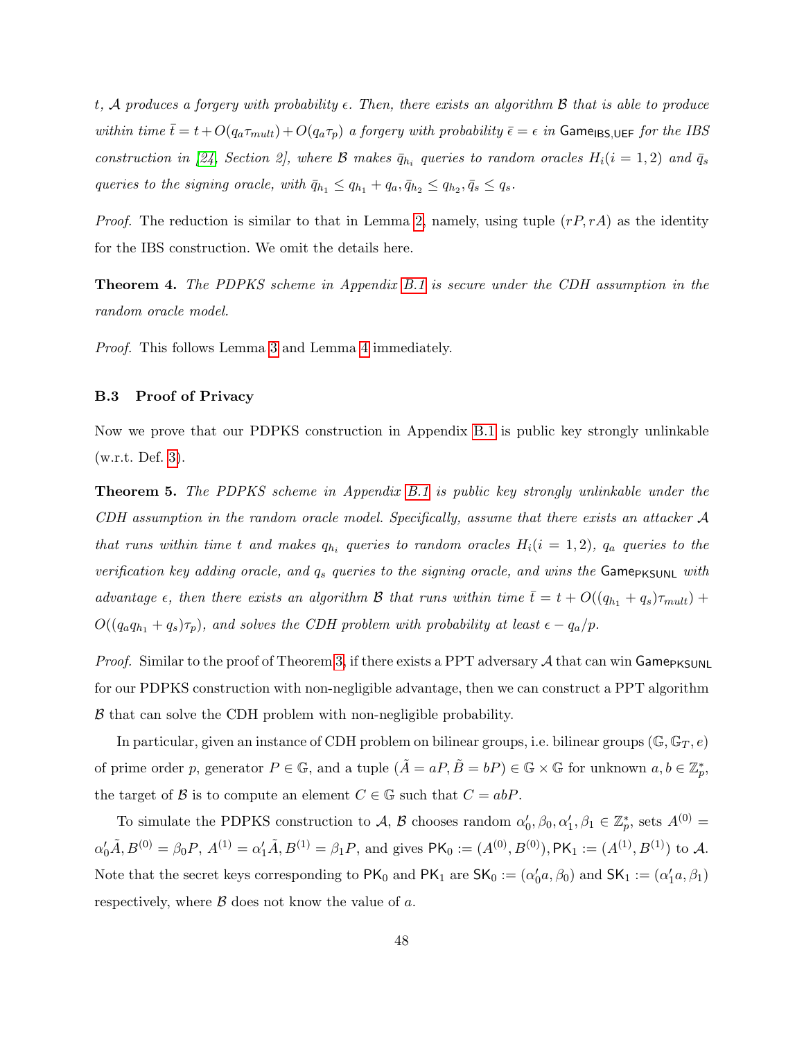*$t$, $\mathcal{A}$ produces a forgery with probability $\epsilon$. Then, there exists an algorithm $\mathcal{B}$ that is able to produce within time $\bar{t} = t + O(q_a \tau_{mult}) + O(q_a \tau_p)$ a forgery with probability $\bar{\epsilon} = \epsilon$ in $\mathsf{Game}_{\mathsf{IBS,UEF}}$ for the IBS construction in [24, Section 2], where $\mathcal{B}$ makes $\bar{q}_{h_i}$ queries to random oracles $H_i (i = 1, 2)$ and $\bar{q}_s$ queries to the signing oracle, with $\bar{q}_{h_1} \leq q_{h_1} + q_a, \bar{q}_{h_2} \leq q_{h_2}, \bar{q}_s \leq q_s$.*

*Proof.* The reduction is similar to that in Lemma 2, namely, using tuple $(rP, rA)$ as the identity for the IBS construction. We omit the details here.

**Theorem 4.** *The PDPKS scheme in Appendix B.1 is secure under the CDH assumption in the random oracle model.*

*Proof.* This follows Lemma 3 and Lemma 4 immediately.

### B.3 Proof of Privacy

Now we prove that our PDPKS construction in Appendix B.1 is public key strongly unlinkable (w.r.t. Def. 3).

**Theorem 5.** *The PDPKS scheme in Appendix B.1 is public key strongly unlinkable under the CDH assumption in the random oracle model. Specifically, assume that there exists an attacker $\mathcal{A}$ that runs within time $t$ and makes $q_{h_i}$ queries to random oracles $H_i (i = 1, 2)$, $q_a$ queries to the verification key adding oracle, and $q_s$ queries to the signing oracle, and wins the $\mathsf{Game}_{\mathsf{PKSUNL}}$ with advantage $\epsilon$, then there exists an algorithm $\mathcal{B}$ that runs within time $\bar{t} = t + O((q_{h_1} + q_s)\tau_{mult}) + O((q_a q_{h_1} + q_s)\tau_p)$, and solves the CDH problem with probability at least $\epsilon - q_a/p$.*

*Proof.* Similar to the proof of Theorem 3, if there exists a PPT adversary $\mathcal{A}$ that can win $\mathsf{Game}_{\mathsf{PKSUNL}}$ for our PDPKS construction with non-negligible advantage, then we can construct a PPT algorithm $\mathcal{B}$ that can solve the CDH problem with non-negligible probability.

In particular, given an instance of CDH problem on bilinear groups, i.e. bilinear groups $(\mathbb{G}, \mathbb{G}_T, e)$ of prime order $p$, generator $P \in \mathbb{G}$, and a tuple $(\tilde{A} = aP, \tilde{B} = bP) \in \mathbb{G} \times \mathbb{G}$ for unknown $a, b \in \mathbb{Z}_p^*$, the target of $\mathcal{B}$ is to compute an element $C \in \mathbb{G}$ such that $C = abP$.

To simulate the PDPKS construction to $\mathcal{A}$, $\mathcal{B}$ chooses random $\alpha'_0, \beta_0, \alpha'_1, \beta_1 \in \mathbb{Z}_p^*$, sets $A^{(0)} = \alpha'_0 \tilde{A}, B^{(0)} = \beta_0 P$, $A^{(1)} = \alpha'_1 \tilde{A}, B^{(1)} = \beta_1 P$, and gives $\mathsf{PK}_0 := (A^{(0)}, B^{(0)}), \mathsf{PK}_1 := (A^{(1)}, B^{(1)})$ to $\mathcal{A}$. Note that the secret keys corresponding to $\mathsf{PK}_0$ and $\mathsf{PK}_1$ are $\mathsf{SK}_0 := (\alpha'_0 a, \beta_0)$ and $\mathsf{SK}_1 := (\alpha'_1 a, \beta_1)$ respectively, where $\mathcal{B}$ does not know the value of $a$.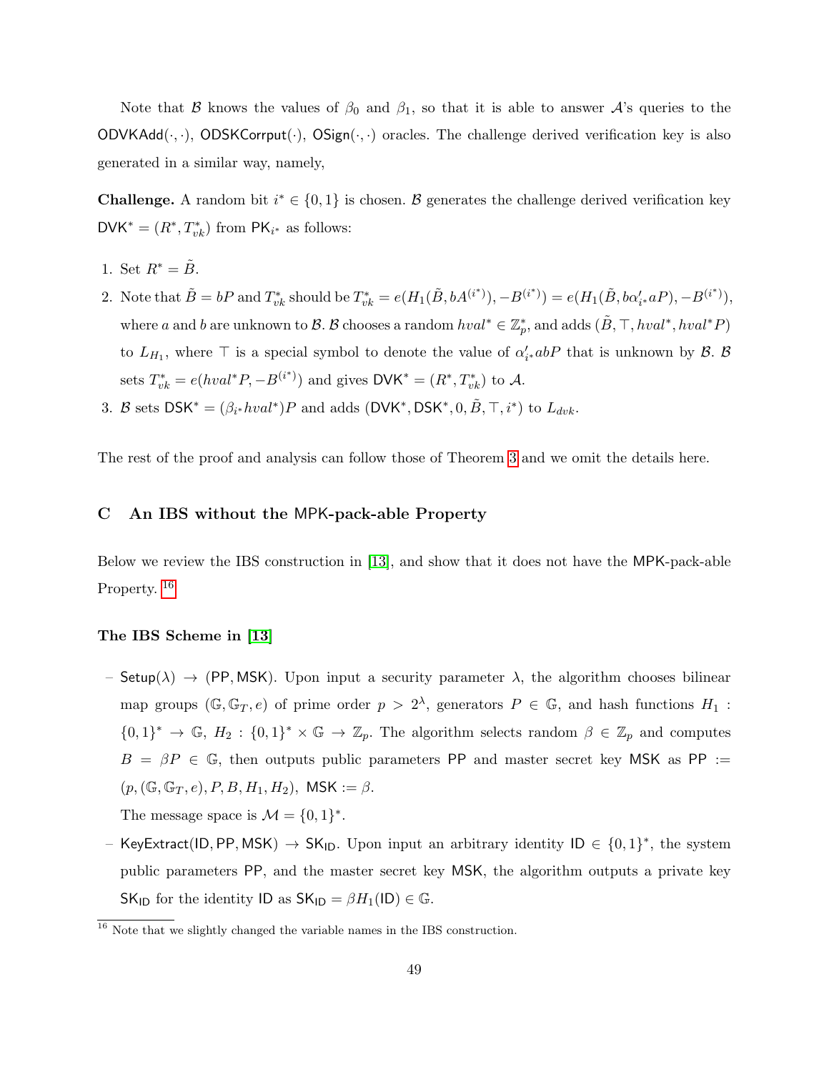Note that $\mathcal{B}$ knows the values of $\beta_0$ and $\beta_1$, so that it is able to answer $\mathcal{A}$'s queries to the $\mathsf{ODVKAdd}(\cdot,\cdot)$, $\mathsf{ODSKCorrput}(\cdot)$, $\mathsf{OSign}(\cdot,\cdot)$ oracles. The challenge derived verification key is also generated in a similar way, namely,

**Challenge.** A random bit $i^* \in \{0,1\}$ is chosen. $\mathcal{B}$ generates the challenge derived verification key $\mathsf{DVK}^* = (R^*, T^*_{vk})$ from $\mathsf{PK}_{i^*}$ as follows:

1. Set $R^* = \tilde{B}$.
2. Note that $\tilde{B} = bP$ and $T^*_{vk}$ should be $T^*_{vk} = e(H_1(\tilde{B}, bA^{(i^*)}), -B^{(i^*)}) = e(H_1(\tilde{B}, b\alpha'_{i^*}aP), -B^{(i^*)})$, where $a$ and $b$ are unknown to $\mathcal{B}$. $\mathcal{B}$ chooses a random $hval^* \in \mathbb{Z}_p^*$, and adds $(\tilde{B}, \top, hval^*, hval^*P)$ to $L_{H_1}$, where $\top$ is a special symbol to denote the value of $\alpha'_{i^*}abP$ that is unknown by $\mathcal{B}$. $\mathcal{B}$ sets $T^*_{vk} = e(hval^*P, -B^{(i^*)})$ and gives $\mathsf{DVK}^* = (R^*, T^*_{vk})$ to $\mathcal{A}$.
3. $\mathcal{B}$ sets $\mathsf{DSK}^* = (\beta_{i^*}hval^*)P$ and adds $(\mathsf{DVK}^*, \mathsf{DSK}^*, 0, \tilde{B}, \top, i^*)$ to $L_{dvk}$.

The rest of the proof and analysis can follow those of Theorem 3 and we omit the details here.

## C An IBS without the MPK-pack-able Property

Below we review the IBS construction in [13], and show that it does not have the MPK-pack-able Property. [16]

**The IBS Scheme in [13]**

– $\mathsf{Setup}(\lambda) \to (\mathsf{PP}, \mathsf{MSK})$. Upon input a security parameter $\lambda$, the algorithm chooses bilinear map groups $(\mathbb{G}, \mathbb{G}_T, e)$ of prime order $p > 2^\lambda$, generators $P \in \mathbb{G}$, and hash functions $H_1 : \{0,1\}^* \to \mathbb{G}$, $H_2 : \{0,1\}^* \times \mathbb{G} \to \mathbb{Z}_p$. The algorithm selects random $\beta \in \mathbb{Z}_p$ and computes $B = \beta P \in \mathbb{G}$, then outputs public parameters $\mathsf{PP}$ and master secret key $\mathsf{MSK}$ as $\mathsf{PP} := (p, (\mathbb{G}, \mathbb{G}_T, e), P, B, H_1, H_2)$, $\mathsf{MSK} := \beta$.
  The message space is $\mathcal{M} = \{0,1\}^*$.
– $\mathsf{KeyExtract}(\mathsf{ID}, \mathsf{PP}, \mathsf{MSK}) \to \mathsf{SK}_{\mathsf{ID}}$. Upon input an arbitrary identity $\mathsf{ID} \in \{0,1\}^*$, the system public parameters $\mathsf{PP}$, and the master secret key $\mathsf{MSK}$, the algorithm outputs a private key $\mathsf{SK}_{\mathsf{ID}}$ for the identity $\mathsf{ID}$ as $\mathsf{SK}_{\mathsf{ID}} = \beta H_1(\mathsf{ID}) \in \mathbb{G}$.

[16] Note that we slightly changed the variable names in the IBS construction.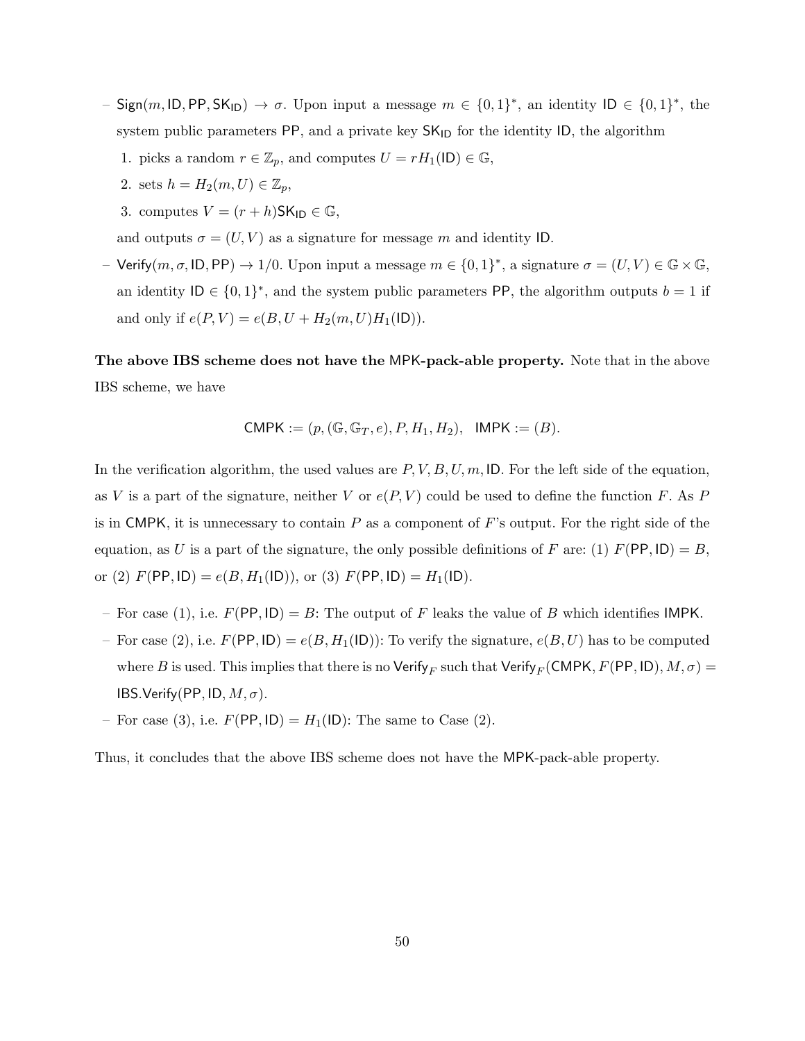- $\mathsf{Sign}(m, \mathsf{ID}, \mathsf{PP}, \mathsf{SK}_{\mathsf{ID}}) \to \sigma$. Upon input a message $m \in \{0,1\}^*$, an identity $\mathsf{ID} \in \{0,1\}^*$, the system public parameters $\mathsf{PP}$, and a private key $\mathsf{SK}_{\mathsf{ID}}$ for the identity $\mathsf{ID}$, the algorithm
  1. picks a random $r \in \mathbb{Z}_p$, and computes $U = rH_1(\mathsf{ID}) \in \mathbb{G}$,
  2. sets $h = H_2(m, U) \in \mathbb{Z}_p$,
  3. computes $V = (r + h)\mathsf{SK}_{\mathsf{ID}} \in \mathbb{G}$,

  and outputs $\sigma = (U, V)$ as a signature for message $m$ and identity $\mathsf{ID}$.
- $\mathsf{Verify}(m, \sigma, \mathsf{ID}, \mathsf{PP}) \to 1/0$. Upon input a message $m \in \{0,1\}^*$, a signature $\sigma = (U, V) \in \mathbb{G} \times \mathbb{G}$, an identity $\mathsf{ID} \in \{0,1\}^*$, and the system public parameters $\mathsf{PP}$, the algorithm outputs $b = 1$ if and only if $e(P, V) = e(B, U + H_2(m, U)H_1(\mathsf{ID}))$.

**The above IBS scheme does not have the MPK-pack-able property.** Note that in the above IBS scheme, we have

$$\mathsf{CMPK} := (p, (\mathbb{G}, \mathbb{G}_T, e), P, H_1, H_2), \quad \mathsf{IMPK} := (B).$$

In the verification algorithm, the used values are $P, V, B, U, m, \mathsf{ID}$. For the left side of the equation, as $V$ is a part of the signature, neither $V$ or $e(P, V)$ could be used to define the function $F$. As $P$ is in $\mathsf{CMPK}$, it is unnecessary to contain $P$ as a component of $F$'s output. For the right side of the equation, as $U$ is a part of the signature, the only possible definitions of $F$ are: (1) $F(\mathsf{PP}, \mathsf{ID}) = B$, or (2) $F(\mathsf{PP}, \mathsf{ID}) = e(B, H_1(\mathsf{ID}))$, or (3) $F(\mathsf{PP}, \mathsf{ID}) = H_1(\mathsf{ID})$.

- For case (1), i.e. $F(\mathsf{PP}, \mathsf{ID}) = B$: The output of $F$ leaks the value of $B$ which identifies $\mathsf{IMPK}$.
- For case (2), i.e. $F(\mathsf{PP}, \mathsf{ID}) = e(B, H_1(\mathsf{ID}))$: To verify the signature, $e(B, U)$ has to be computed where $B$ is used. This implies that there is no $\mathsf{Verify}_F$ such that $\mathsf{Verify}_F(\mathsf{CMPK}, F(\mathsf{PP}, \mathsf{ID}), M, \sigma) = \mathsf{IBS.Verify}(\mathsf{PP}, \mathsf{ID}, M, \sigma)$.
- For case (3), i.e. $F(\mathsf{PP}, \mathsf{ID}) = H_1(\mathsf{ID})$: The same to Case (2).

Thus, it concludes that the above IBS scheme does not have the MPK-pack-able property.